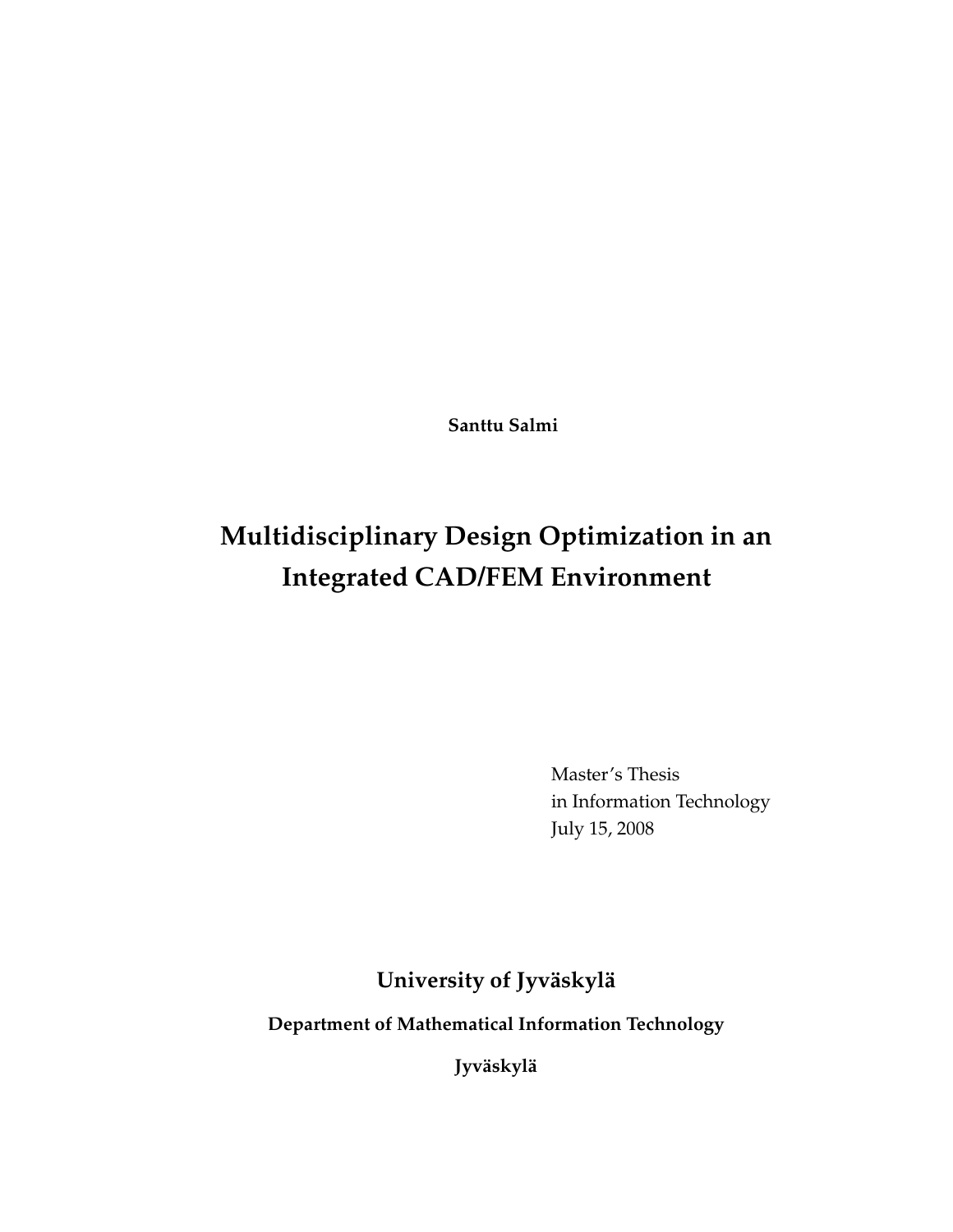**Santtu Salmi**

# Multidisciplinary Design Optimization in an Integrated CAD/FEM Environment

Master´s Thesis
in Information Technology
July 15, 2008

**University of Jyväskylä**

**Department of Mathematical Information Technology**

**Jyväskylä**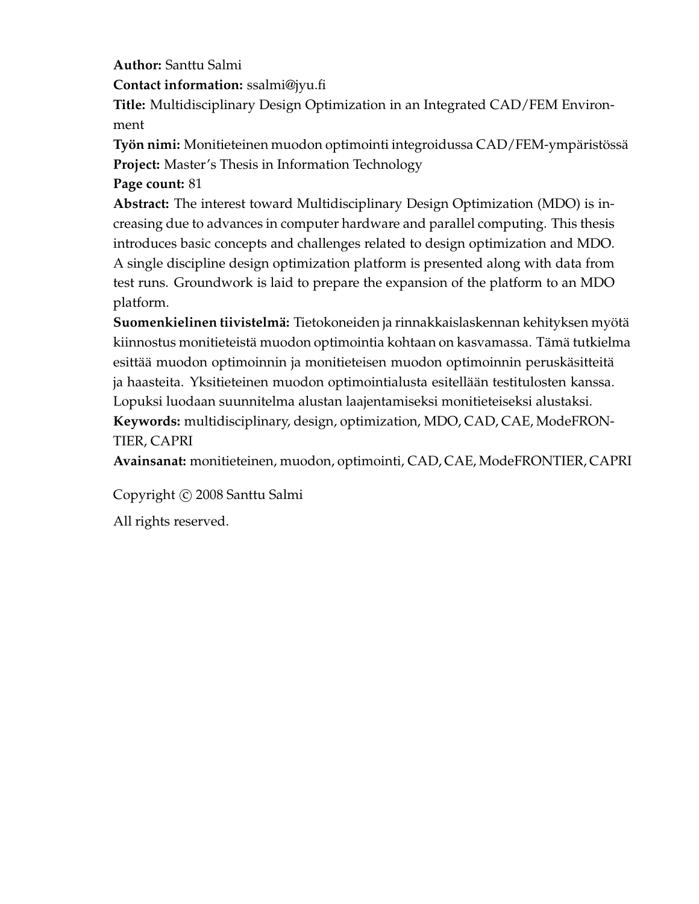**Author:** Santtu Salmi

**Contact information:** ssalmi@jyu.fi

**Title:** Multidisciplinary Design Optimization in an Integrated CAD/FEM Environment

**Työn nimi:** Monitieteinen muodon optimointi integroidussa CAD/FEM-ympäristössä

**Project:** Master's Thesis in Information Technology

**Page count:** 81

**Abstract:** The interest toward Multidisciplinary Design Optimization (MDO) is increasing due to advances in computer hardware and parallel computing. This thesis introduces basic concepts and challenges related to design optimization and MDO. A single discipline design optimization platform is presented along with data from test runs. Groundwork is laid to prepare the expansion of the platform to an MDO platform.

**Suomenkielinen tiivistelmä:** Tietokoneiden ja rinnakkaislaskennan kehityksen myötä kiinnostus monitieteistä muodon optimointia kohtaan on kasvamassa. Tämä tutkielma esittää muodon optimoinnin ja monitieteisen muodon optimoinnin peruskäsitteitä ja haasteita. Yksitieteinen muodon optimointialusta esitellään testitulosten kanssa. Lopuksi luodaan suunnitelma alustan laajentamiseksi monitieteiseksi alustaksi.

**Keywords:** multidisciplinary, design, optimization, MDO, CAD, CAE, ModeFRONTIER, CAPRI

**Avainsanat:** monitieteinen, muodon, optimointi, CAD, CAE, ModeFRONTIER, CAPRI

Copyright © 2008 Santtu Salmi

All rights reserved.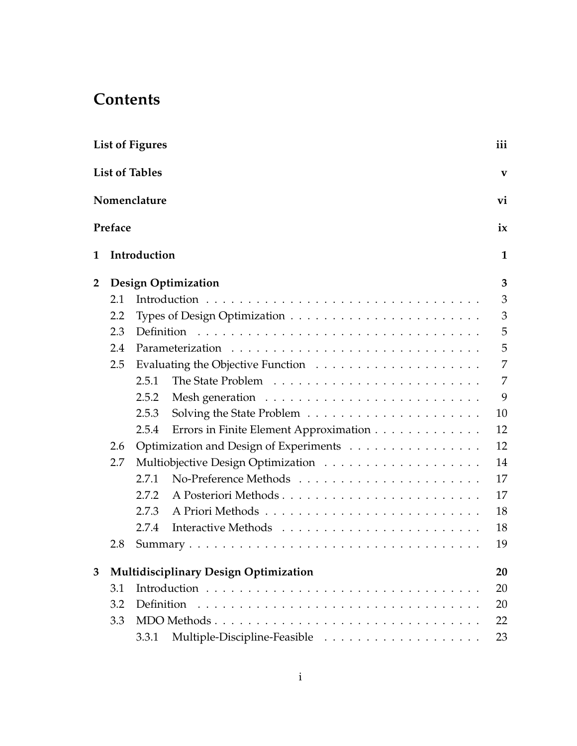# Contents

| | | |
|---|---|---|
| **List of Figures** | | **iii** |
| **List of Tables** | | **v** |
| **Nomenclature** | | **vi** |
| **Preface** | | **ix** |
| **1** | **Introduction** | **1** |
| **2** | **Design Optimization** | **3** |
| 2.1 | Introduction | 3 |
| 2.2 | Types of Design Optimization | 3 |
| 2.3 | Definition | 5 |
| 2.4 | Parameterization | 5 |
| 2.5 | Evaluating the Objective Function | 7 |
| 2.5.1 | The State Problem | 7 |
| 2.5.2 | Mesh generation | 9 |
| 2.5.3 | Solving the State Problem | 10 |
| 2.5.4 | Errors in Finite Element Approximation | 12 |
| 2.6 | Optimization and Design of Experiments | 12 |
| 2.7 | Multiobjective Design Optimization | 14 |
| 2.7.1 | No-Preference Methods | 17 |
| 2.7.2 | A Posteriori Methods | 17 |
| 2.7.3 | A Priori Methods | 18 |
| 2.7.4 | Interactive Methods | 18 |
| 2.8 | Summary | 19 |
| **3** | **Multidisciplinary Design Optimization** | **20** |
| 3.1 | Introduction | 20 |
| 3.2 | Definition | 20 |
| 3.3 | MDO Methods | 22 |
| 3.3.1 | Multiple-Discipline-Feasible | 23 |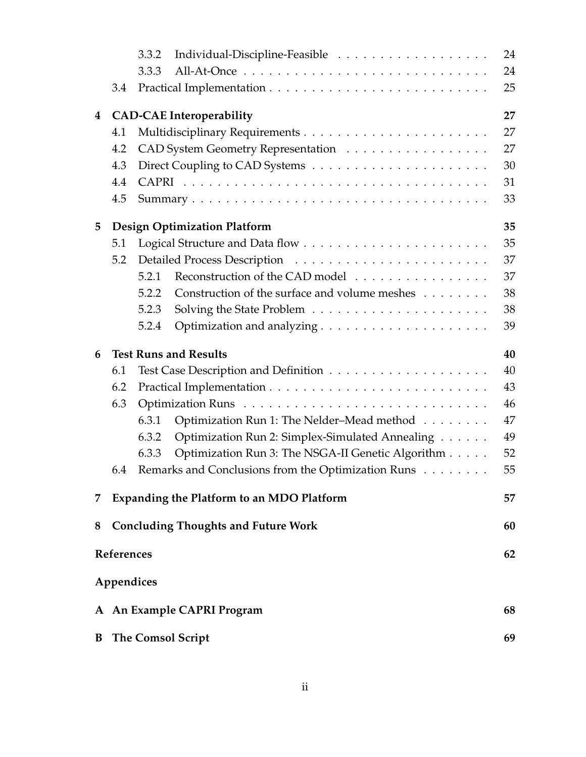3.3.2 Individual-Discipline-Feasible . . . . . . . . . . . . . . . . . . 24
3.3.3 All-At-Once . . . . . . . . . . . . . . . . . . . . . . . . . . . . 24
3.4 Practical Implementation . . . . . . . . . . . . . . . . . . . . . . . . . 25

**4 CAD-CAE Interoperability** **27**
4.1 Multidisciplinary Requirements . . . . . . . . . . . . . . . . . . . . . . 27
4.2 CAD System Geometry Representation . . . . . . . . . . . . . . . . . 27
4.3 Direct Coupling to CAD Systems . . . . . . . . . . . . . . . . . . . . . 30
4.4 CAPRI . . . . . . . . . . . . . . . . . . . . . . . . . . . . . . . . . . . 31
4.5 Summary . . . . . . . . . . . . . . . . . . . . . . . . . . . . . . . . . . 33

**5 Design Optimization Platform** **35**
5.1 Logical Structure and Data flow . . . . . . . . . . . . . . . . . . . . . . 35
5.2 Detailed Process Description . . . . . . . . . . . . . . . . . . . . . . . 37
5.2.1 Reconstruction of the CAD model . . . . . . . . . . . . . . . . 37
5.2.2 Construction of the surface and volume meshes . . . . . . . . . 38
5.2.3 Solving the State Problem . . . . . . . . . . . . . . . . . . . . . 38
5.2.4 Optimization and analyzing . . . . . . . . . . . . . . . . . . . . 39

**6 Test Runs and Results** **40**
6.1 Test Case Description and Definition . . . . . . . . . . . . . . . . . . . 40
6.2 Practical Implementation . . . . . . . . . . . . . . . . . . . . . . . . . 43
6.3 Optimization Runs . . . . . . . . . . . . . . . . . . . . . . . . . . . . 46
6.3.1 Optimization Run 1: The Nelder–Mead method . . . . . . . . . 47
6.3.2 Optimization Run 2: Simplex-Simulated Annealing . . . . . . 49
6.3.3 Optimization Run 3: The NSGA-II Genetic Algorithm . . . . . 52
6.4 Remarks and Conclusions from the Optimization Runs . . . . . . . . 55

**7 Expanding the Platform to an MDO Platform** **57**

**8 Concluding Thoughts and Future Work** **60**

**References** **62**

**Appendices**

**A An Example CAPRI Program** **68**

**B The Comsol Script** **69**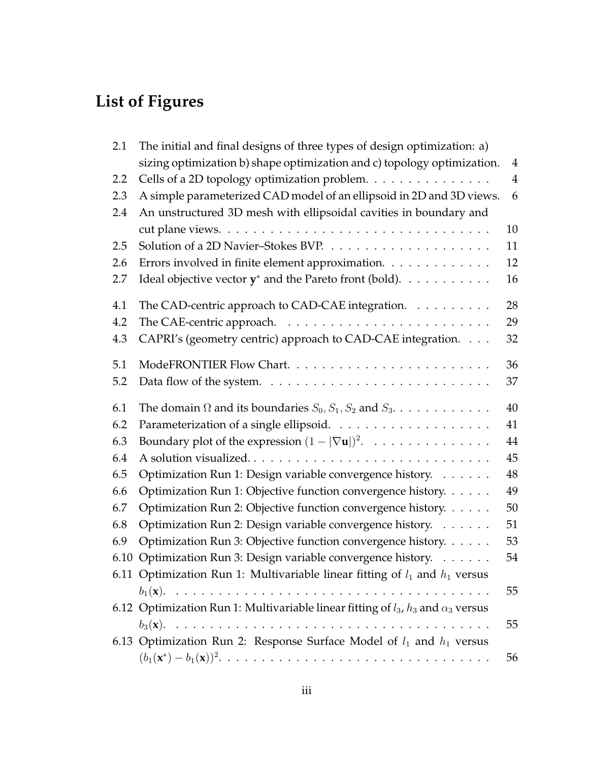# List of Figures

2.1 The initial and final designs of three types of design optimization: a) sizing optimization b) shape optimization and c) topology optimization. 4
2.2 Cells of a 2D topology optimization problem. 4
2.3 A simple parameterized CAD model of an ellipsoid in 2D and 3D views. 6
2.4 An unstructured 3D mesh with ellipsoidal cavities in boundary and cut plane views. 10
2.5 Solution of a 2D Navier–Stokes BVP. 11
2.6 Errors involved in finite element approximation. 12
2.7 Ideal objective vector $\mathbf{y}^*$ and the Pareto front (bold). 16

4.1 The CAD-centric approach to CAD-CAE integration. 28
4.2 The CAE-centric approach. 29
4.3 CAPRI's (geometry centric) approach to CAD-CAE integration. 32

5.1 ModeFRONTIER Flow Chart. 36
5.2 Data flow of the system. 37

6.1 The domain $\Omega$ and its boundaries $S_0, S_1, S_2$ and $S_3$. 40
6.2 Parameterization of a single ellipsoid. 41
6.3 Boundary plot of the expression $(1 - |\nabla \mathbf{u}|)^2$. 44
6.4 A solution visualized. 45
6.5 Optimization Run 1: Design variable convergence history. 48
6.6 Optimization Run 1: Objective function convergence history. 49
6.7 Optimization Run 2: Objective function convergence history. 50
6.8 Optimization Run 2: Design variable convergence history. 51
6.9 Optimization Run 3: Objective function convergence history. 53
6.10 Optimization Run 3: Design variable convergence history. 54
6.11 Optimization Run 1: Multivariable linear fitting of $l_1$ and $h_1$ versus $b_1(\mathbf{x})$. 55
6.12 Optimization Run 1: Multivariable linear fitting of $l_3$, $h_3$ and $\alpha_3$ versus $b_3(\mathbf{x})$. 55
6.13 Optimization Run 2: Response Surface Model of $l_1$ and $h_1$ versus $(b_1(\mathbf{x}^*) - b_1(\mathbf{x}))^2$. 56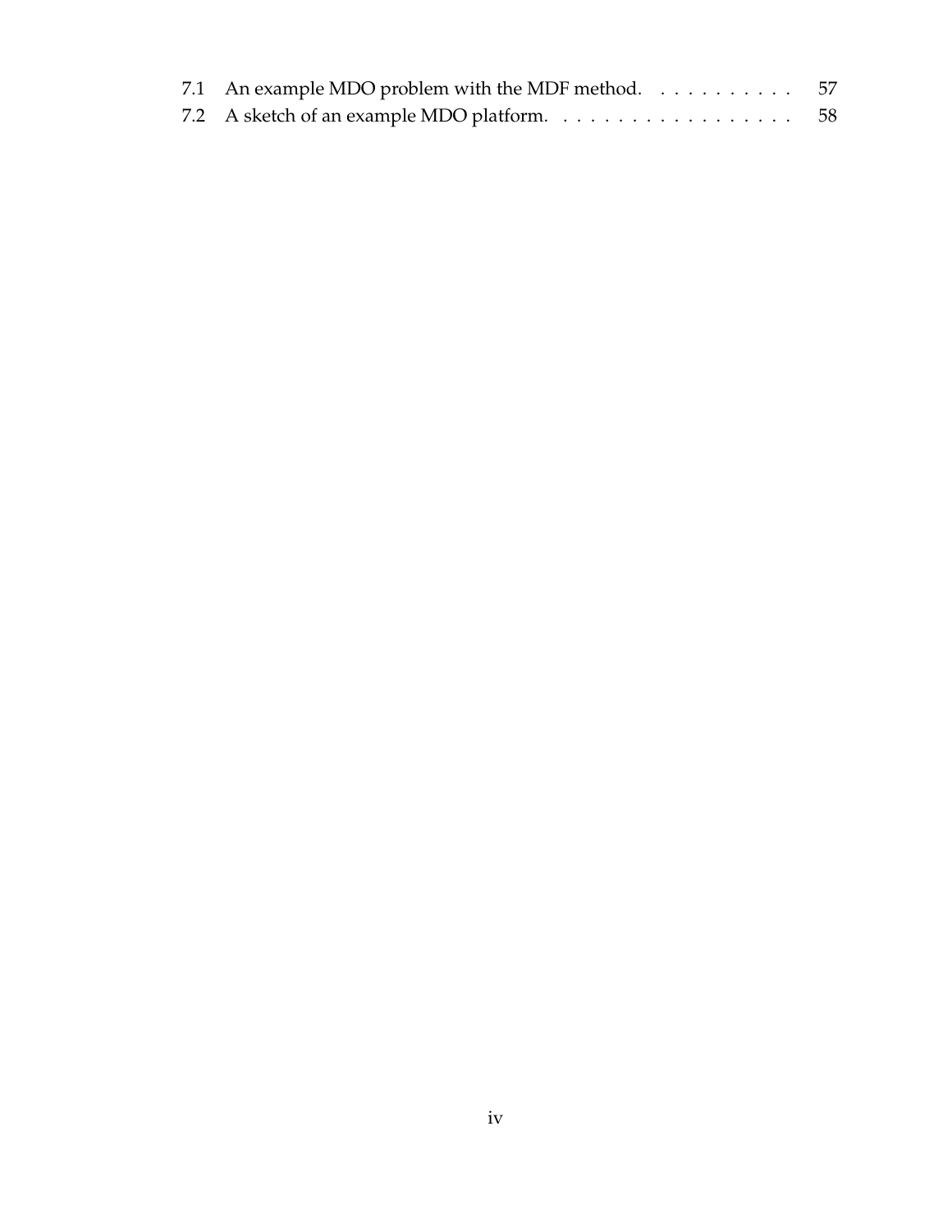7.1 An example MDO problem with the MDF method. . . . . . . . . . . 57
7.2 A sketch of an example MDO platform. . . . . . . . . . . . . . . . . . 58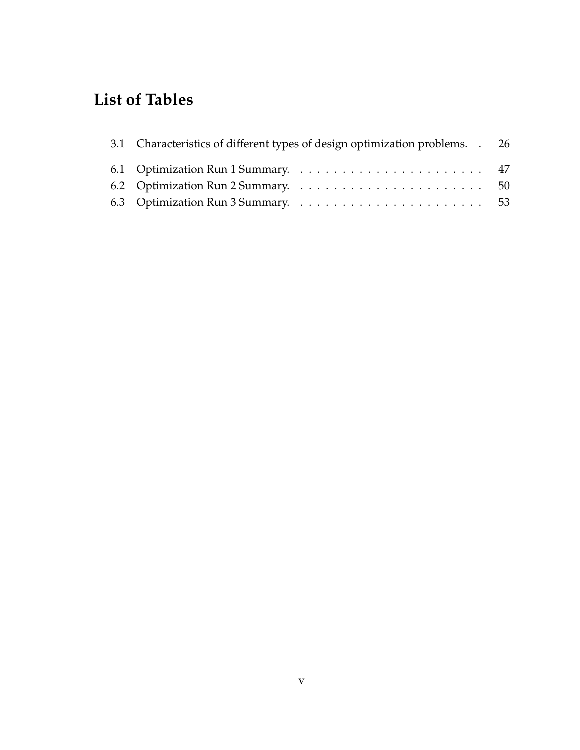# List of Tables

3.1 Characteristics of different types of design optimization problems. . . 26

6.1 Optimization Run 1 Summary. . . . . . . . . . . . . . . . . . . . . . . 47
6.2 Optimization Run 2 Summary. . . . . . . . . . . . . . . . . . . . . . . 50
6.3 Optimization Run 3 Summary. . . . . . . . . . . . . . . . . . . . . . . 53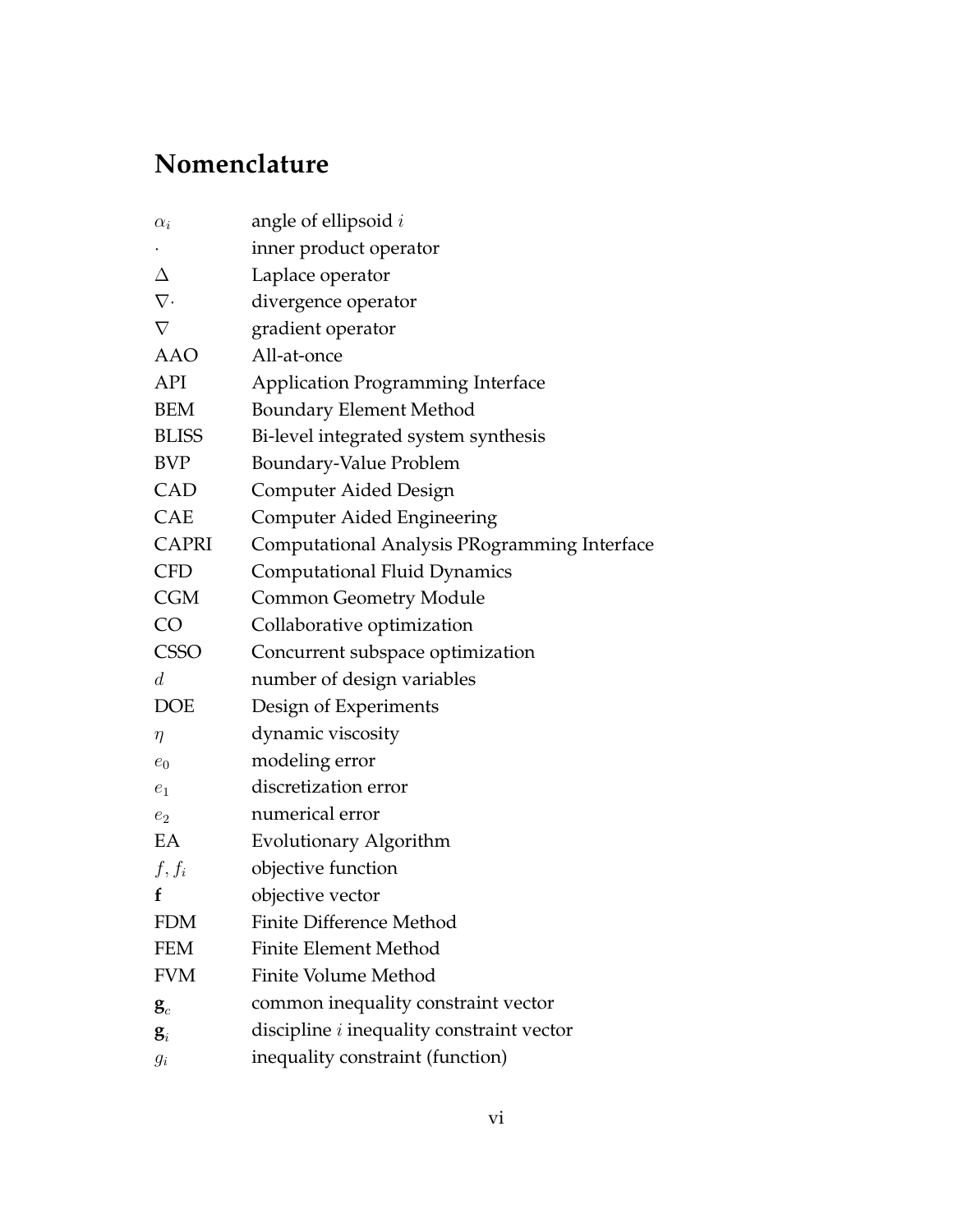# Nomenclature

| | |
|---|---|
| $\alpha_i$ | angle of ellipsoid $i$ |
| $\cdot$ | inner product operator |
| $\Delta$ | Laplace operator |
| $\nabla\cdot$ | divergence operator |
| $\nabla$ | gradient operator |
| AAO | All-at-once |
| API | Application Programming Interface |
| BEM | Boundary Element Method |
| BLISS | Bi-level integrated system synthesis |
| BVP | Boundary-Value Problem |
| CAD | Computer Aided Design |
| CAE | Computer Aided Engineering |
| CAPRI | Computational Analysis PRogramming Interface |
| CFD | Computational Fluid Dynamics |
| CGM | Common Geometry Module |
| CO | Collaborative optimization |
| CSSO | Concurrent subspace optimization |
| $d$ | number of design variables |
| DOE | Design of Experiments |
| $\eta$ | dynamic viscosity |
| $e_0$ | modeling error |
| $e_1$ | discretization error |
| $e_2$ | numerical error |
| EA | Evolutionary Algorithm |
| $f, f_i$ | objective function |
| $\mathbf{f}$ | objective vector |
| FDM | Finite Difference Method |
| FEM | Finite Element Method |
| FVM | Finite Volume Method |
| $\mathbf{g}_c$ | common inequality constraint vector |
| $\mathbf{g}_i$ | discipline $i$ inequality constraint vector |
| $g_i$ | inequality constraint (function) |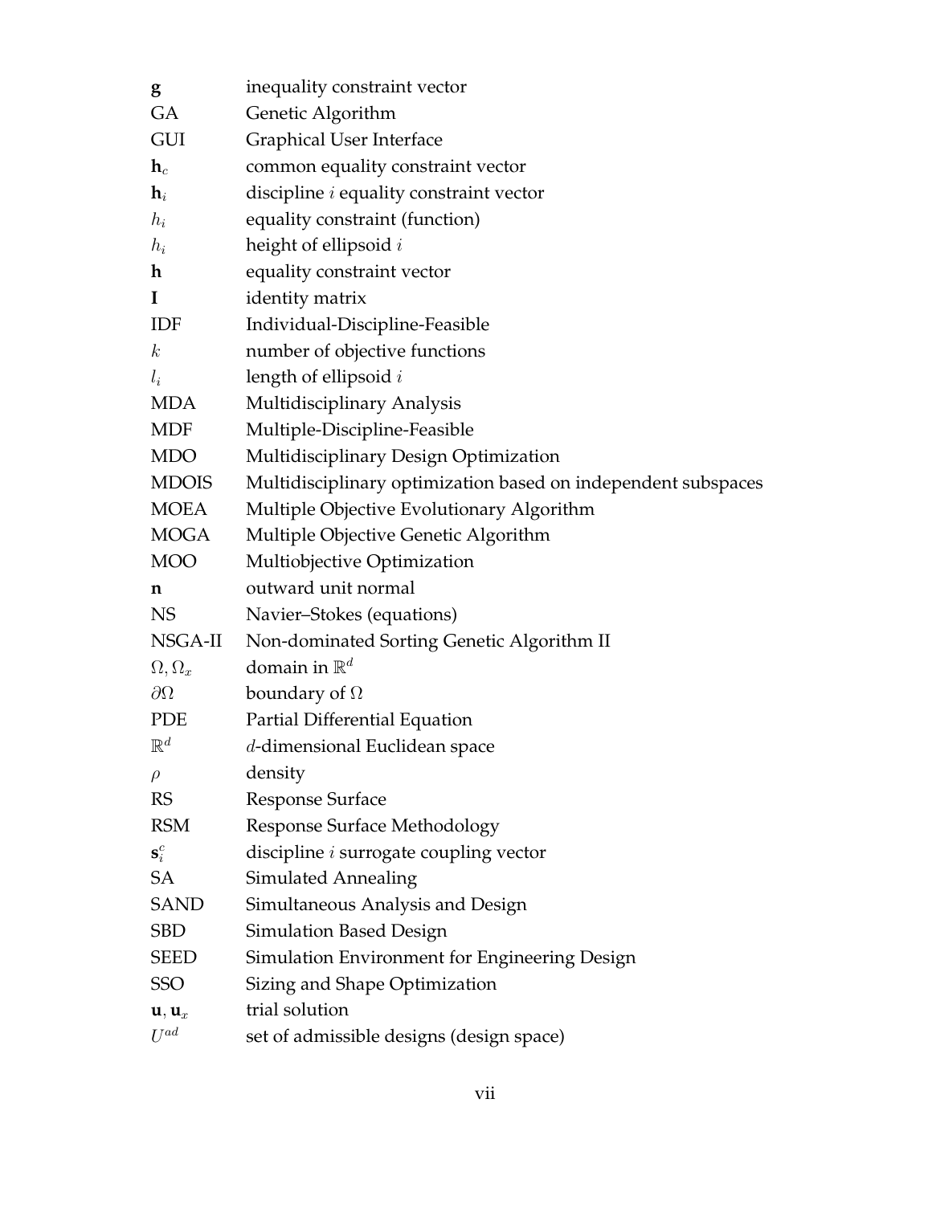| | |
|---|---|
| $\mathbf{g}$ | inequality constraint vector |
| GA | Genetic Algorithm |
| GUI | Graphical User Interface |
| $\mathbf{h}_c$ | common equality constraint vector |
| $\mathbf{h}_i$ | discipline $i$ equality constraint vector |
| $h_i$ | equality constraint (function) |
| $h_i$ | height of ellipsoid $i$ |
| $\mathbf{h}$ | equality constraint vector |
| $\mathbf{I}$ | identity matrix |
| IDF | Individual-Discipline-Feasible |
| $k$ | number of objective functions |
| $l_i$ | length of ellipsoid $i$ |
| MDA | Multidisciplinary Analysis |
| MDF | Multiple-Discipline-Feasible |
| MDO | Multidisciplinary Design Optimization |
| MDOIS | Multidisciplinary optimization based on independent subspaces |
| MOEA | Multiple Objective Evolutionary Algorithm |
| MOGA | Multiple Objective Genetic Algorithm |
| MOO | Multiobjective Optimization |
| $\mathbf{n}$ | outward unit normal |
| NS | Navier–Stokes (equations) |
| NSGA-II | Non-dominated Sorting Genetic Algorithm II |
| $\Omega, \Omega_x$ | domain in $\mathbb{R}^d$ |
| $\partial\Omega$ | boundary of $\Omega$ |
| PDE | Partial Differential Equation |
| $\mathbb{R}^d$ | $d$-dimensional Euclidean space |
| $\rho$ | density |
| RS | Response Surface |
| RSM | Response Surface Methodology |
| $\mathbf{s}_i^c$ | discipline $i$ surrogate coupling vector |
| SA | Simulated Annealing |
| SAND | Simultaneous Analysis and Design |
| SBD | Simulation Based Design |
| SEED | Simulation Environment for Engineering Design |
| SSO | Sizing and Shape Optimization |
| $\mathbf{u}, \mathbf{u}_x$ | trial solution |
| $U^{ad}$ | set of admissible designs (design space) |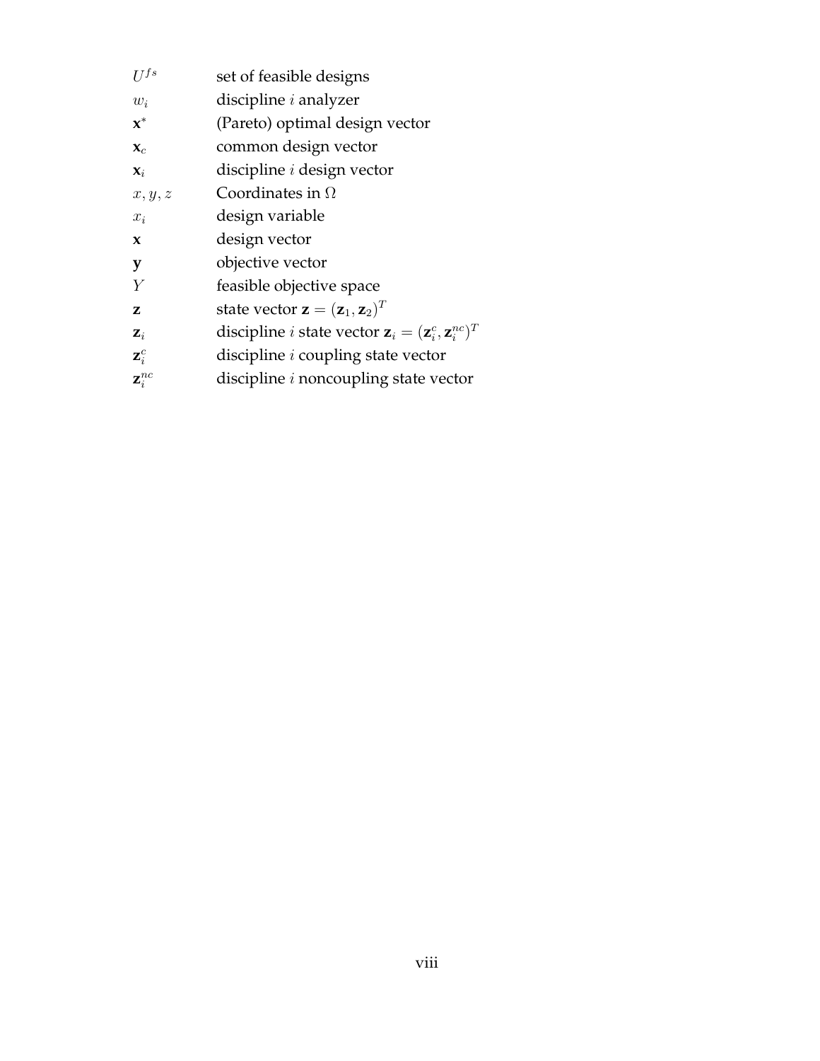| | |
|---|---|
| $U^{fs}$ | set of feasible designs |
| $w_i$ | discipline $i$ analyzer |
| $\mathbf{x}^*$ | (Pareto) optimal design vector |
| $\mathbf{x}_c$ | common design vector |
| $\mathbf{x}_i$ | discipline $i$ design vector |
| $x, y, z$ | Coordinates in $\Omega$ |
| $x_i$ | design variable |
| $\mathbf{x}$ | design vector |
| $\mathbf{y}$ | objective vector |
| $Y$ | feasible objective space |
| $\mathbf{z}$ | state vector $\mathbf{z} = (\mathbf{z}_1, \mathbf{z}_2)^T$ |
| $\mathbf{z}_i$ | discipline $i$ state vector $\mathbf{z}_i = (\mathbf{z}_i^c, \mathbf{z}_i^{nc})^T$ |
| $\mathbf{z}_i^c$ | discipline $i$ coupling state vector |
| $\mathbf{z}_i^{nc}$ | discipline $i$ noncoupling state vector |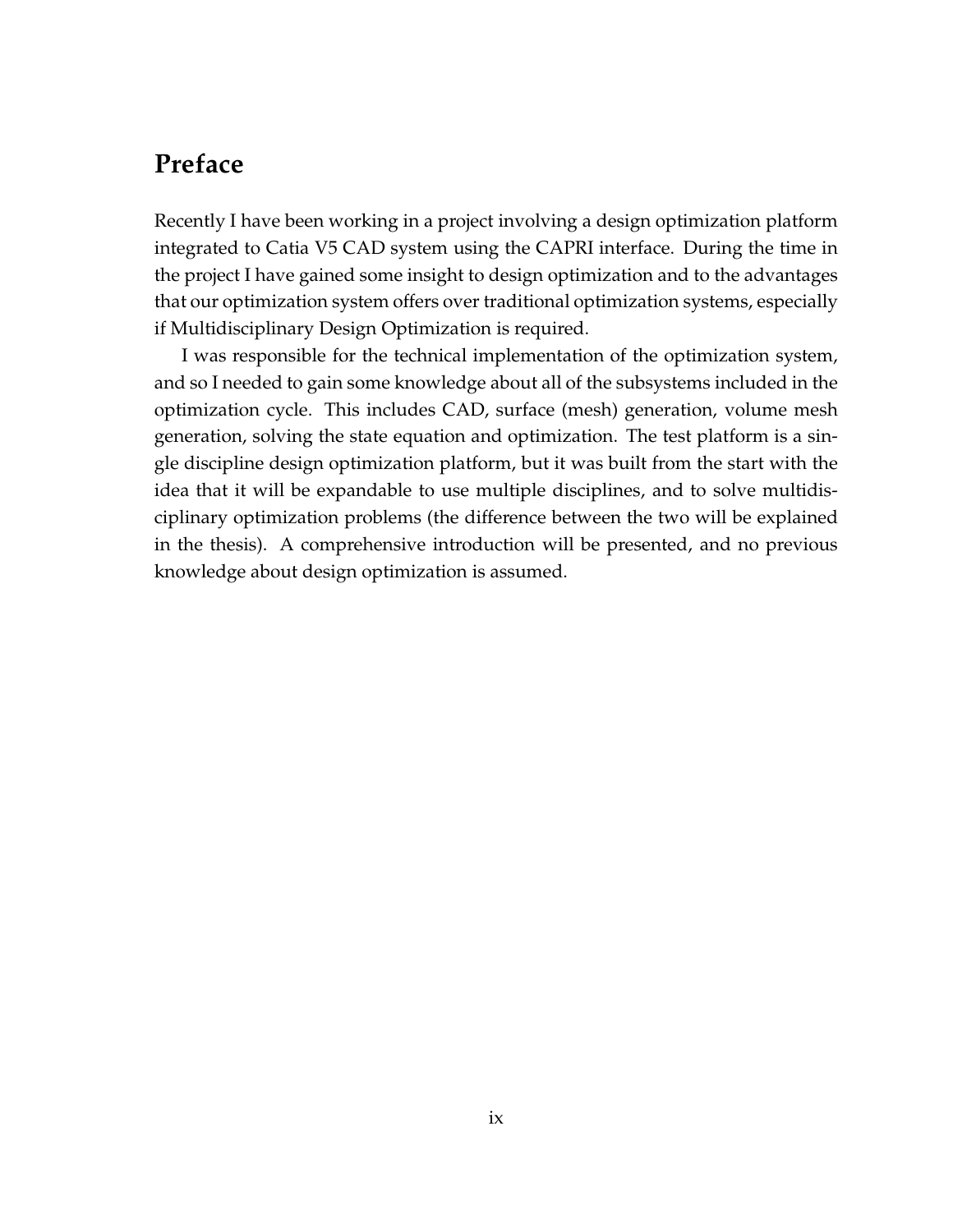# Preface

Recently I have been working in a project involving a design optimization platform integrated to Catia V5 CAD system using the CAPRI interface. During the time in the project I have gained some insight to design optimization and to the advantages that our optimization system offers over traditional optimization systems, especially if Multidisciplinary Design Optimization is required.

I was responsible for the technical implementation of the optimization system, and so I needed to gain some knowledge about all of the subsystems included in the optimization cycle. This includes CAD, surface (mesh) generation, volume mesh generation, solving the state equation and optimization. The test platform is a single discipline design optimization platform, but it was built from the start with the idea that it will be expandable to use multiple disciplines, and to solve multidisciplinary optimization problems (the difference between the two will be explained in the thesis). A comprehensive introduction will be presented, and no previous knowledge about design optimization is assumed.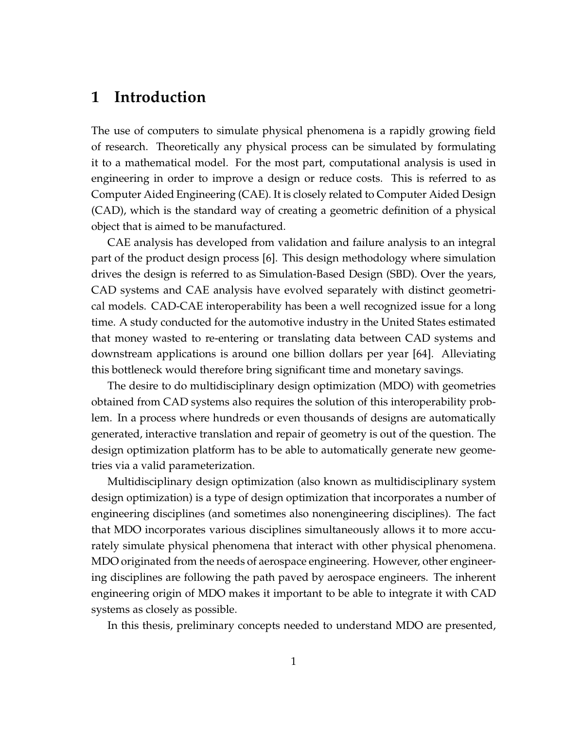# 1 Introduction

The use of computers to simulate physical phenomena is a rapidly growing field of research. Theoretically any physical process can be simulated by formulating it to a mathematical model. For the most part, computational analysis is used in engineering in order to improve a design or reduce costs. This is referred to as Computer Aided Engineering (CAE). It is closely related to Computer Aided Design (CAD), which is the standard way of creating a geometric definition of a physical object that is aimed to be manufactured.

CAE analysis has developed from validation and failure analysis to an integral part of the product design process [6]. This design methodology where simulation drives the design is referred to as Simulation-Based Design (SBD). Over the years, CAD systems and CAE analysis have evolved separately with distinct geometrical models. CAD-CAE interoperability has been a well recognized issue for a long time. A study conducted for the automotive industry in the United States estimated that money wasted to re-entering or translating data between CAD systems and downstream applications is around one billion dollars per year [64]. Alleviating this bottleneck would therefore bring significant time and monetary savings.

The desire to do multidisciplinary design optimization (MDO) with geometries obtained from CAD systems also requires the solution of this interoperability problem. In a process where hundreds or even thousands of designs are automatically generated, interactive translation and repair of geometry is out of the question. The design optimization platform has to be able to automatically generate new geometries via a valid parameterization.

Multidisciplinary design optimization (also known as multidisciplinary system design optimization) is a type of design optimization that incorporates a number of engineering disciplines (and sometimes also nonengineering disciplines). The fact that MDO incorporates various disciplines simultaneously allows it to more accurately simulate physical phenomena that interact with other physical phenomena. MDO originated from the needs of aerospace engineering. However, other engineering disciplines are following the path paved by aerospace engineers. The inherent engineering origin of MDO makes it important to be able to integrate it with CAD systems as closely as possible.

In this thesis, preliminary concepts needed to understand MDO are presented,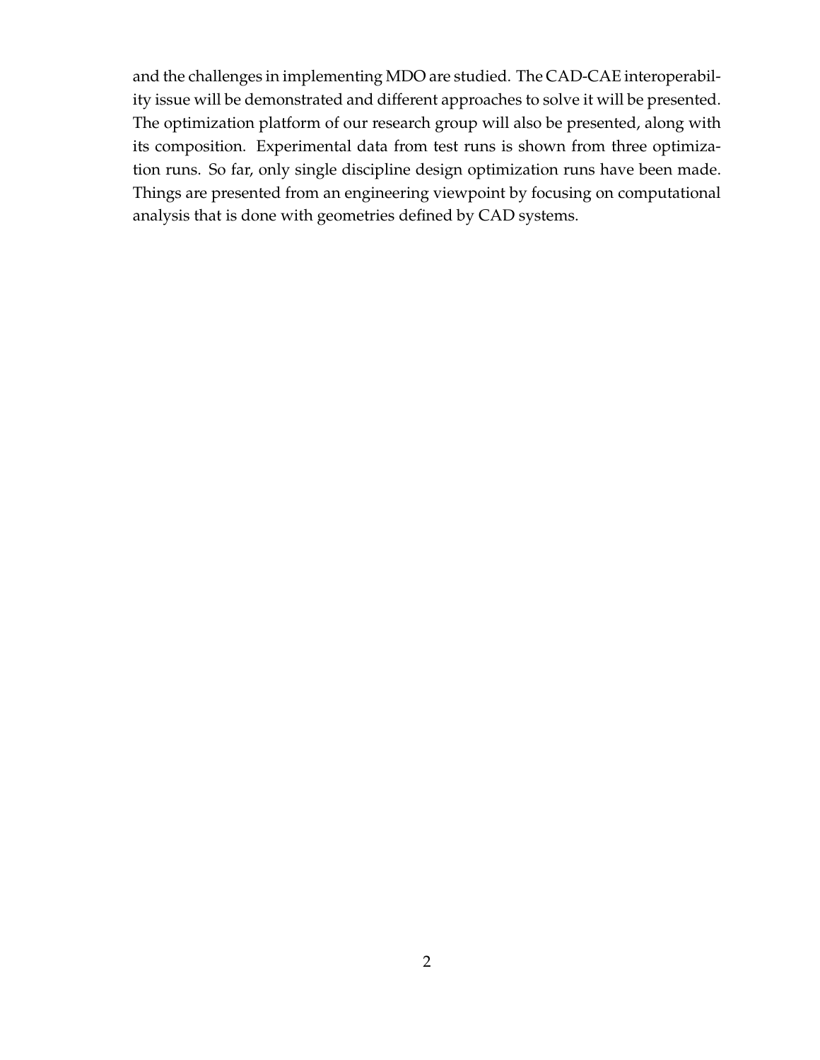and the challenges in implementing MDO are studied. The CAD-CAE interoperability issue will be demonstrated and different approaches to solve it will be presented. The optimization platform of our research group will also be presented, along with its composition. Experimental data from test runs is shown from three optimization runs. So far, only single discipline design optimization runs have been made. Things are presented from an engineering viewpoint by focusing on computational analysis that is done with geometries defined by CAD systems.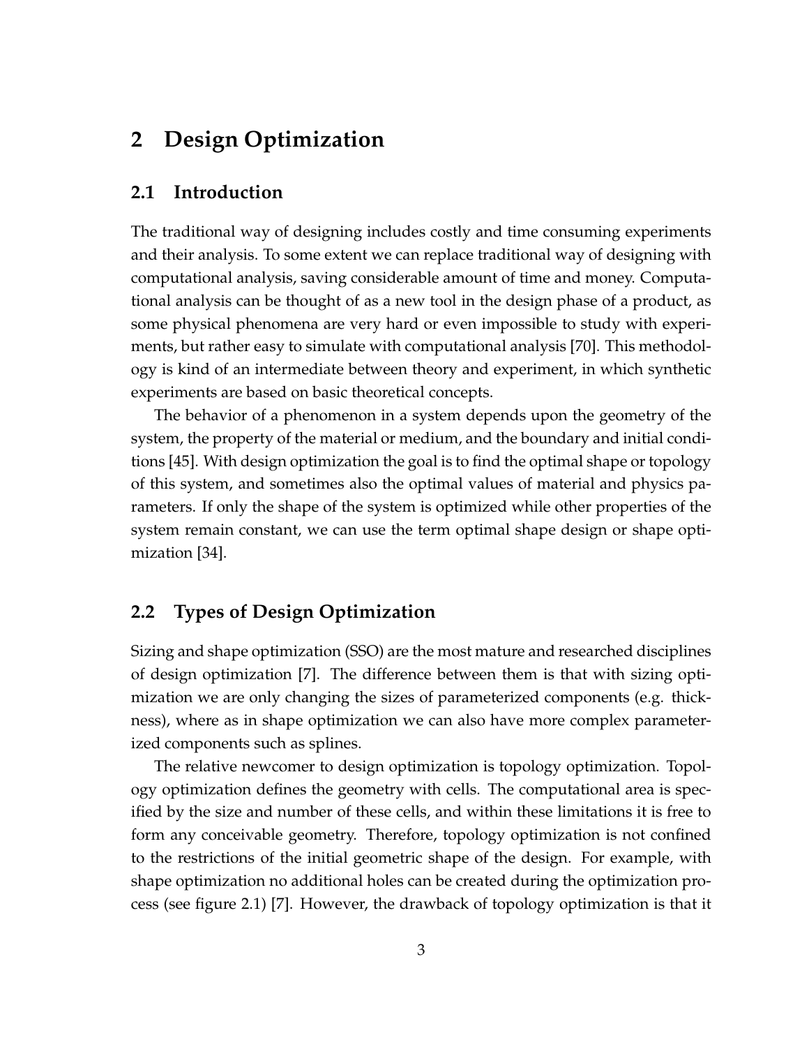# 2 Design Optimization

## 2.1 Introduction

The traditional way of designing includes costly and time consuming experiments and their analysis. To some extent we can replace traditional way of designing with computational analysis, saving considerable amount of time and money. Computational analysis can be thought of as a new tool in the design phase of a product, as some physical phenomena are very hard or even impossible to study with experiments, but rather easy to simulate with computational analysis [70]. This methodology is kind of an intermediate between theory and experiment, in which synthetic experiments are based on basic theoretical concepts.

The behavior of a phenomenon in a system depends upon the geometry of the system, the property of the material or medium, and the boundary and initial conditions [45]. With design optimization the goal is to find the optimal shape or topology of this system, and sometimes also the optimal values of material and physics parameters. If only the shape of the system is optimized while other properties of the system remain constant, we can use the term optimal shape design or shape optimization [34].

## 2.2 Types of Design Optimization

Sizing and shape optimization (SSO) are the most mature and researched disciplines of design optimization [7]. The difference between them is that with sizing optimization we are only changing the sizes of parameterized components (e.g. thickness), where as in shape optimization we can also have more complex parameterized components such as splines.

The relative newcomer to design optimization is topology optimization. Topology optimization defines the geometry with cells. The computational area is specified by the size and number of these cells, and within these limitations it is free to form any conceivable geometry. Therefore, topology optimization is not confined to the restrictions of the initial geometric shape of the design. For example, with shape optimization no additional holes can be created during the optimization process (see figure 2.1) [7]. However, the drawback of topology optimization is that it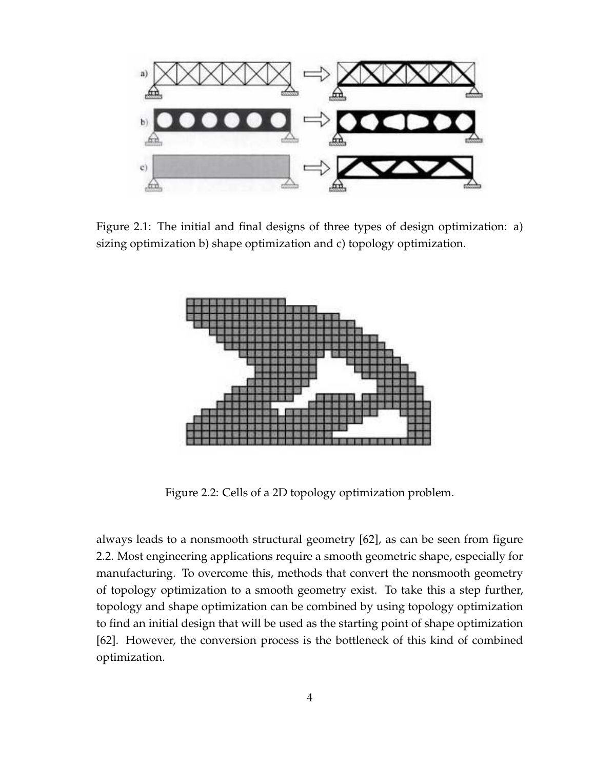Figure 2.1: The initial and final designs of three types of design optimization: a) sizing optimization b) shape optimization and c) topology optimization.

Figure 2.2: Cells of a 2D topology optimization problem.

always leads to a nonsmooth structural geometry [62], as can be seen from figure 2.2. Most engineering applications require a smooth geometric shape, especially for manufacturing. To overcome this, methods that convert the nonsmooth geometry of topology optimization to a smooth geometry exist. To take this a step further, topology and shape optimization can be combined by using topology optimization to find an initial design that will be used as the starting point of shape optimization [62]. However, the conversion process is the bottleneck of this kind of combined optimization.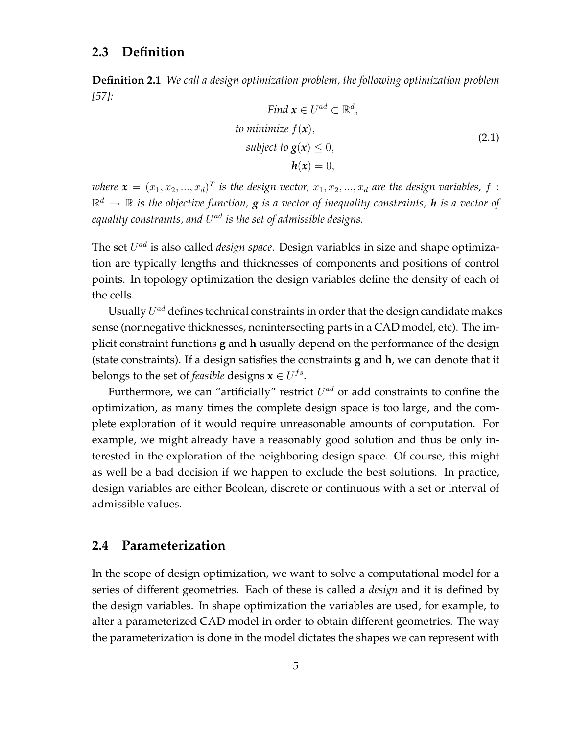## 2.3 Definition

**Definition 2.1** *We call a design optimization problem, the following optimization problem [57]:*

$$
\begin{aligned}
&\textit{Find } \boldsymbol{x} \in U^{ad} \subset \mathbb{R}^d, \\
&\textit{to minimize } f(\boldsymbol{x}), \\
&\textit{subject to } \boldsymbol{g}(\boldsymbol{x}) \leq 0, \\
&\qquad\qquad \boldsymbol{h}(\boldsymbol{x}) = 0,
\end{aligned}
\tag{2.1}
$$

*where $\boldsymbol{x} = (x_1, x_2, ..., x_d)^T$ is the design vector, $x_1, x_2, ..., x_d$ are the design variables, $f : \mathbb{R}^d \rightarrow \mathbb{R}$ is the objective function, $\boldsymbol{g}$ is a vector of inequality constraints, $\boldsymbol{h}$ is a vector of equality constraints, and $U^{ad}$ is the set of admissible designs.*

The set $U^{ad}$ is also called *design space*. Design variables in size and shape optimization are typically lengths and thicknesses of components and positions of control points. In topology optimization the design variables define the density of each of the cells.

Usually $U^{ad}$ defines technical constraints in order that the design candidate makes sense (nonnegative thicknesses, nonintersecting parts in a CAD model, etc). The implicit constraint functions **g** and **h** usually depend on the performance of the design (state constraints). If a design satisfies the constraints **g** and **h**, we can denote that it belongs to the set of *feasible* designs $\mathbf{x} \in U^{fs}$.

Furthermore, we can "artificially" restrict $U^{ad}$ or add constraints to confine the optimization, as many times the complete design space is too large, and the complete exploration of it would require unreasonable amounts of computation. For example, we might already have a reasonably good solution and thus be only interested in the exploration of the neighboring design space. Of course, this might as well be a bad decision if we happen to exclude the best solutions. In practice, design variables are either Boolean, discrete or continuous with a set or interval of admissible values.

## 2.4 Parameterization

In the scope of design optimization, we want to solve a computational model for a series of different geometries. Each of these is called a *design* and it is defined by the design variables. In shape optimization the variables are used, for example, to alter a parameterized CAD model in order to obtain different geometries. The way the parameterization is done in the model dictates the shapes we can represent with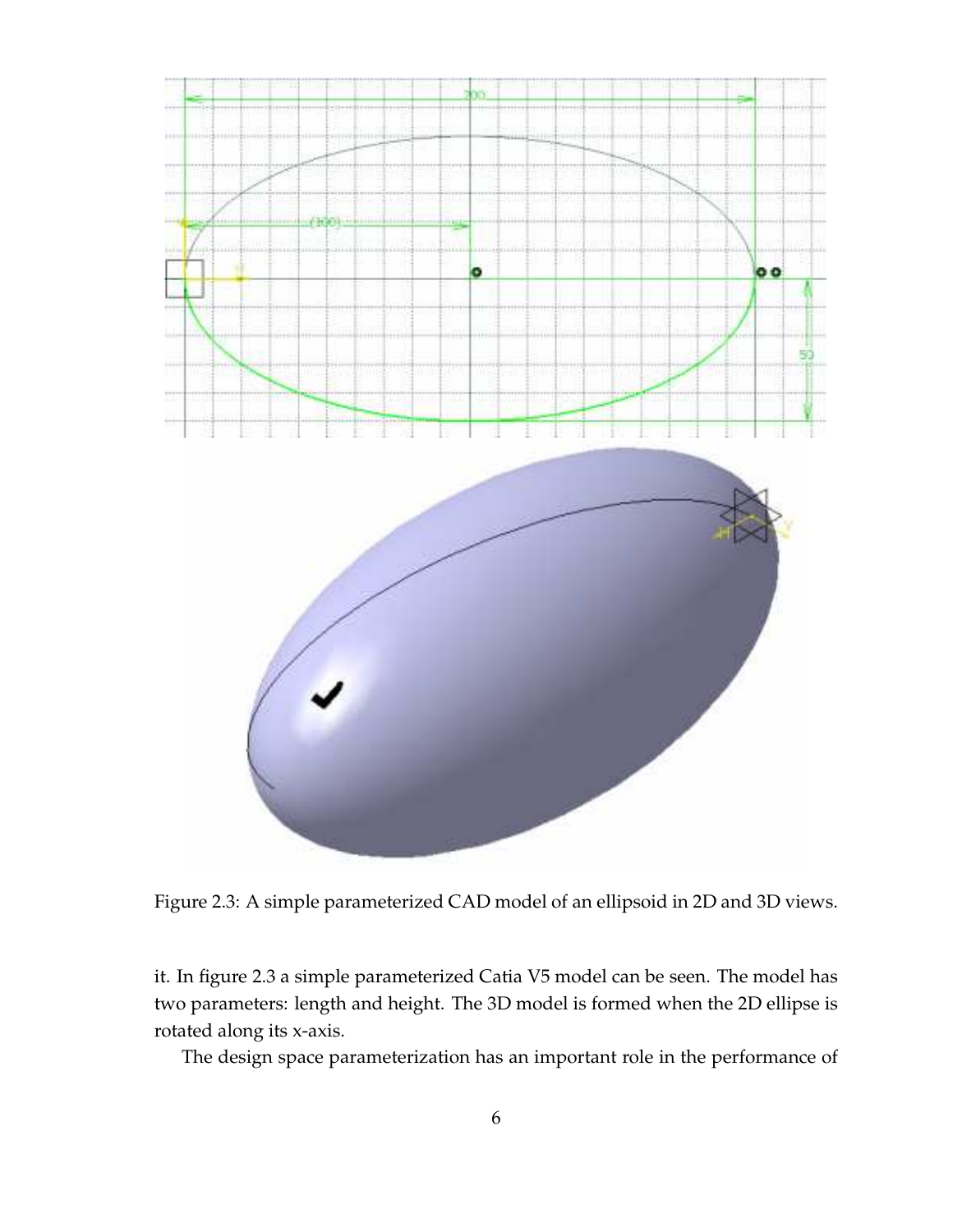Figure 2.3: A simple parameterized CAD model of an ellipsoid in 2D and 3D views.

it. In figure 2.3 a simple parameterized Catia V5 model can be seen. The model has two parameters: length and height. The 3D model is formed when the 2D ellipse is rotated along its x-axis.

The design space parameterization has an important role in the performance of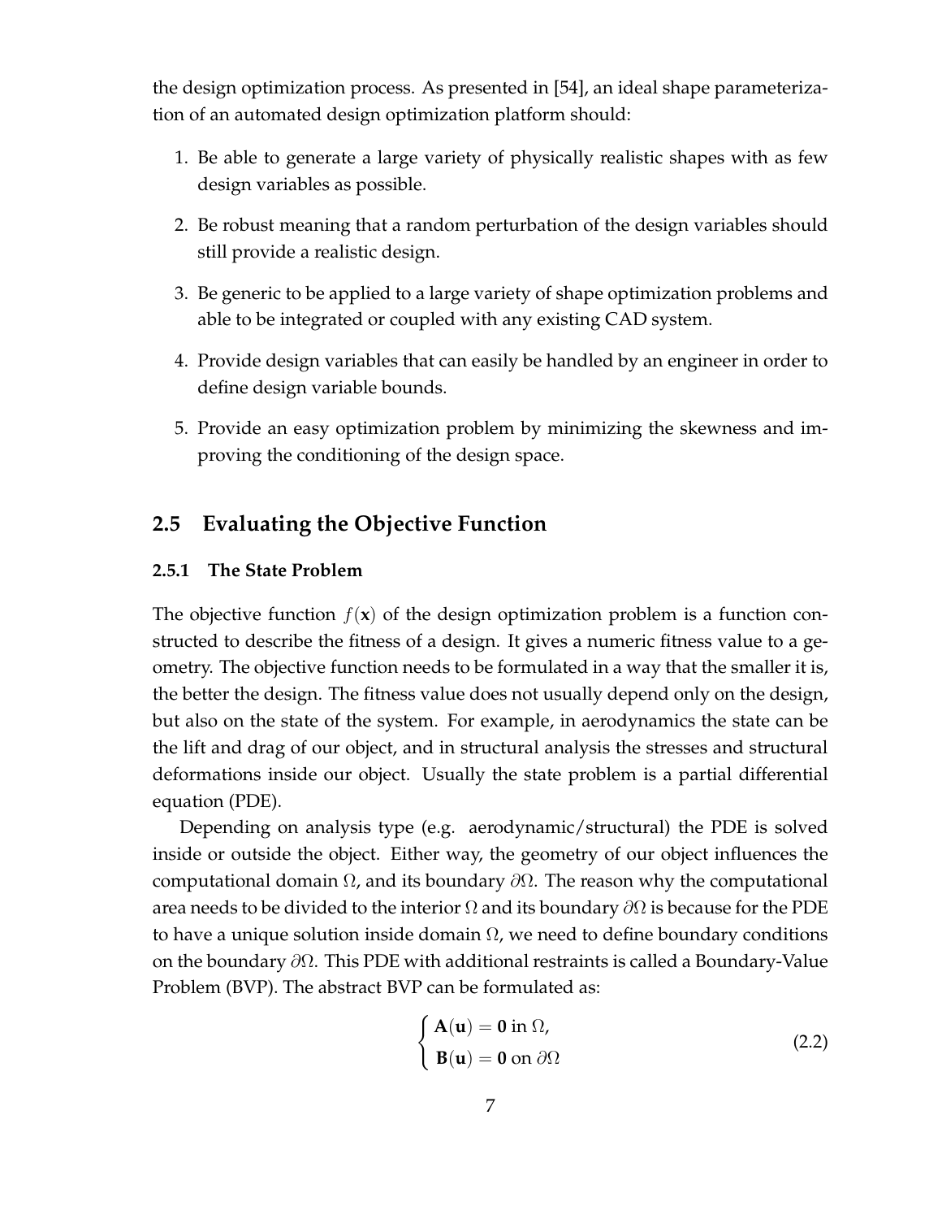the design optimization process. As presented in [54], an ideal shape parameterization of an automated design optimization platform should:

1. Be able to generate a large variety of physically realistic shapes with as few design variables as possible.
2. Be robust meaning that a random perturbation of the design variables should still provide a realistic design.
3. Be generic to be applied to a large variety of shape optimization problems and able to be integrated or coupled with any existing CAD system.
4. Provide design variables that can easily be handled by an engineer in order to define design variable bounds.
5. Provide an easy optimization problem by minimizing the skewness and improving the conditioning of the design space.

## 2.5 Evaluating the Objective Function

### 2.5.1 The State Problem

The objective function $f(\mathbf{x})$ of the design optimization problem is a function constructed to describe the fitness of a design. It gives a numeric fitness value to a geometry. The objective function needs to be formulated in a way that the smaller it is, the better the design. The fitness value does not usually depend only on the design, but also on the state of the system. For example, in aerodynamics the state can be the lift and drag of our object, and in structural analysis the stresses and structural deformations inside our object. Usually the state problem is a partial differential equation (PDE).

Depending on analysis type (e.g. aerodynamic/structural) the PDE is solved inside or outside the object. Either way, the geometry of our object influences the computational domain $\Omega$, and its boundary $\partial\Omega$. The reason why the computational area needs to be divided to the interior $\Omega$ and its boundary $\partial\Omega$ is because for the PDE to have a unique solution inside domain $\Omega$, we need to define boundary conditions on the boundary $\partial\Omega$. This PDE with additional restraints is called a Boundary-Value Problem (BVP). The abstract BVP can be formulated as:

$$\begin{cases} \mathbf{A}(\mathbf{u}) = \mathbf{0} \text{ in } \Omega, \\ \mathbf{B}(\mathbf{u}) = \mathbf{0} \text{ on } \partial\Omega \end{cases} \tag{2.2}$$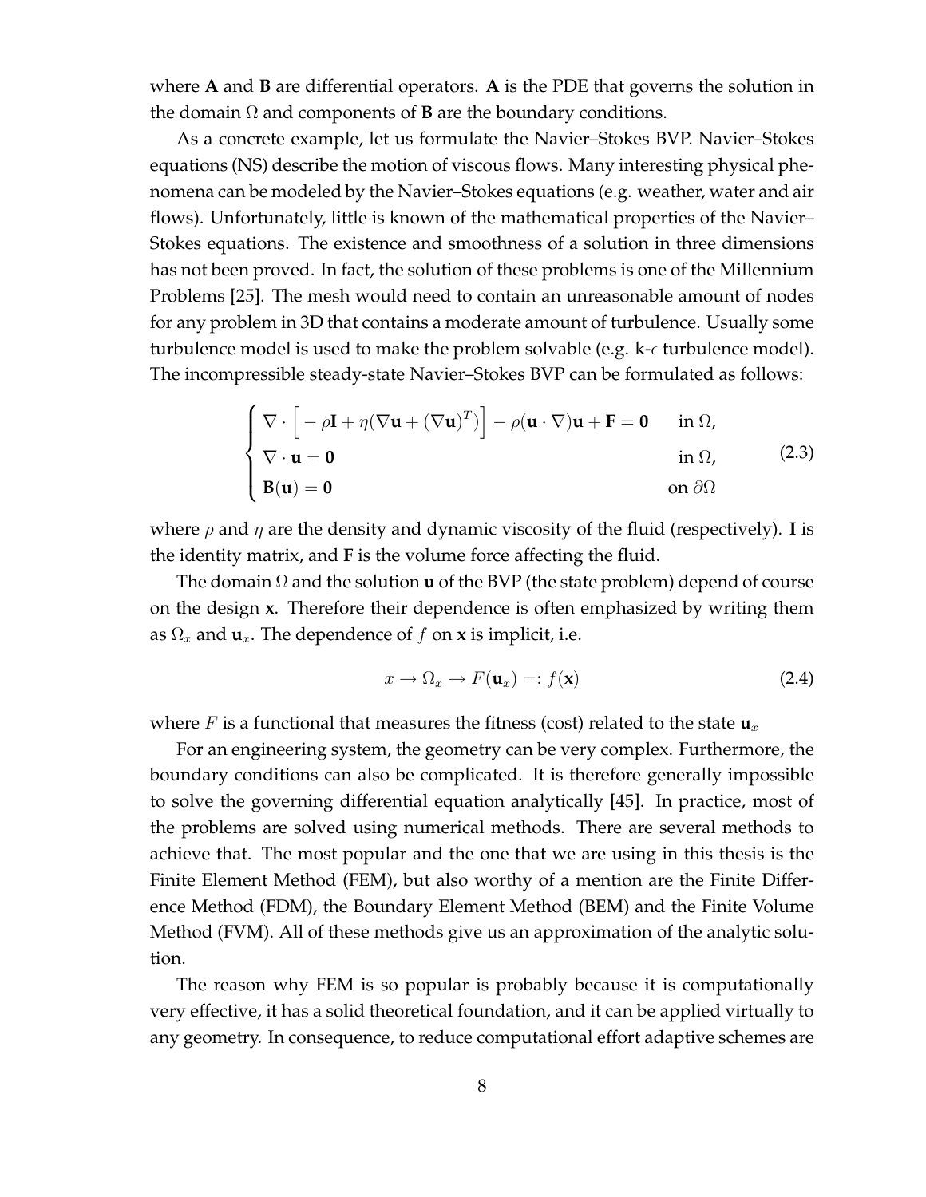where **A** and **B** are differential operators. **A** is the PDE that governs the solution in the domain $\Omega$ and components of **B** are the boundary conditions.

As a concrete example, let us formulate the Navier–Stokes BVP. Navier–Stokes equations (NS) describe the motion of viscous flows. Many interesting physical phenomena can be modeled by the Navier–Stokes equations (e.g. weather, water and air flows). Unfortunately, little is known of the mathematical properties of the Navier–Stokes equations. The existence and smoothness of a solution in three dimensions has not been proved. In fact, the solution of these problems is one of the Millennium Problems [25]. The mesh would need to contain an unreasonable amount of nodes for any problem in 3D that contains a moderate amount of turbulence. Usually some turbulence model is used to make the problem solvable (e.g. k-$\epsilon$ turbulence model). The incompressible steady-state Navier–Stokes BVP can be formulated as follows:

$$
\begin{cases}
\nabla \cdot \Big[ -\rho \mathbf{I} + \eta (\nabla \mathbf{u} + (\nabla \mathbf{u})^T) \Big] - \rho (\mathbf{u} \cdot \nabla)\mathbf{u} + \mathbf{F} = \mathbf{0} & \text{in } \Omega, \\
\nabla \cdot \mathbf{u} = \mathbf{0} & \text{in } \Omega, \\
\mathbf{B}(\mathbf{u}) = \mathbf{0} & \text{on } \partial\Omega
\end{cases}
\tag{2.3}
$$

where $\rho$ and $\eta$ are the density and dynamic viscosity of the fluid (respectively). **I** is the identity matrix, and **F** is the volume force affecting the fluid.

The domain $\Omega$ and the solution **u** of the BVP (the state problem) depend of course on the design **x**. Therefore their dependence is often emphasized by writing them as $\Omega_x$ and $\mathbf{u}_x$. The dependence of $f$ on **x** is implicit, i.e.

$$
x \to \Omega_x \to F(\mathbf{u}_x) =: f(\mathbf{x}) \tag{2.4}
$$

where $F$ is a functional that measures the fitness (cost) related to the state $\mathbf{u}_x$

For an engineering system, the geometry can be very complex. Furthermore, the boundary conditions can also be complicated. It is therefore generally impossible to solve the governing differential equation analytically [45]. In practice, most of the problems are solved using numerical methods. There are several methods to achieve that. The most popular and the one that we are using in this thesis is the Finite Element Method (FEM), but also worthy of a mention are the Finite Difference Method (FDM), the Boundary Element Method (BEM) and the Finite Volume Method (FVM). All of these methods give us an approximation of the analytic solution.

The reason why FEM is so popular is probably because it is computationally very effective, it has a solid theoretical foundation, and it can be applied virtually to any geometry. In consequence, to reduce computational effort adaptive schemes are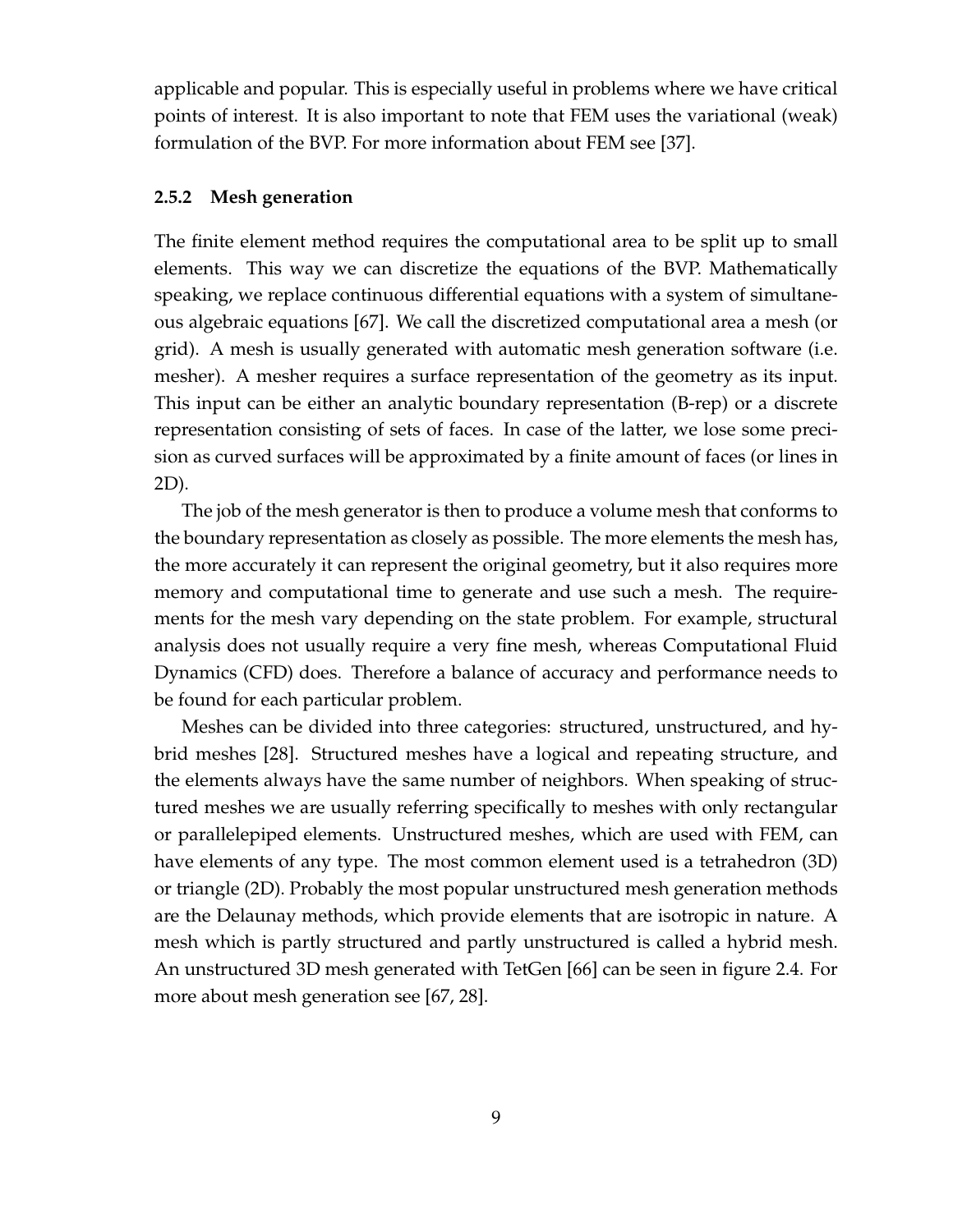applicable and popular. This is especially useful in problems where we have critical points of interest. It is also important to note that FEM uses the variational (weak) formulation of the BVP. For more information about FEM see [37].

### 2.5.2 Mesh generation

The finite element method requires the computational area to be split up to small elements. This way we can discretize the equations of the BVP. Mathematically speaking, we replace continuous differential equations with a system of simultaneous algebraic equations [67]. We call the discretized computational area a mesh (or grid). A mesh is usually generated with automatic mesh generation software (i.e. mesher). A mesher requires a surface representation of the geometry as its input. This input can be either an analytic boundary representation (B-rep) or a discrete representation consisting of sets of faces. In case of the latter, we lose some precision as curved surfaces will be approximated by a finite amount of faces (or lines in 2D).

The job of the mesh generator is then to produce a volume mesh that conforms to the boundary representation as closely as possible. The more elements the mesh has, the more accurately it can represent the original geometry, but it also requires more memory and computational time to generate and use such a mesh. The requirements for the mesh vary depending on the state problem. For example, structural analysis does not usually require a very fine mesh, whereas Computational Fluid Dynamics (CFD) does. Therefore a balance of accuracy and performance needs to be found for each particular problem.

Meshes can be divided into three categories: structured, unstructured, and hybrid meshes [28]. Structured meshes have a logical and repeating structure, and the elements always have the same number of neighbors. When speaking of structured meshes we are usually referring specifically to meshes with only rectangular or parallelepiped elements. Unstructured meshes, which are used with FEM, can have elements of any type. The most common element used is a tetrahedron (3D) or triangle (2D). Probably the most popular unstructured mesh generation methods are the Delaunay methods, which provide elements that are isotropic in nature. A mesh which is partly structured and partly unstructured is called a hybrid mesh. An unstructured 3D mesh generated with TetGen [66] can be seen in figure 2.4. For more about mesh generation see [67, 28].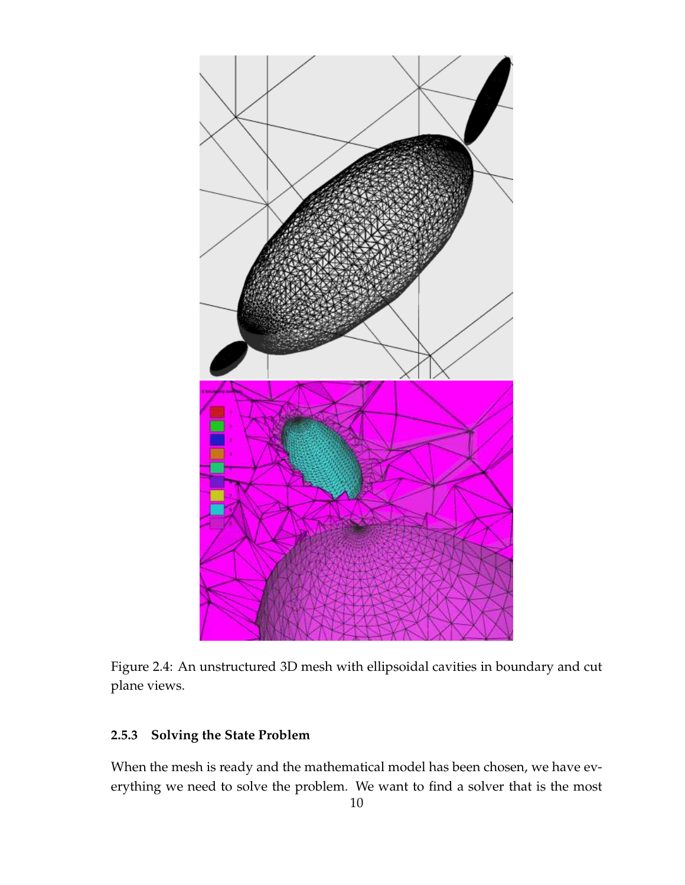Figure 2.4: An unstructured 3D mesh with ellipsoidal cavities in boundary and cut plane views.

### 2.5.3 Solving the State Problem

When the mesh is ready and the mathematical model has been chosen, we have everything we need to solve the problem. We want to find a solver that is the most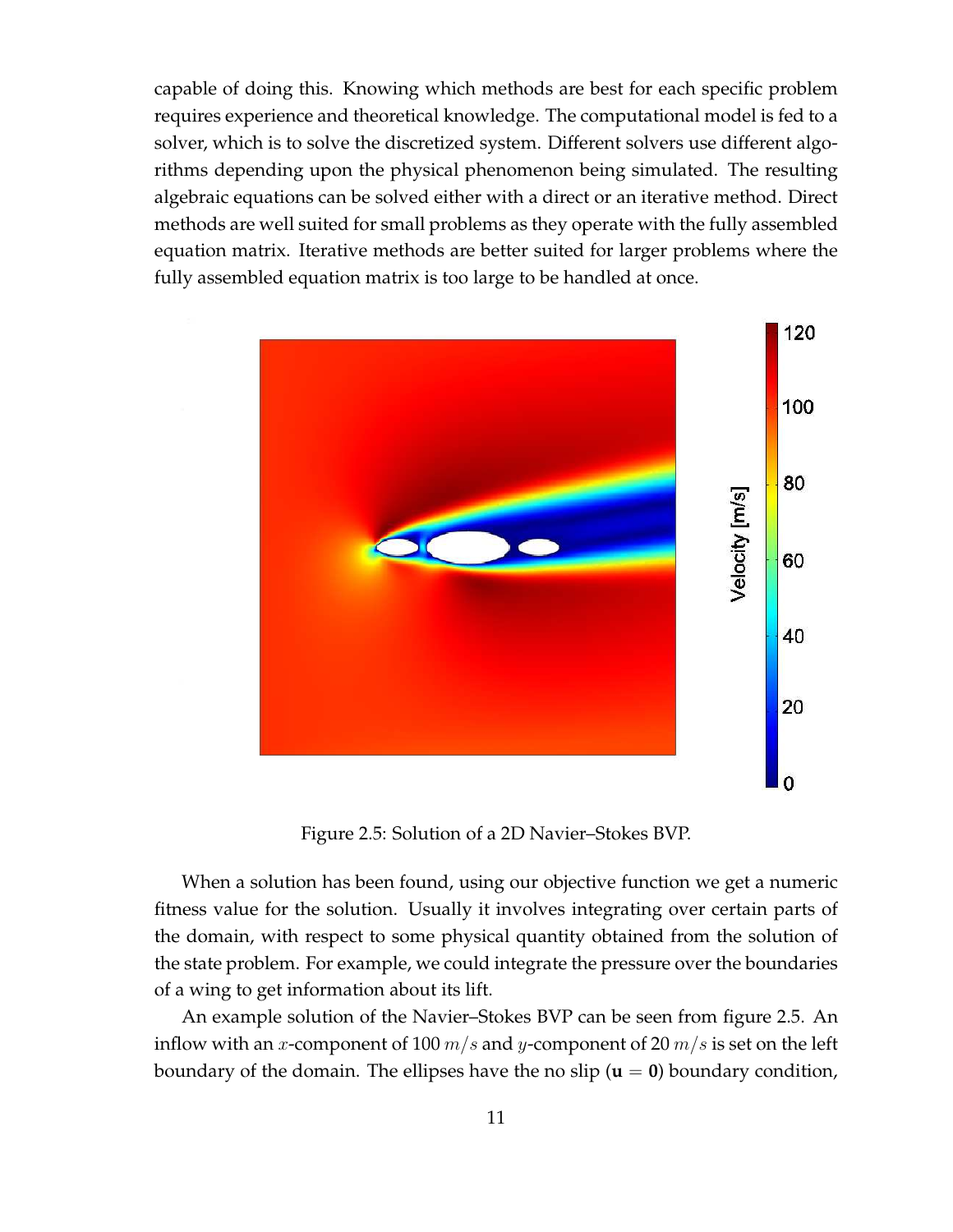capable of doing this. Knowing which methods are best for each specific problem requires experience and theoretical knowledge. The computational model is fed to a solver, which is to solve the discretized system. Different solvers use different algorithms depending upon the physical phenomenon being simulated. The resulting algebraic equations can be solved either with a direct or an iterative method. Direct methods are well suited for small problems as they operate with the fully assembled equation matrix. Iterative methods are better suited for larger problems where the fully assembled equation matrix is too large to be handled at once.

Figure 2.5: Solution of a 2D Navier–Stokes BVP.

When a solution has been found, using our objective function we get a numeric fitness value for the solution. Usually it involves integrating over certain parts of the domain, with respect to some physical quantity obtained from the solution of the state problem. For example, we could integrate the pressure over the boundaries of a wing to get information about its lift.

An example solution of the Navier–Stokes BVP can be seen from figure 2.5. An inflow with an $x$-component of 100 $m/s$ and $y$-component of 20 $m/s$ is set on the left boundary of the domain. The ellipses have the no slip ($\mathbf{u} = \mathbf{0}$) boundary condition,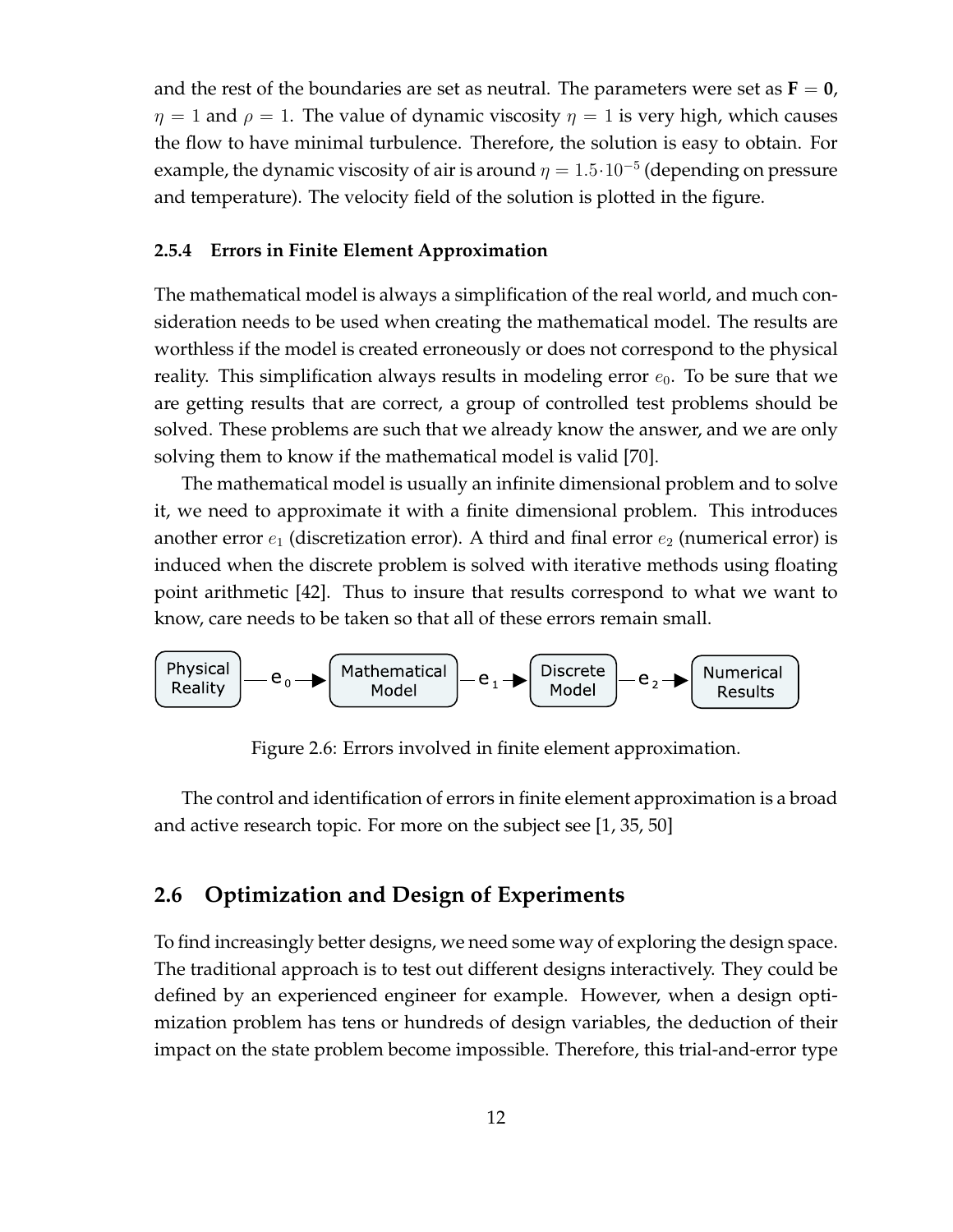and the rest of the boundaries are set as neutral. The parameters were set as $\mathbf{F} = \mathbf{0}$, $\eta = 1$ and $\rho = 1$. The value of dynamic viscosity $\eta = 1$ is very high, which causes the flow to have minimal turbulence. Therefore, the solution is easy to obtain. For example, the dynamic viscosity of air is around $\eta = 1.5 \cdot 10^{-5}$ (depending on pressure and temperature). The velocity field of the solution is plotted in the figure.

### 2.5.4 Errors in Finite Element Approximation

The mathematical model is always a simplification of the real world, and much consideration needs to be used when creating the mathematical model. The results are worthless if the model is created erroneously or does not correspond to the physical reality. This simplification always results in modeling error $e_0$. To be sure that we are getting results that are correct, a group of controlled test problems should be solved. These problems are such that we already know the answer, and we are only solving them to know if the mathematical model is valid [70].

The mathematical model is usually an infinite dimensional problem and to solve it, we need to approximate it with a finite dimensional problem. This introduces another error $e_1$ (discretization error). A third and final error $e_2$ (numerical error) is induced when the discrete problem is solved with iterative methods using floating point arithmetic [42]. Thus to insure that results correspond to what we want to know, care needs to be taken so that all of these errors remain small.

Physical Reality — $e_0$ → Mathematical Model — $e_1$ → Discrete Model — $e_2$ → Numerical Results

Figure 2.6: Errors involved in finite element approximation.

The control and identification of errors in finite element approximation is a broad and active research topic. For more on the subject see [1, 35, 50]

## 2.6 Optimization and Design of Experiments

To find increasingly better designs, we need some way of exploring the design space. The traditional approach is to test out different designs interactively. They could be defined by an experienced engineer for example. However, when a design optimization problem has tens or hundreds of design variables, the deduction of their impact on the state problem become impossible. Therefore, this trial-and-error type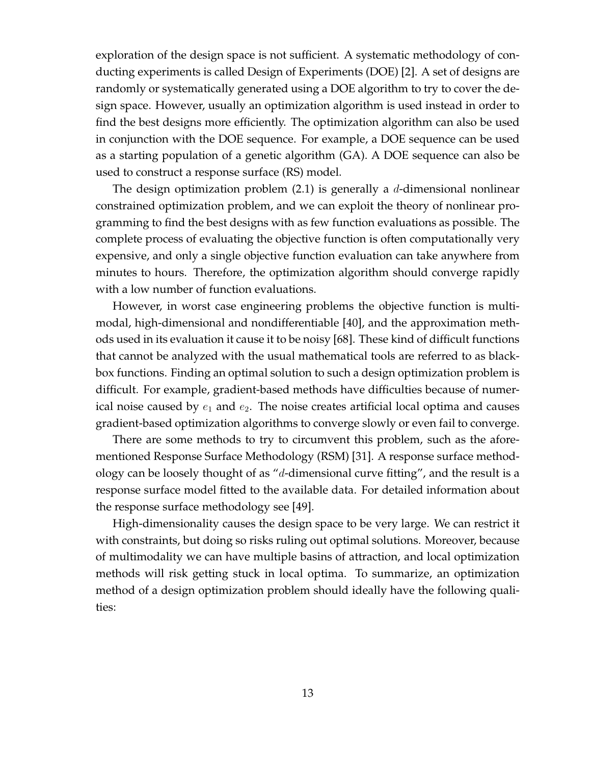exploration of the design space is not sufficient. A systematic methodology of conducting experiments is called Design of Experiments (DOE) [2]. A set of designs are randomly or systematically generated using a DOE algorithm to try to cover the design space. However, usually an optimization algorithm is used instead in order to find the best designs more efficiently. The optimization algorithm can also be used in conjunction with the DOE sequence. For example, a DOE sequence can be used as a starting population of a genetic algorithm (GA). A DOE sequence can also be used to construct a response surface (RS) model.

The design optimization problem (2.1) is generally a $d$-dimensional nonlinear constrained optimization problem, and we can exploit the theory of nonlinear programming to find the best designs with as few function evaluations as possible. The complete process of evaluating the objective function is often computationally very expensive, and only a single objective function evaluation can take anywhere from minutes to hours. Therefore, the optimization algorithm should converge rapidly with a low number of function evaluations.

However, in worst case engineering problems the objective function is multimodal, high-dimensional and nondifferentiable [40], and the approximation methods used in its evaluation it cause it to be noisy [68]. These kind of difficult functions that cannot be analyzed with the usual mathematical tools are referred to as black-box functions. Finding an optimal solution to such a design optimization problem is difficult. For example, gradient-based methods have difficulties because of numerical noise caused by $e_1$ and $e_2$. The noise creates artificial local optima and causes gradient-based optimization algorithms to converge slowly or even fail to converge.

There are some methods to try to circumvent this problem, such as the aforementioned Response Surface Methodology (RSM) [31]. A response surface methodology can be loosely thought of as "$d$-dimensional curve fitting", and the result is a response surface model fitted to the available data. For detailed information about the response surface methodology see [49].

High-dimensionality causes the design space to be very large. We can restrict it with constraints, but doing so risks ruling out optimal solutions. Moreover, because of multimodality we can have multiple basins of attraction, and local optimization methods will risk getting stuck in local optima. To summarize, an optimization method of a design optimization problem should ideally have the following qualities: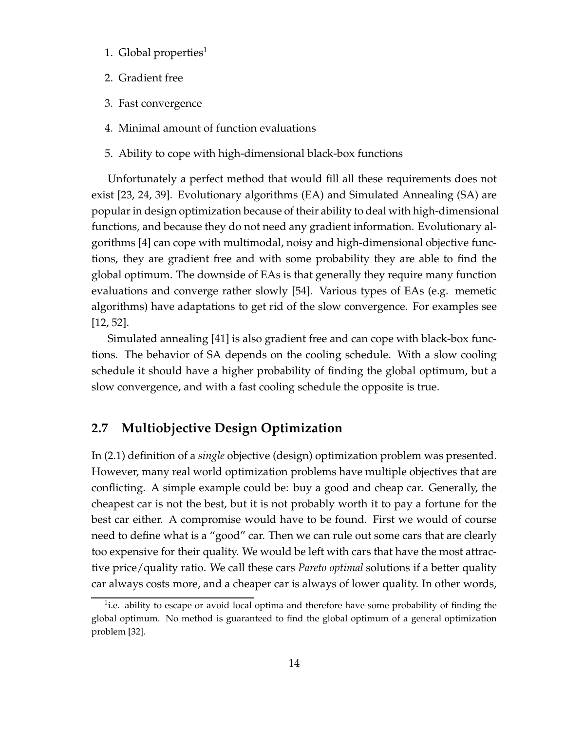1. Global properties[1]
2. Gradient free
3. Fast convergence
4. Minimal amount of function evaluations
5. Ability to cope with high-dimensional black-box functions

Unfortunately a perfect method that would fill all these requirements does not exist [23, 24, 39]. Evolutionary algorithms (EA) and Simulated Annealing (SA) are popular in design optimization because of their ability to deal with high-dimensional functions, and because they do not need any gradient information. Evolutionary algorithms [4] can cope with multimodal, noisy and high-dimensional objective functions, they are gradient free and with some probability they are able to find the global optimum. The downside of EAs is that generally they require many function evaluations and converge rather slowly [54]. Various types of EAs (e.g. memetic algorithms) have adaptations to get rid of the slow convergence. For examples see [12, 52].

Simulated annealing [41] is also gradient free and can cope with black-box functions. The behavior of SA depends on the cooling schedule. With a slow cooling schedule it should have a higher probability of finding the global optimum, but a slow convergence, and with a fast cooling schedule the opposite is true.

## 2.7 Multiobjective Design Optimization

In (2.1) definition of a *single* objective (design) optimization problem was presented. However, many real world optimization problems have multiple objectives that are conflicting. A simple example could be: buy a good and cheap car. Generally, the cheapest car is not the best, but it is not probably worth it to pay a fortune for the best car either. A compromise would have to be found. First we would of course need to define what is a "good" car. Then we can rule out some cars that are clearly too expensive for their quality. We would be left with cars that have the most attractive price/quality ratio. We call these cars *Pareto optimal* solutions if a better quality car always costs more, and a cheaper car is always of lower quality. In other words,

[1] i.e. ability to escape or avoid local optima and therefore have some probability of finding the global optimum. No method is guaranteed to find the global optimum of a general optimization problem [32].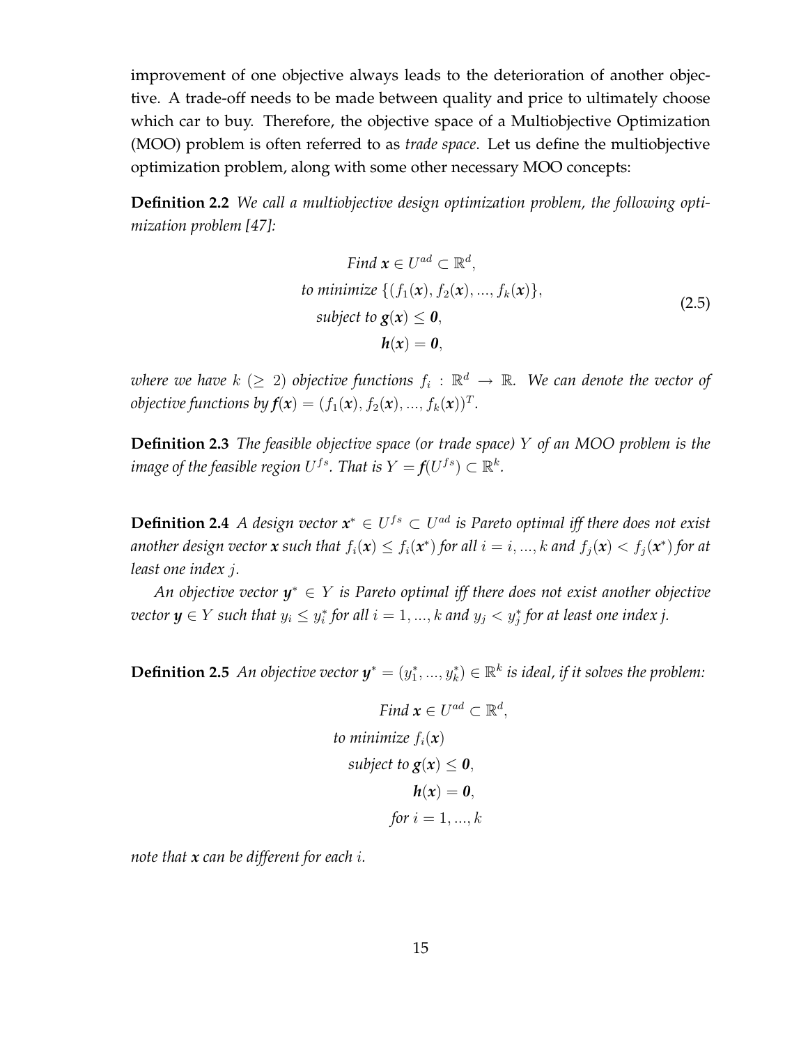improvement of one objective always leads to the deterioration of another objective. A trade-off needs to be made between quality and price to ultimately choose which car to buy. Therefore, the objective space of a Multiobjective Optimization (MOO) problem is often referred to as *trade space*. Let us define the multiobjective optimization problem, along with some other necessary MOO concepts:

**Definition 2.2** *We call a multiobjective design optimization problem, the following optimization problem [47]:*

$$
\begin{aligned}
&\text{Find } \boldsymbol{x} \in U^{ad} \subset \mathbb{R}^d, \\
&\text{to minimize } \{(f_1(\boldsymbol{x}), f_2(\boldsymbol{x}), ..., f_k(\boldsymbol{x})\}, \\
&\text{subject to } \boldsymbol{g}(\boldsymbol{x}) \leq \boldsymbol{0}, \\
&\qquad \boldsymbol{h}(\boldsymbol{x}) = \boldsymbol{0},
\end{aligned}
\tag{2.5}
$$

*where we have $k$ ($\geq 2$) objective functions $f_i : \mathbb{R}^d \rightarrow \mathbb{R}$. We can denote the vector of objective functions by $\boldsymbol{f}(\boldsymbol{x}) = (f_1(\boldsymbol{x}), f_2(\boldsymbol{x}), ..., f_k(\boldsymbol{x}))^T$.*

**Definition 2.3** *The feasible objective space (or trade space) $Y$ of an MOO problem is the image of the feasible region $U^{fs}$. That is $Y = \boldsymbol{f}(U^{fs}) \subset \mathbb{R}^k$.*

**Definition 2.4** *A design vector $\boldsymbol{x}^* \in U^{fs} \subset U^{ad}$ is Pareto optimal iff there does not exist another design vector $\boldsymbol{x}$ such that $f_i(\boldsymbol{x}) \leq f_i(\boldsymbol{x}^*)$ for all $i = i, ..., k$ and $f_j(\boldsymbol{x}) < f_j(\boldsymbol{x}^*)$ for at least one index $j$.*

*An objective vector $\boldsymbol{y}^* \in Y$ is Pareto optimal iff there does not exist another objective vector $\boldsymbol{y} \in Y$ such that $y_i \leq y_i^*$ for all $i = 1, ..., k$ and $y_j < y_j^*$ for at least one index j.*

**Definition 2.5** *An objective vector $\boldsymbol{y}^* = (y_1^*, ..., y_k^*) \in \mathbb{R}^k$ is ideal, if it solves the problem:*

$$
\begin{aligned}
&\text{Find } \boldsymbol{x} \in U^{ad} \subset \mathbb{R}^d, \\
&\text{to minimize } f_i(\boldsymbol{x}) \\
&\text{subject to } \boldsymbol{g}(\boldsymbol{x}) \leq \boldsymbol{0}, \\
&\qquad \boldsymbol{h}(\boldsymbol{x}) = \boldsymbol{0}, \\
&\text{for } i = 1, ..., k
\end{aligned}
$$

*note that $\boldsymbol{x}$ can be different for each $i$.*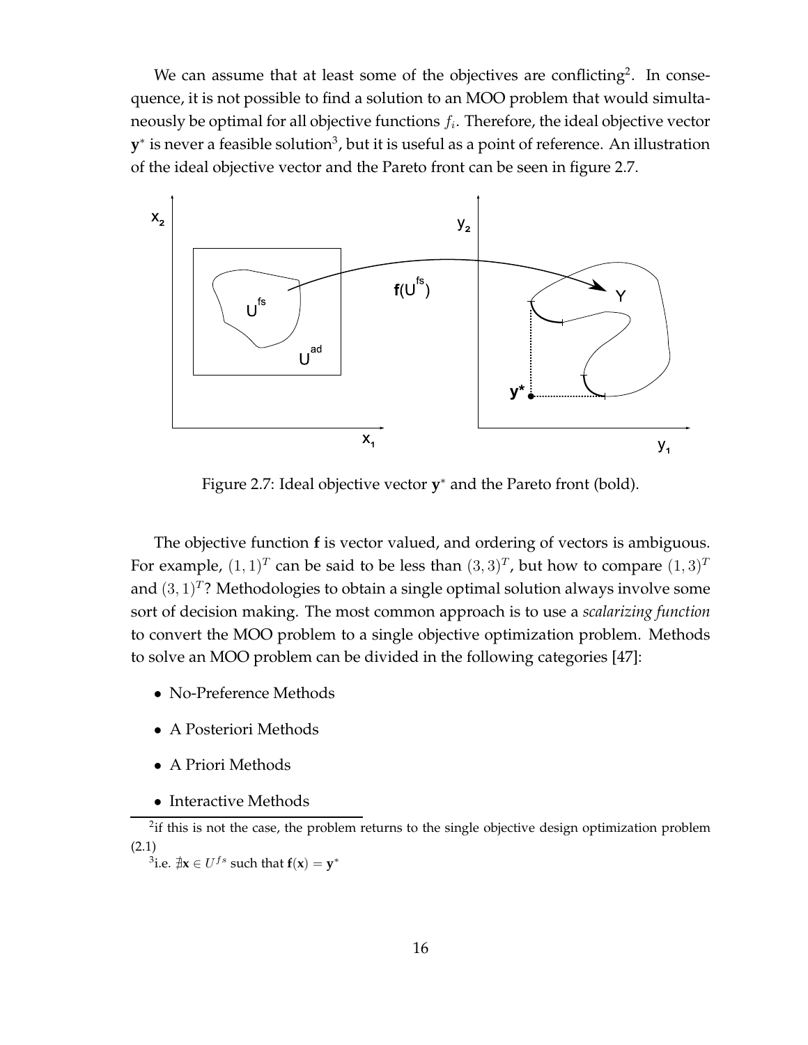We can assume that at least some of the objectives are conflicting[2]. In consequence, it is not possible to find a solution to an MOO problem that would simultaneously be optimal for all objective functions $f_i$. Therefore, the ideal objective vector $\mathbf{y}^*$ is never a feasible solution[3], but it is useful as a point of reference. An illustration of the ideal objective vector and the Pareto front can be seen in figure 2.7.

Figure 2.7: Ideal objective vector $\mathbf{y}^*$ and the Pareto front (bold).

The objective function $\mathbf{f}$ is vector valued, and ordering of vectors is ambiguous. For example, $(1,1)^T$ can be said to be less than $(3,3)^T$, but how to compare $(1,3)^T$ and $(3,1)^T$? Methodologies to obtain a single optimal solution always involve some sort of decision making. The most common approach is to use a *scalarizing function* to convert the MOO problem to a single objective optimization problem. Methods to solve an MOO problem can be divided in the following categories [47]:

- No-Preference Methods
- A Posteriori Methods
- A Priori Methods
- Interactive Methods

[2] if this is not the case, the problem returns to the single objective design optimization problem (2.1)

[3] i.e. $\nexists \mathbf{x} \in U^{fs}$ such that $\mathbf{f}(\mathbf{x}) = \mathbf{y}^*$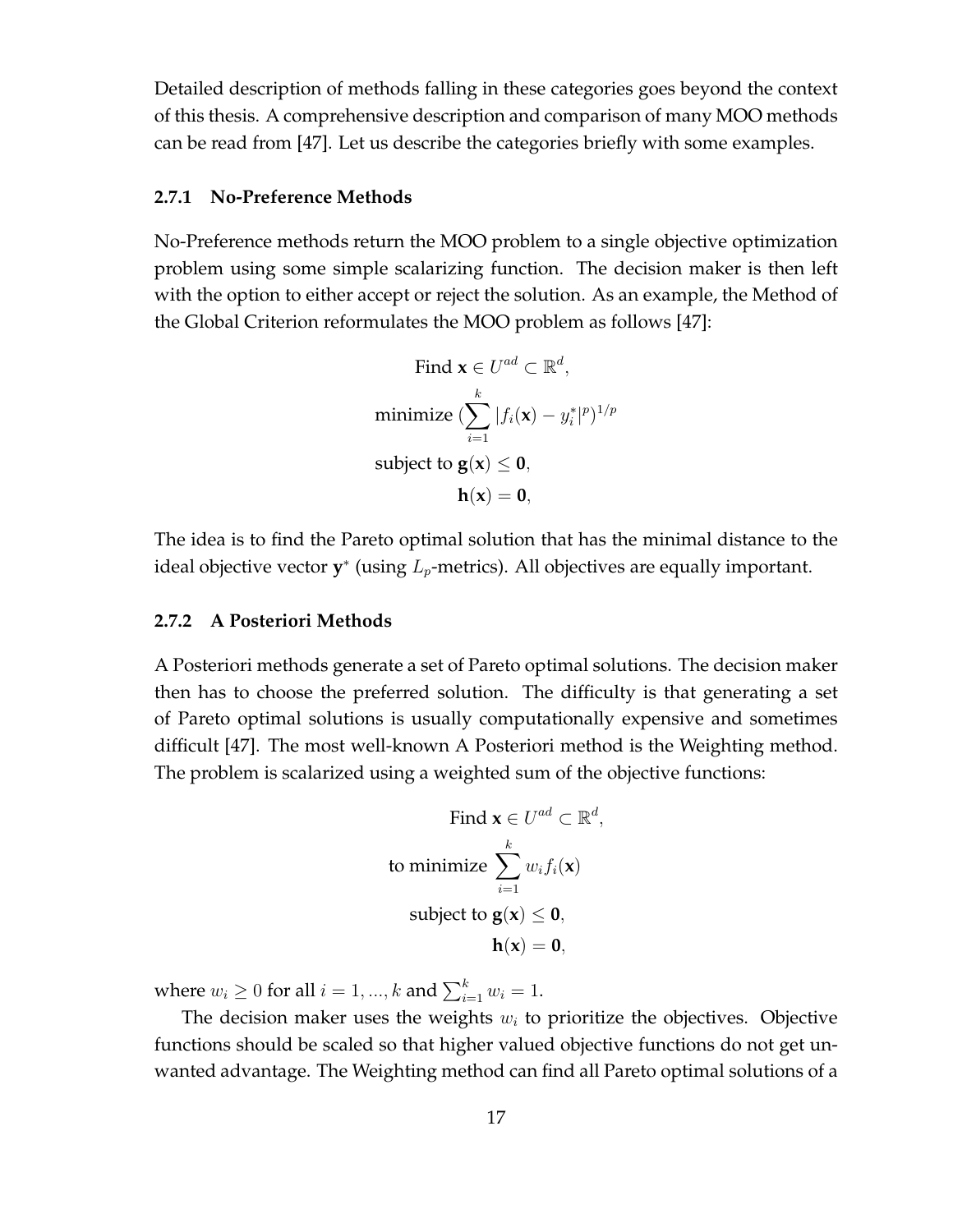Detailed description of methods falling in these categories goes beyond the context of this thesis. A comprehensive description and comparison of many MOO methods can be read from [47]. Let us describe the categories briefly with some examples.

### 2.7.1 No-Preference Methods

No-Preference methods return the MOO problem to a single objective optimization problem using some simple scalarizing function. The decision maker is then left with the option to either accept or reject the solution. As an example, the Method of the Global Criterion reformulates the MOO problem as follows [47]:

$$
\begin{aligned}
&\text{Find } \mathbf{x} \in U^{ad} \subset \mathbb{R}^d, \\
&\text{minimize } \Big(\sum_{i=1}^{k} |f_i(\mathbf{x}) - y_i^*|^p\Big)^{1/p} \\
&\text{subject to } \mathbf{g}(\mathbf{x}) \leq \mathbf{0}, \\
&\qquad\qquad \mathbf{h}(\mathbf{x}) = \mathbf{0},
\end{aligned}
$$

The idea is to find the Pareto optimal solution that has the minimal distance to the ideal objective vector $\mathbf{y}^*$ (using $L_p$-metrics). All objectives are equally important.

### 2.7.2 A Posteriori Methods

A Posteriori methods generate a set of Pareto optimal solutions. The decision maker then has to choose the preferred solution. The difficulty is that generating a set of Pareto optimal solutions is usually computationally expensive and sometimes difficult [47]. The most well-known A Posteriori method is the Weighting method. The problem is scalarized using a weighted sum of the objective functions:

$$
\begin{aligned}
&\text{Find } \mathbf{x} \in U^{ad} \subset \mathbb{R}^d, \\
&\text{to minimize } \sum_{i=1}^{k} w_i f_i(\mathbf{x}) \\
&\text{subject to } \mathbf{g}(\mathbf{x}) \leq \mathbf{0}, \\
&\qquad\qquad \mathbf{h}(\mathbf{x}) = \mathbf{0},
\end{aligned}
$$

where $w_i \geq 0$ for all $i = 1, ..., k$ and $\sum_{i=1}^{k} w_i = 1$.

The decision maker uses the weights $w_i$ to prioritize the objectives. Objective functions should be scaled so that higher valued objective functions do not get unwanted advantage. The Weighting method can find all Pareto optimal solutions of a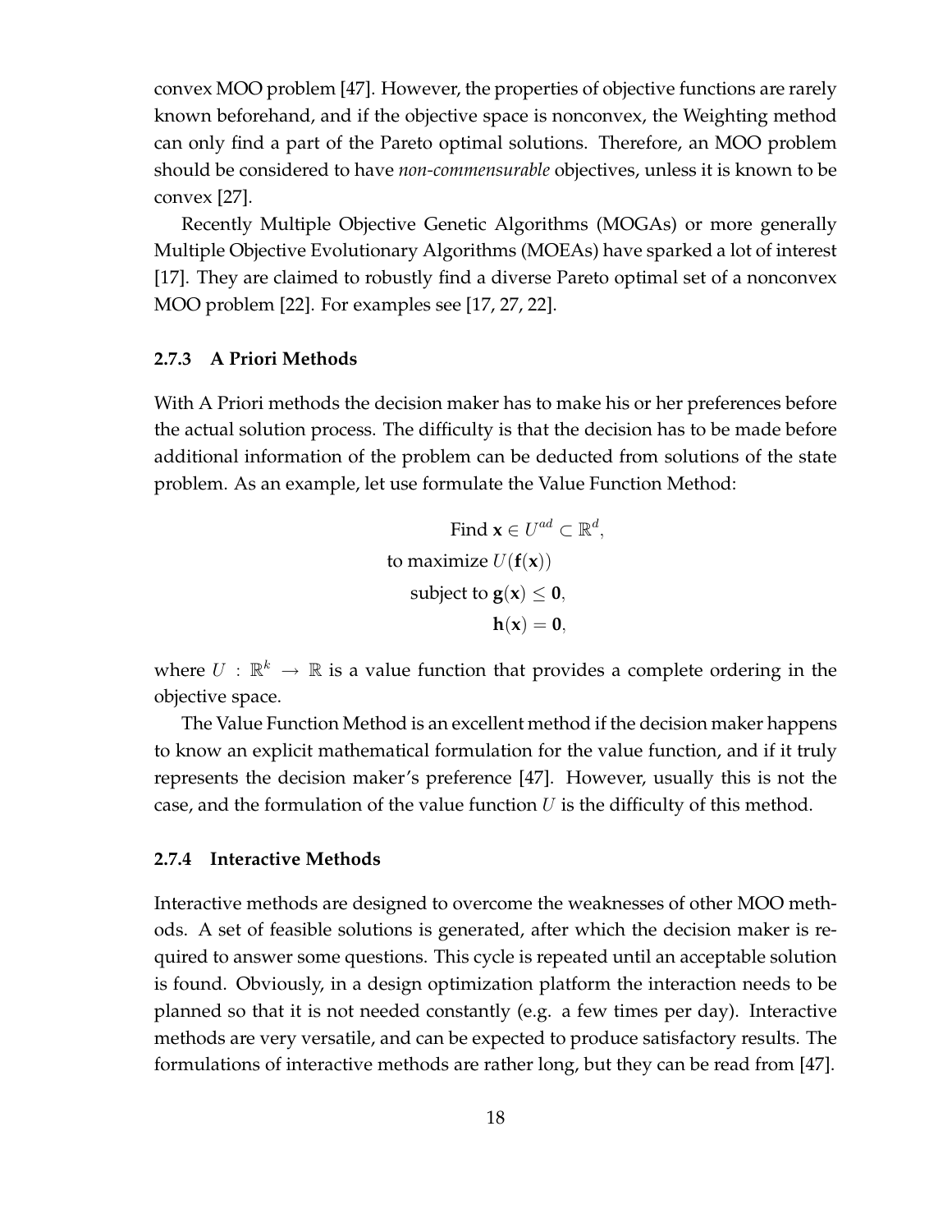convex MOO problem [47]. However, the properties of objective functions are rarely known beforehand, and if the objective space is nonconvex, the Weighting method can only find a part of the Pareto optimal solutions. Therefore, an MOO problem should be considered to have *non-commensurable* objectives, unless it is known to be convex [27].

Recently Multiple Objective Genetic Algorithms (MOGAs) or more generally Multiple Objective Evolutionary Algorithms (MOEAs) have sparked a lot of interest [17]. They are claimed to robustly find a diverse Pareto optimal set of a nonconvex MOO problem [22]. For examples see [17, 27, 22].

### 2.7.3 A Priori Methods

With A Priori methods the decision maker has to make his or her preferences before the actual solution process. The difficulty is that the decision has to be made before additional information of the problem can be deducted from solutions of the state problem. As an example, let use formulate the Value Function Method:

$$
\begin{aligned}
&\text{Find } \mathbf{x} \in U^{ad} \subset \mathbb{R}^d, \\
&\text{to maximize } U(\mathbf{f}(\mathbf{x})) \\
&\text{subject to } \mathbf{g}(\mathbf{x}) \leq \mathbf{0}, \\
&\qquad\qquad \mathbf{h}(\mathbf{x}) = \mathbf{0},
\end{aligned}
$$

where $U : \mathbb{R}^k \rightarrow \mathbb{R}$ is a value function that provides a complete ordering in the objective space.

The Value Function Method is an excellent method if the decision maker happens to know an explicit mathematical formulation for the value function, and if it truly represents the decision maker's preference [47]. However, usually this is not the case, and the formulation of the value function $U$ is the difficulty of this method.

### 2.7.4 Interactive Methods

Interactive methods are designed to overcome the weaknesses of other MOO methods. A set of feasible solutions is generated, after which the decision maker is required to answer some questions. This cycle is repeated until an acceptable solution is found. Obviously, in a design optimization platform the interaction needs to be planned so that it is not needed constantly (e.g. a few times per day). Interactive methods are very versatile, and can be expected to produce satisfactory results. The formulations of interactive methods are rather long, but they can be read from [47].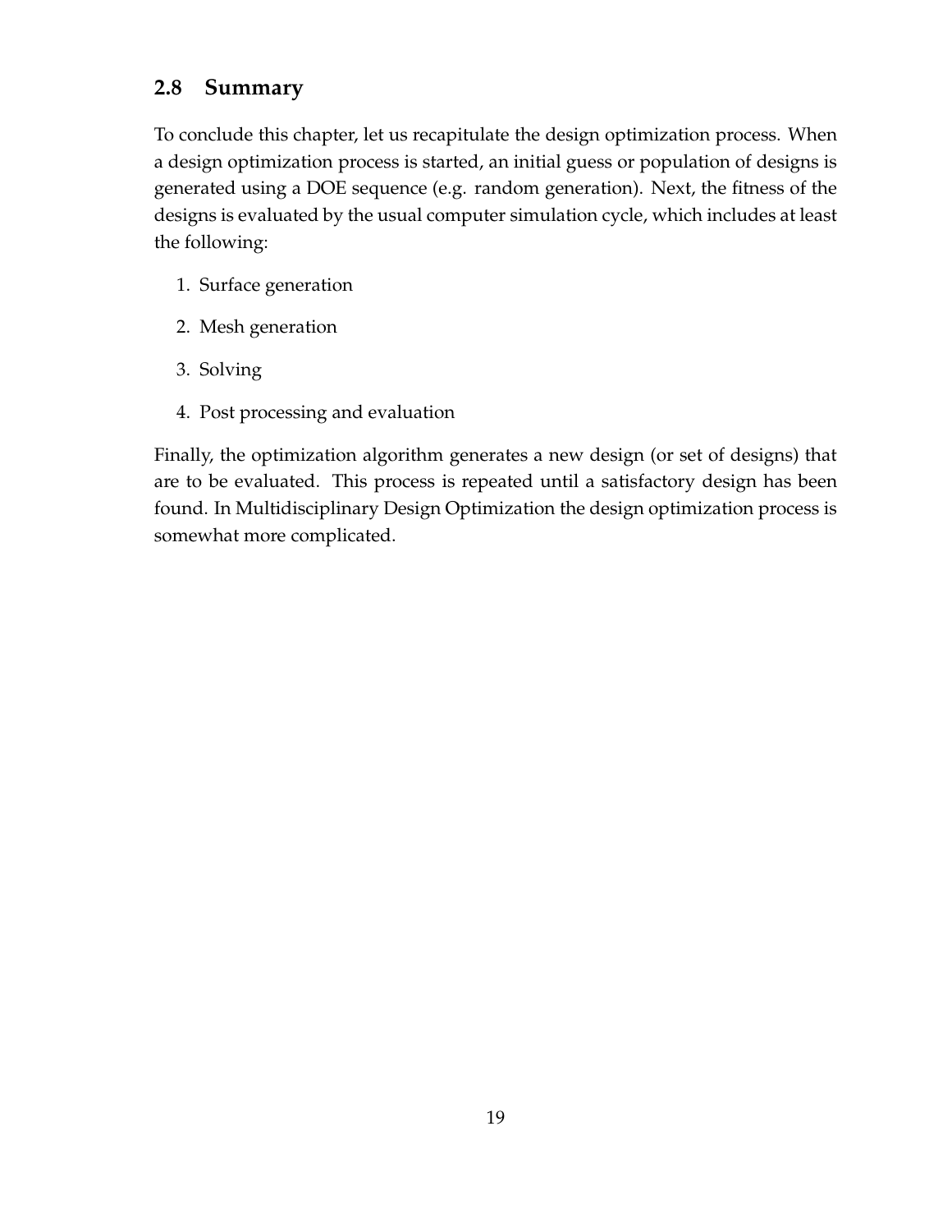## 2.8 Summary

To conclude this chapter, let us recapitulate the design optimization process. When a design optimization process is started, an initial guess or population of designs is generated using a DOE sequence (e.g. random generation). Next, the fitness of the designs is evaluated by the usual computer simulation cycle, which includes at least the following:

1. Surface generation
2. Mesh generation
3. Solving
4. Post processing and evaluation

Finally, the optimization algorithm generates a new design (or set of designs) that are to be evaluated. This process is repeated until a satisfactory design has been found. In Multidisciplinary Design Optimization the design optimization process is somewhat more complicated.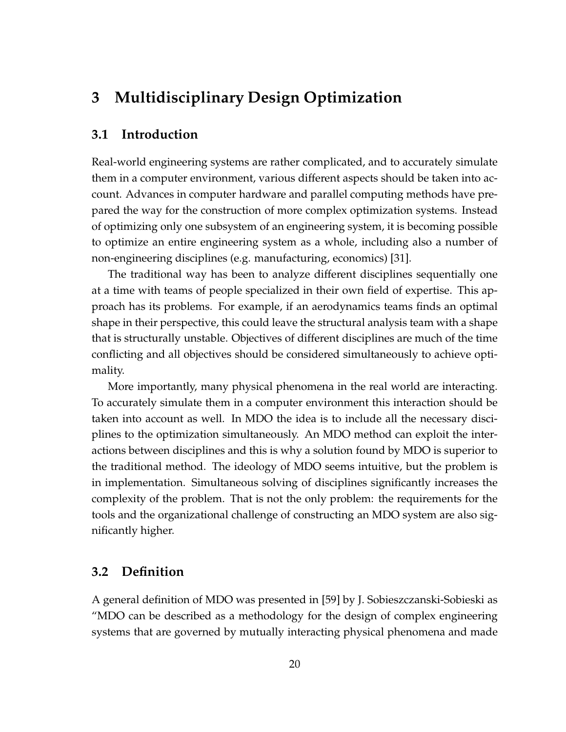# 3 Multidisciplinary Design Optimization

## 3.1 Introduction

Real-world engineering systems are rather complicated, and to accurately simulate them in a computer environment, various different aspects should be taken into account. Advances in computer hardware and parallel computing methods have prepared the way for the construction of more complex optimization systems. Instead of optimizing only one subsystem of an engineering system, it is becoming possible to optimize an entire engineering system as a whole, including also a number of non-engineering disciplines (e.g. manufacturing, economics) [31].

The traditional way has been to analyze different disciplines sequentially one at a time with teams of people specialized in their own field of expertise. This approach has its problems. For example, if an aerodynamics teams finds an optimal shape in their perspective, this could leave the structural analysis team with a shape that is structurally unstable. Objectives of different disciplines are much of the time conflicting and all objectives should be considered simultaneously to achieve optimality.

More importantly, many physical phenomena in the real world are interacting. To accurately simulate them in a computer environment this interaction should be taken into account as well. In MDO the idea is to include all the necessary disciplines to the optimization simultaneously. An MDO method can exploit the interactions between disciplines and this is why a solution found by MDO is superior to the traditional method. The ideology of MDO seems intuitive, but the problem is in implementation. Simultaneous solving of disciplines significantly increases the complexity of the problem. That is not the only problem: the requirements for the tools and the organizational challenge of constructing an MDO system are also significantly higher.

## 3.2 Definition

A general definition of MDO was presented in [59] by J. Sobieszczanski-Sobieski as "MDO can be described as a methodology for the design of complex engineering systems that are governed by mutually interacting physical phenomena and made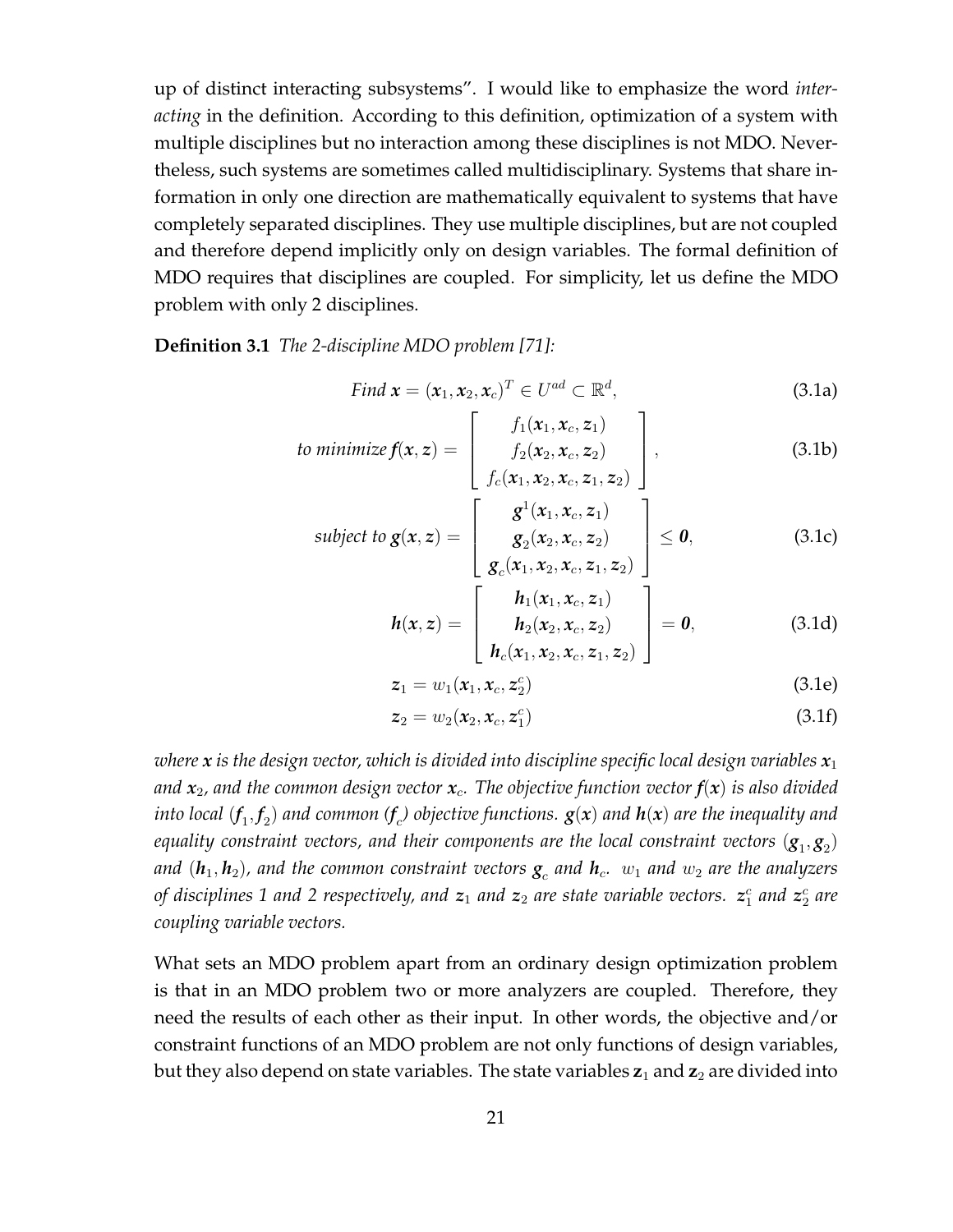up of distinct interacting subsystems". I would like to emphasize the word *interacting* in the definition. According to this definition, optimization of a system with multiple disciplines but no interaction among these disciplines is not MDO. Nevertheless, such systems are sometimes called multidisciplinary. Systems that share information in only one direction are mathematically equivalent to systems that have completely separated disciplines. They use multiple disciplines, but are not coupled and therefore depend implicitly only on design variables. The formal definition of MDO requires that disciplines are coupled. For simplicity, let us define the MDO problem with only 2 disciplines.

**Definition 3.1** *The 2-discipline MDO problem [71]:*

$$\textit{Find } \boldsymbol{x} = (\boldsymbol{x}_1, \boldsymbol{x}_2, \boldsymbol{x}_c)^T \in U^{ad} \subset \mathbb{R}^d, \tag{3.1a}$$

$$\textit{to minimize } \boldsymbol{f}(\boldsymbol{x}, \boldsymbol{z}) = \begin{bmatrix} f_1(\boldsymbol{x}_1, \boldsymbol{x}_c, \boldsymbol{z}_1) \\ f_2(\boldsymbol{x}_2, \boldsymbol{x}_c, \boldsymbol{z}_2) \\ f_c(\boldsymbol{x}_1, \boldsymbol{x}_2, \boldsymbol{x}_c, \boldsymbol{z}_1, \boldsymbol{z}_2) \end{bmatrix}, \tag{3.1b}$$

$$\textit{subject to } \boldsymbol{g}(\boldsymbol{x}, \boldsymbol{z}) = \begin{bmatrix} \boldsymbol{g}^1(\boldsymbol{x}_1, \boldsymbol{x}_c, \boldsymbol{z}_1) \\ \boldsymbol{g}_2(\boldsymbol{x}_2, \boldsymbol{x}_c, \boldsymbol{z}_2) \\ \boldsymbol{g}_c(\boldsymbol{x}_1, \boldsymbol{x}_2, \boldsymbol{x}_c, \boldsymbol{z}_1, \boldsymbol{z}_2) \end{bmatrix} \leq \boldsymbol{0}, \tag{3.1c}$$

$$\boldsymbol{h}(\boldsymbol{x}, \boldsymbol{z}) = \begin{bmatrix} \boldsymbol{h}_1(\boldsymbol{x}_1, \boldsymbol{x}_c, \boldsymbol{z}_1) \\ \boldsymbol{h}_2(\boldsymbol{x}_2, \boldsymbol{x}_c, \boldsymbol{z}_2) \\ \boldsymbol{h}_c(\boldsymbol{x}_1, \boldsymbol{x}_2, \boldsymbol{x}_c, \boldsymbol{z}_1, \boldsymbol{z}_2) \end{bmatrix} = \boldsymbol{0}, \tag{3.1d}$$

$$\boldsymbol{z}_1 = w_1(\boldsymbol{x}_1, \boldsymbol{x}_c, \boldsymbol{z}_2^c) \tag{3.1e}$$

$$\boldsymbol{z}_2 = w_2(\boldsymbol{x}_2, \boldsymbol{x}_c, \boldsymbol{z}_1^c) \tag{3.1f}$$

*where $\boldsymbol{x}$ is the design vector, which is divided into discipline specific local design variables $\boldsymbol{x}_1$ and $\boldsymbol{x}_2$, and the common design vector $\boldsymbol{x}_c$. The objective function vector $\boldsymbol{f}(\boldsymbol{x})$ is also divided into local ($\boldsymbol{f}_1, \boldsymbol{f}_2$) and common ($\boldsymbol{f}_c$) objective functions. $\boldsymbol{g}(\boldsymbol{x})$ and $\boldsymbol{h}(\boldsymbol{x})$ are the inequality and equality constraint vectors, and their components are the local constraint vectors ($\boldsymbol{g}_1, \boldsymbol{g}_2$) and ($\boldsymbol{h}_1, \boldsymbol{h}_2$), and the common constraint vectors $\boldsymbol{g}_c$ and $\boldsymbol{h}_c$. $w_1$ and $w_2$ are the analyzers of disciplines 1 and 2 respectively, and $\boldsymbol{z}_1$ and $\boldsymbol{z}_2$ are state variable vectors. $\boldsymbol{z}_1^c$ and $\boldsymbol{z}_2^c$ are coupling variable vectors.*

What sets an MDO problem apart from an ordinary design optimization problem is that in an MDO problem two or more analyzers are coupled. Therefore, they need the results of each other as their input. In other words, the objective and/or constraint functions of an MDO problem are not only functions of design variables, but they also depend on state variables. The state variables $\mathbf{z}_1$ and $\mathbf{z}_2$ are divided into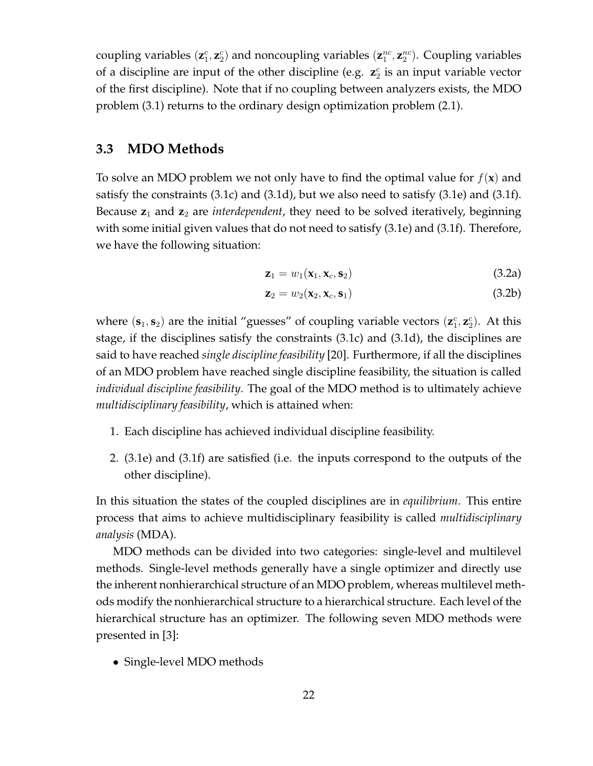coupling variables $(\mathbf{z}_1^c, \mathbf{z}_2^c)$ and noncoupling variables $(\mathbf{z}_1^{nc}, \mathbf{z}_2^{nc})$. Coupling variables of a discipline are input of the other discipline (e.g. $\mathbf{z}_2^c$ is an input variable vector of the first discipline). Note that if no coupling between analyzers exists, the MDO problem (3.1) returns to the ordinary design optimization problem (2.1).

## 3.3 MDO Methods

To solve an MDO problem we not only have to find the optimal value for $f(\mathbf{x})$ and satisfy the constraints (3.1c) and (3.1d), but we also need to satisfy (3.1e) and (3.1f). Because $\mathbf{z}_1$ and $\mathbf{z}_2$ are *interdependent*, they need to be solved iteratively, beginning with some initial given values that do not need to satisfy (3.1e) and (3.1f). Therefore, we have the following situation:

$$\mathbf{z}_1 = w_1(\mathbf{x}_1, \mathbf{x}_c, \mathbf{s}_2) \tag{3.2a}$$

$$\mathbf{z}_2 = w_2(\mathbf{x}_2, \mathbf{x}_c, \mathbf{s}_1) \tag{3.2b}$$

where $(\mathbf{s}_1, \mathbf{s}_2)$ are the initial "guesses" of coupling variable vectors $(\mathbf{z}_1^c, \mathbf{z}_2^c)$. At this stage, if the disciplines satisfy the constraints (3.1c) and (3.1d), the disciplines are said to have reached *single discipline feasibility* [20]. Furthermore, if all the disciplines of an MDO problem have reached single discipline feasibility, the situation is called *individual discipline feasibility*. The goal of the MDO method is to ultimately achieve *multidisciplinary feasibility*, which is attained when:

1. Each discipline has achieved individual discipline feasibility.
2. (3.1e) and (3.1f) are satisfied (i.e. the inputs correspond to the outputs of the other discipline).

In this situation the states of the coupled disciplines are in *equilibrium*. This entire process that aims to achieve multidisciplinary feasibility is called *multidisciplinary analysis* (MDA).

MDO methods can be divided into two categories: single-level and multilevel methods. Single-level methods generally have a single optimizer and directly use the inherent nonhierarchical structure of an MDO problem, whereas multilevel methods modify the nonhierarchical structure to a hierarchical structure. Each level of the hierarchical structure has an optimizer. The following seven MDO methods were presented in [3]:

- Single-level MDO methods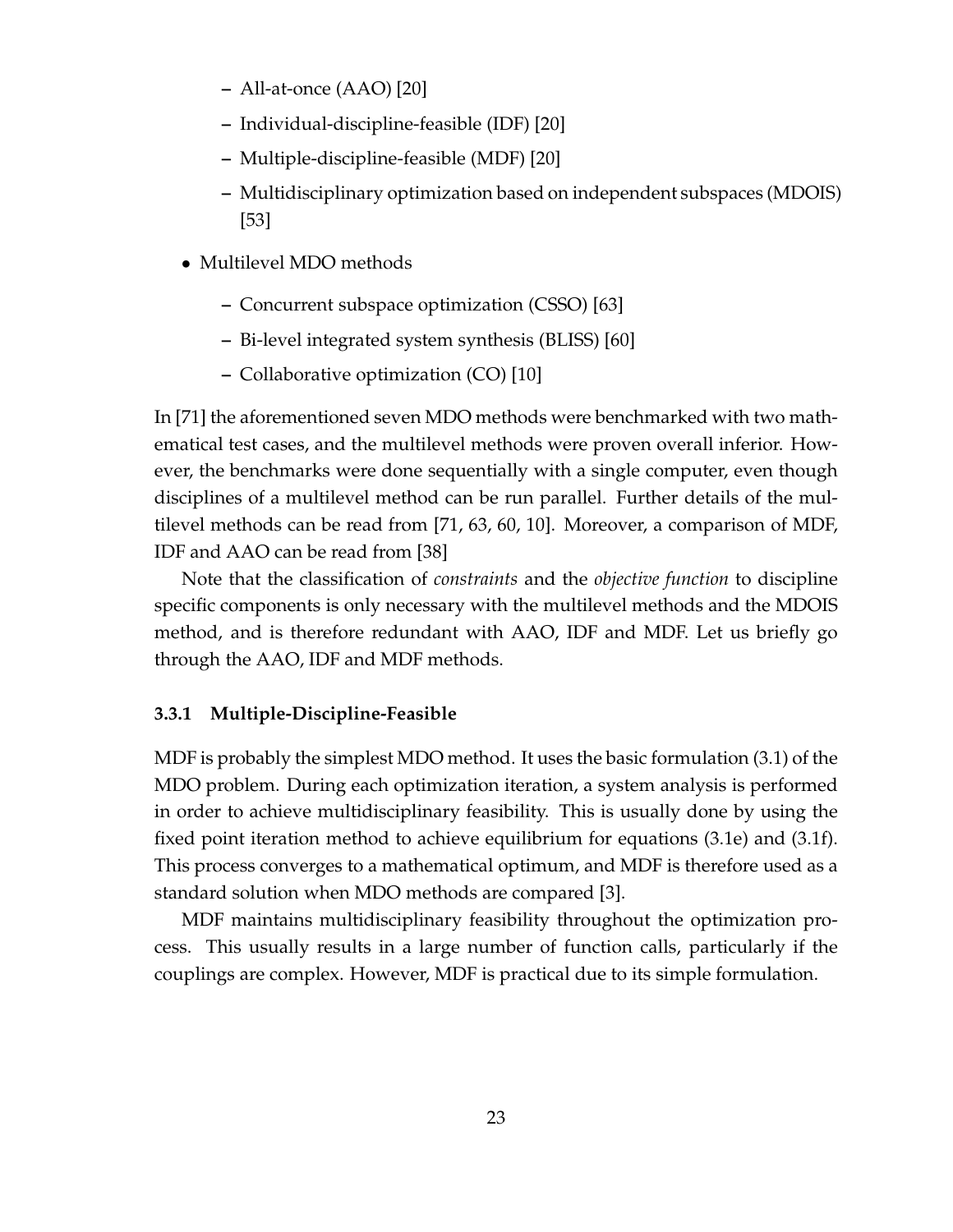- All-at-once (AAO) [20]
  - Individual-discipline-feasible (IDF) [20]
  - Multiple-discipline-feasible (MDF) [20]
  - Multidisciplinary optimization based on independent subspaces (MDOIS) [53]
- Multilevel MDO methods
  - Concurrent subspace optimization (CSSO) [63]
  - Bi-level integrated system synthesis (BLISS) [60]
  - Collaborative optimization (CO) [10]

In [71] the aforementioned seven MDO methods were benchmarked with two mathematical test cases, and the multilevel methods were proven overall inferior. However, the benchmarks were done sequentially with a single computer, even though disciplines of a multilevel method can be run parallel. Further details of the multilevel methods can be read from [71, 63, 60, 10]. Moreover, a comparison of MDF, IDF and AAO can be read from [38]

Note that the classification of *constraints* and the *objective function* to discipline specific components is only necessary with the multilevel methods and the MDOIS method, and is therefore redundant with AAO, IDF and MDF. Let us briefly go through the AAO, IDF and MDF methods.

### 3.3.1 Multiple-Discipline-Feasible

MDF is probably the simplest MDO method. It uses the basic formulation (3.1) of the MDO problem. During each optimization iteration, a system analysis is performed in order to achieve multidisciplinary feasibility. This is usually done by using the fixed point iteration method to achieve equilibrium for equations (3.1e) and (3.1f). This process converges to a mathematical optimum, and MDF is therefore used as a standard solution when MDO methods are compared [3].

MDF maintains multidisciplinary feasibility throughout the optimization process. This usually results in a large number of function calls, particularly if the couplings are complex. However, MDF is practical due to its simple formulation.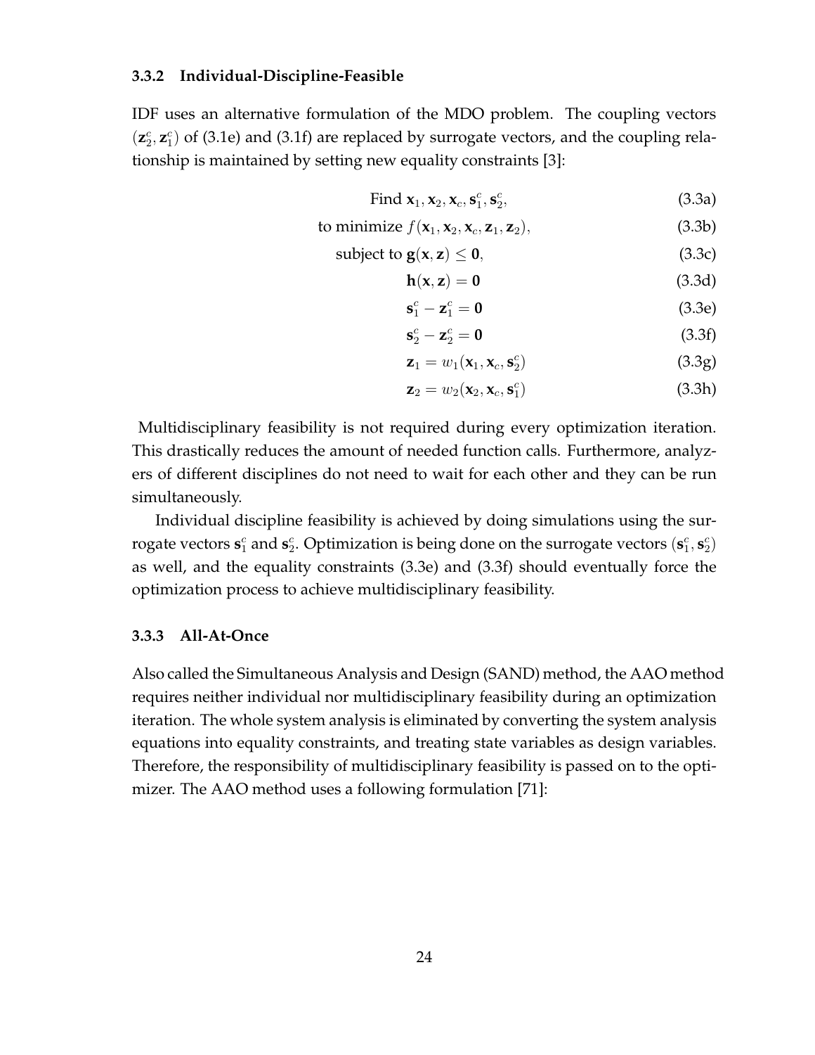### 3.3.2 Individual-Discipline-Feasible

IDF uses an alternative formulation of the MDO problem. The coupling vectors $(\mathbf{z}_2^c, \mathbf{z}_1^c)$ of (3.1e) and (3.1f) are replaced by surrogate vectors, and the coupling relationship is maintained by setting new equality constraints [3]:

$$
\begin{aligned}
\text{Find } & \mathbf{x}_1, \mathbf{x}_2, \mathbf{x}_c, \mathbf{s}_1^c, \mathbf{s}_2^c, && (3.3a)\\
\text{to minimize } & f(\mathbf{x}_1, \mathbf{x}_2, \mathbf{x}_c, \mathbf{z}_1, \mathbf{z}_2), && (3.3b)\\
\text{subject to } & \mathbf{g}(\mathbf{x}, \mathbf{z}) \leq \mathbf{0}, && (3.3c)\\
& \mathbf{h}(\mathbf{x}, \mathbf{z}) = \mathbf{0} && (3.3d)\\
& \mathbf{s}_1^c - \mathbf{z}_1^c = \mathbf{0} && (3.3e)\\
& \mathbf{s}_2^c - \mathbf{z}_2^c = \mathbf{0} && (3.3f)\\
& \mathbf{z}_1 = w_1(\mathbf{x}_1, \mathbf{x}_c, \mathbf{s}_2^c) && (3.3g)\\
& \mathbf{z}_2 = w_2(\mathbf{x}_2, \mathbf{x}_c, \mathbf{s}_1^c) && (3.3h)
\end{aligned}
$$

Multidisciplinary feasibility is not required during every optimization iteration. This drastically reduces the amount of needed function calls. Furthermore, analyzers of different disciplines do not need to wait for each other and they can be run simultaneously.

Individual discipline feasibility is achieved by doing simulations using the surrogate vectors $\mathbf{s}_1^c$ and $\mathbf{s}_2^c$. Optimization is being done on the surrogate vectors $(\mathbf{s}_1^c, \mathbf{s}_2^c)$ as well, and the equality constraints (3.3e) and (3.3f) should eventually force the optimization process to achieve multidisciplinary feasibility.

### 3.3.3 All-At-Once

Also called the Simultaneous Analysis and Design (SAND) method, the AAO method requires neither individual nor multidisciplinary feasibility during an optimization iteration. The whole system analysis is eliminated by converting the system analysis equations into equality constraints, and treating state variables as design variables. Therefore, the responsibility of multidisciplinary feasibility is passed on to the optimizer. The AAO method uses a following formulation [71]: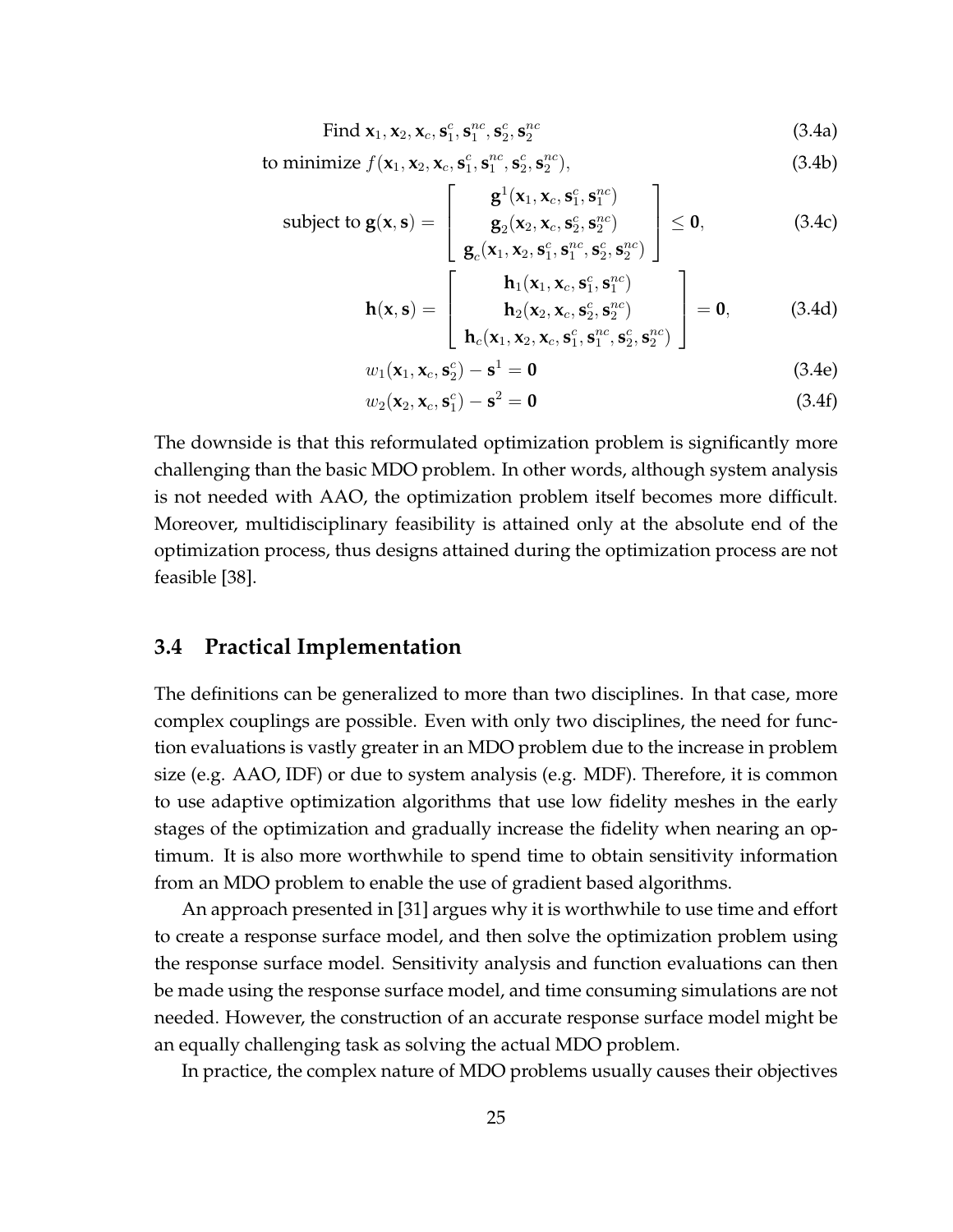$$
\text{Find } \mathbf{x}_1, \mathbf{x}_2, \mathbf{x}_c, \mathbf{s}_1^c, \mathbf{s}_1^{nc}, \mathbf{s}_2^c, \mathbf{s}_2^{nc} \tag{3.4a}
$$

$$
\text{to minimize } f(\mathbf{x}_1, \mathbf{x}_2, \mathbf{x}_c, \mathbf{s}_1^c, \mathbf{s}_1^{nc}, \mathbf{s}_2^c, \mathbf{s}_2^{nc}), \tag{3.4b}
$$

$$
\text{subject to } \mathbf{g}(\mathbf{x}, \mathbf{s}) = \begin{bmatrix} \mathbf{g}^1(\mathbf{x}_1, \mathbf{x}_c, \mathbf{s}_1^c, \mathbf{s}_1^{nc}) \\ \mathbf{g}_2(\mathbf{x}_2, \mathbf{x}_c, \mathbf{s}_2^c, \mathbf{s}_2^{nc}) \\ \mathbf{g}_c(\mathbf{x}_1, \mathbf{x}_2, \mathbf{s}_1^c, \mathbf{s}_1^{nc}, \mathbf{s}_2^c, \mathbf{s}_2^{nc}) \end{bmatrix} \leq \mathbf{0}, \tag{3.4c}
$$

$$
\mathbf{h}(\mathbf{x}, \mathbf{s}) = \begin{bmatrix} \mathbf{h}_1(\mathbf{x}_1, \mathbf{x}_c, \mathbf{s}_1^c, \mathbf{s}_1^{nc}) \\ \mathbf{h}_2(\mathbf{x}_2, \mathbf{x}_c, \mathbf{s}_2^c, \mathbf{s}_2^{nc}) \\ \mathbf{h}_c(\mathbf{x}_1, \mathbf{x}_2, \mathbf{x}_c, \mathbf{s}_1^c, \mathbf{s}_1^{nc}, \mathbf{s}_2^c, \mathbf{s}_2^{nc}) \end{bmatrix} = \mathbf{0}, \tag{3.4d}
$$

$$
w_1(\mathbf{x}_1, \mathbf{x}_c, \mathbf{s}_2^c) - \mathbf{s}^1 = \mathbf{0} \tag{3.4e}
$$

$$
w_2(\mathbf{x}_2, \mathbf{x}_c, \mathbf{s}_1^c) - \mathbf{s}^2 = \mathbf{0} \tag{3.4f}
$$

The downside is that this reformulated optimization problem is significantly more challenging than the basic MDO problem. In other words, although system analysis is not needed with AAO, the optimization problem itself becomes more difficult. Moreover, multidisciplinary feasibility is attained only at the absolute end of the optimization process, thus designs attained during the optimization process are not feasible [38].

## 3.4 Practical Implementation

The definitions can be generalized to more than two disciplines. In that case, more complex couplings are possible. Even with only two disciplines, the need for function evaluations is vastly greater in an MDO problem due to the increase in problem size (e.g. AAO, IDF) or due to system analysis (e.g. MDF). Therefore, it is common to use adaptive optimization algorithms that use low fidelity meshes in the early stages of the optimization and gradually increase the fidelity when nearing an optimum. It is also more worthwhile to spend time to obtain sensitivity information from an MDO problem to enable the use of gradient based algorithms.

An approach presented in [31] argues why it is worthwhile to use time and effort to create a response surface model, and then solve the optimization problem using the response surface model. Sensitivity analysis and function evaluations can then be made using the response surface model, and time consuming simulations are not needed. However, the construction of an accurate response surface model might be an equally challenging task as solving the actual MDO problem.

In practice, the complex nature of MDO problems usually causes their objectives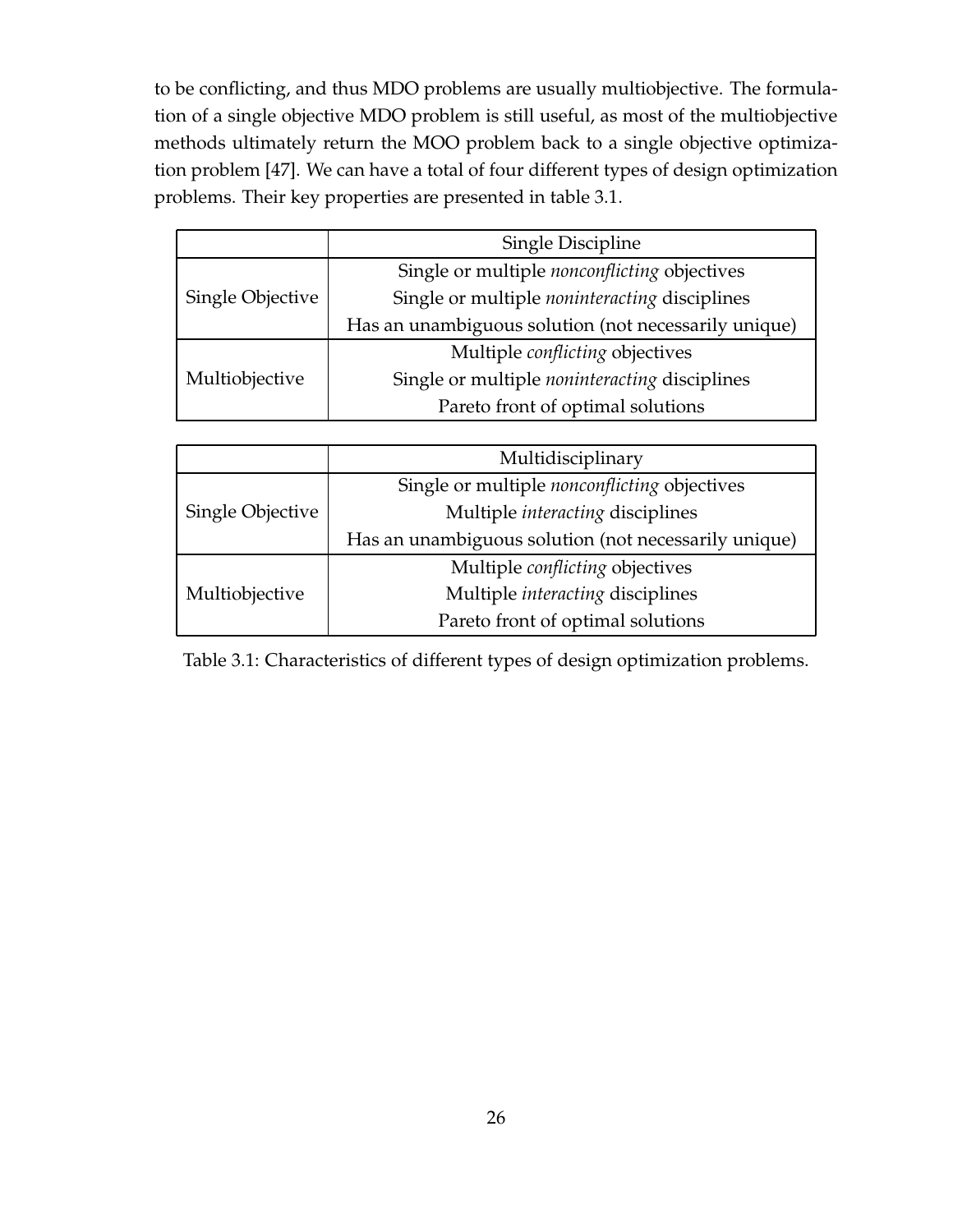to be conflicting, and thus MDO problems are usually multiobjective. The formulation of a single objective MDO problem is still useful, as most of the multiobjective methods ultimately return the MOO problem back to a single objective optimization problem [47]. We can have a total of four different types of design optimization problems. Their key properties are presented in table 3.1.

| | Single Discipline |
|---|---|
| Single Objective | Single or multiple *nonconflicting* objectives<br>Single or multiple *noninteracting* disciplines<br>Has an unambiguous solution (not necessarily unique) |
| Multiobjective | Multiple *conflicting* objectives<br>Single or multiple *noninteracting* disciplines<br>Pareto front of optimal solutions |

| | Multidisciplinary |
|---|---|
| Single Objective | Single or multiple *nonconflicting* objectives<br>Multiple *interacting* disciplines<br>Has an unambiguous solution (not necessarily unique) |
| Multiobjective | Multiple *conflicting* objectives<br>Multiple *interacting* disciplines<br>Pareto front of optimal solutions |

Table 3.1: Characteristics of different types of design optimization problems.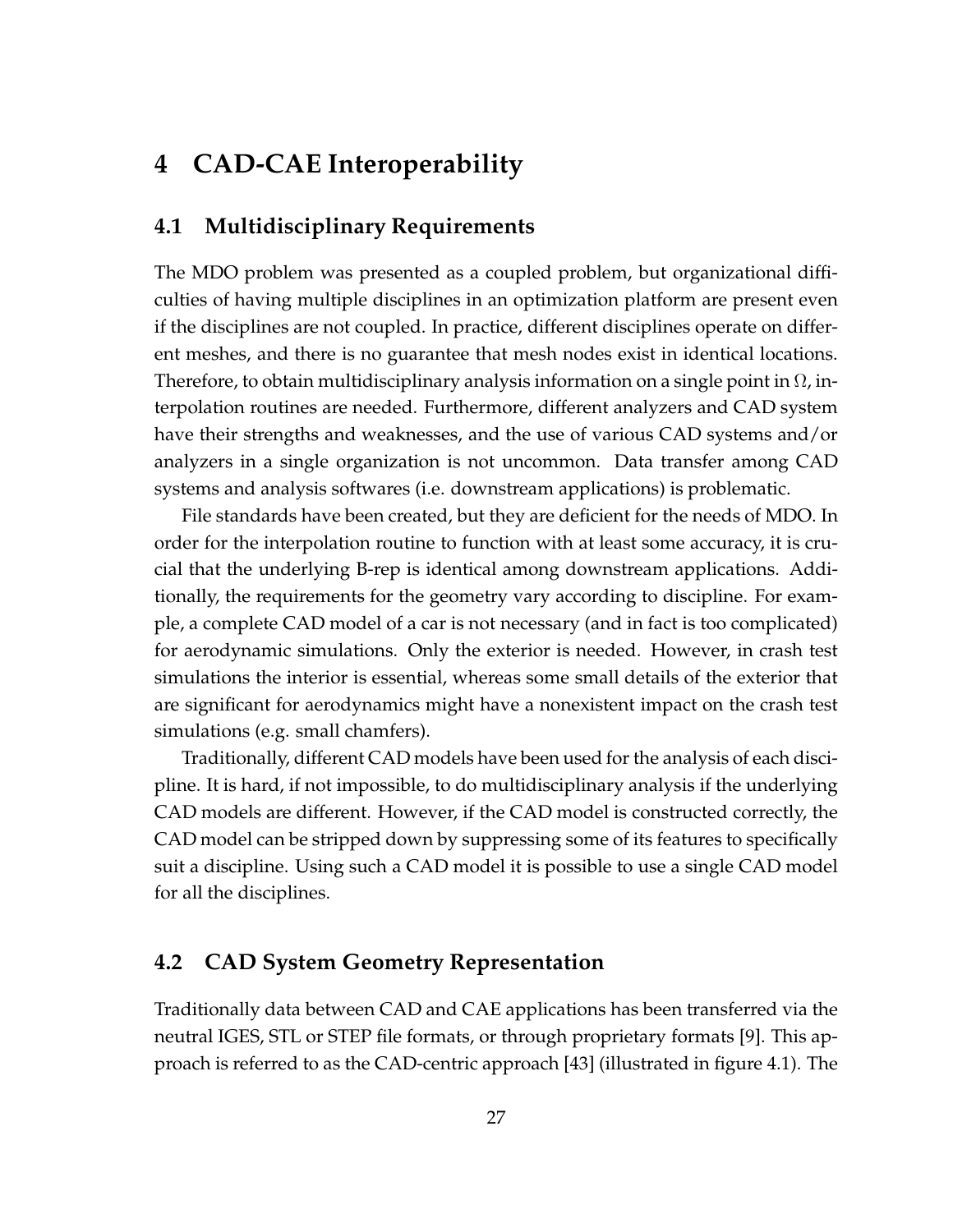# 4 CAD-CAE Interoperability

## 4.1 Multidisciplinary Requirements

The MDO problem was presented as a coupled problem, but organizational difficulties of having multiple disciplines in an optimization platform are present even if the disciplines are not coupled. In practice, different disciplines operate on different meshes, and there is no guarantee that mesh nodes exist in identical locations. Therefore, to obtain multidisciplinary analysis information on a single point in $\Omega$, interpolation routines are needed. Furthermore, different analyzers and CAD system have their strengths and weaknesses, and the use of various CAD systems and/or analyzers in a single organization is not uncommon. Data transfer among CAD systems and analysis softwares (i.e. downstream applications) is problematic.

File standards have been created, but they are deficient for the needs of MDO. In order for the interpolation routine to function with at least some accuracy, it is crucial that the underlying B-rep is identical among downstream applications. Additionally, the requirements for the geometry vary according to discipline. For example, a complete CAD model of a car is not necessary (and in fact is too complicated) for aerodynamic simulations. Only the exterior is needed. However, in crash test simulations the interior is essential, whereas some small details of the exterior that are significant for aerodynamics might have a nonexistent impact on the crash test simulations (e.g. small chamfers).

Traditionally, different CAD models have been used for the analysis of each discipline. It is hard, if not impossible, to do multidisciplinary analysis if the underlying CAD models are different. However, if the CAD model is constructed correctly, the CAD model can be stripped down by suppressing some of its features to specifically suit a discipline. Using such a CAD model it is possible to use a single CAD model for all the disciplines.

## 4.2 CAD System Geometry Representation

Traditionally data between CAD and CAE applications has been transferred via the neutral IGES, STL or STEP file formats, or through proprietary formats [9]. This approach is referred to as the CAD-centric approach [43] (illustrated in figure 4.1). The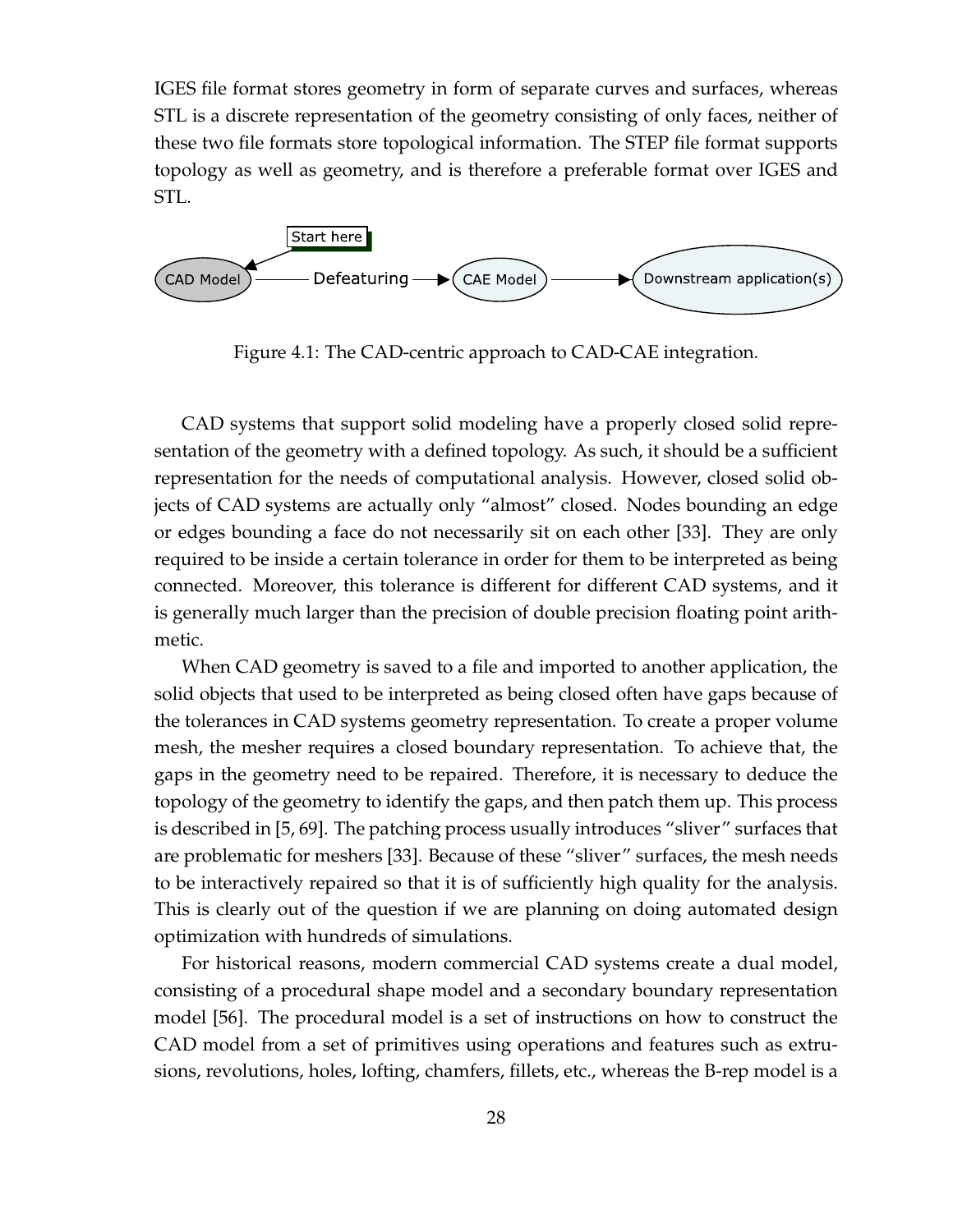IGES file format stores geometry in form of separate curves and surfaces, whereas STL is a discrete representation of the geometry consisting of only faces, neither of these two file formats store topological information. The STEP file format supports topology as well as geometry, and is therefore a preferable format over IGES and STL.

Figure 4.1: The CAD-centric approach to CAD-CAE integration.

CAD systems that support solid modeling have a properly closed solid representation of the geometry with a defined topology. As such, it should be a sufficient representation for the needs of computational analysis. However, closed solid objects of CAD systems are actually only "almost" closed. Nodes bounding an edge or edges bounding a face do not necessarily sit on each other [33]. They are only required to be inside a certain tolerance in order for them to be interpreted as being connected. Moreover, this tolerance is different for different CAD systems, and it is generally much larger than the precision of double precision floating point arithmetic.

When CAD geometry is saved to a file and imported to another application, the solid objects that used to be interpreted as being closed often have gaps because of the tolerances in CAD systems geometry representation. To create a proper volume mesh, the mesher requires a closed boundary representation. To achieve that, the gaps in the geometry need to be repaired. Therefore, it is necessary to deduce the topology of the geometry to identify the gaps, and then patch them up. This process is described in [5, 69]. The patching process usually introduces "sliver" surfaces that are problematic for meshers [33]. Because of these "sliver" surfaces, the mesh needs to be interactively repaired so that it is of sufficiently high quality for the analysis. This is clearly out of the question if we are planning on doing automated design optimization with hundreds of simulations.

For historical reasons, modern commercial CAD systems create a dual model, consisting of a procedural shape model and a secondary boundary representation model [56]. The procedural model is a set of instructions on how to construct the CAD model from a set of primitives using operations and features such as extrusions, revolutions, holes, lofting, chamfers, fillets, etc., whereas the B-rep model is a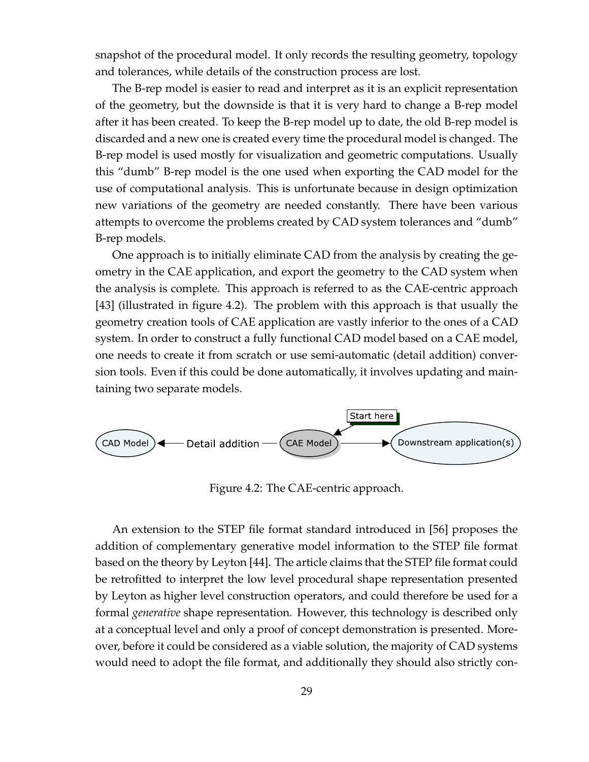snapshot of the procedural model. It only records the resulting geometry, topology and tolerances, while details of the construction process are lost.

The B-rep model is easier to read and interpret as it is an explicit representation of the geometry, but the downside is that it is very hard to change a B-rep model after it has been created. To keep the B-rep model up to date, the old B-rep model is discarded and a new one is created every time the procedural model is changed. The B-rep model is used mostly for visualization and geometric computations. Usually this "dumb" B-rep model is the one used when exporting the CAD model for the use of computational analysis. This is unfortunate because in design optimization new variations of the geometry are needed constantly. There have been various attempts to overcome the problems created by CAD system tolerances and "dumb" B-rep models.

One approach is to initially eliminate CAD from the analysis by creating the geometry in the CAE application, and export the geometry to the CAD system when the analysis is complete. This approach is referred to as the CAE-centric approach [43] (illustrated in figure 4.2). The problem with this approach is that usually the geometry creation tools of CAE application are vastly inferior to the ones of a CAD system. In order to construct a fully functional CAD model based on a CAE model, one needs to create it from scratch or use semi-automatic (detail addition) conversion tools. Even if this could be done automatically, it involves updating and maintaining two separate models.

Start here

CAD Model ← Detail addition — CAE Model → Downstream application(s)

Figure 4.2: The CAE-centric approach.

An extension to the STEP file format standard introduced in [56] proposes the addition of complementary generative model information to the STEP file format based on the theory by Leyton [44]. The article claims that the STEP file format could be retrofitted to interpret the low level procedural shape representation presented by Leyton as higher level construction operators, and could therefore be used for a formal *generative* shape representation. However, this technology is described only at a conceptual level and only a proof of concept demonstration is presented. Moreover, before it could be considered as a viable solution, the majority of CAD systems would need to adopt the file format, and additionally they should also strictly con-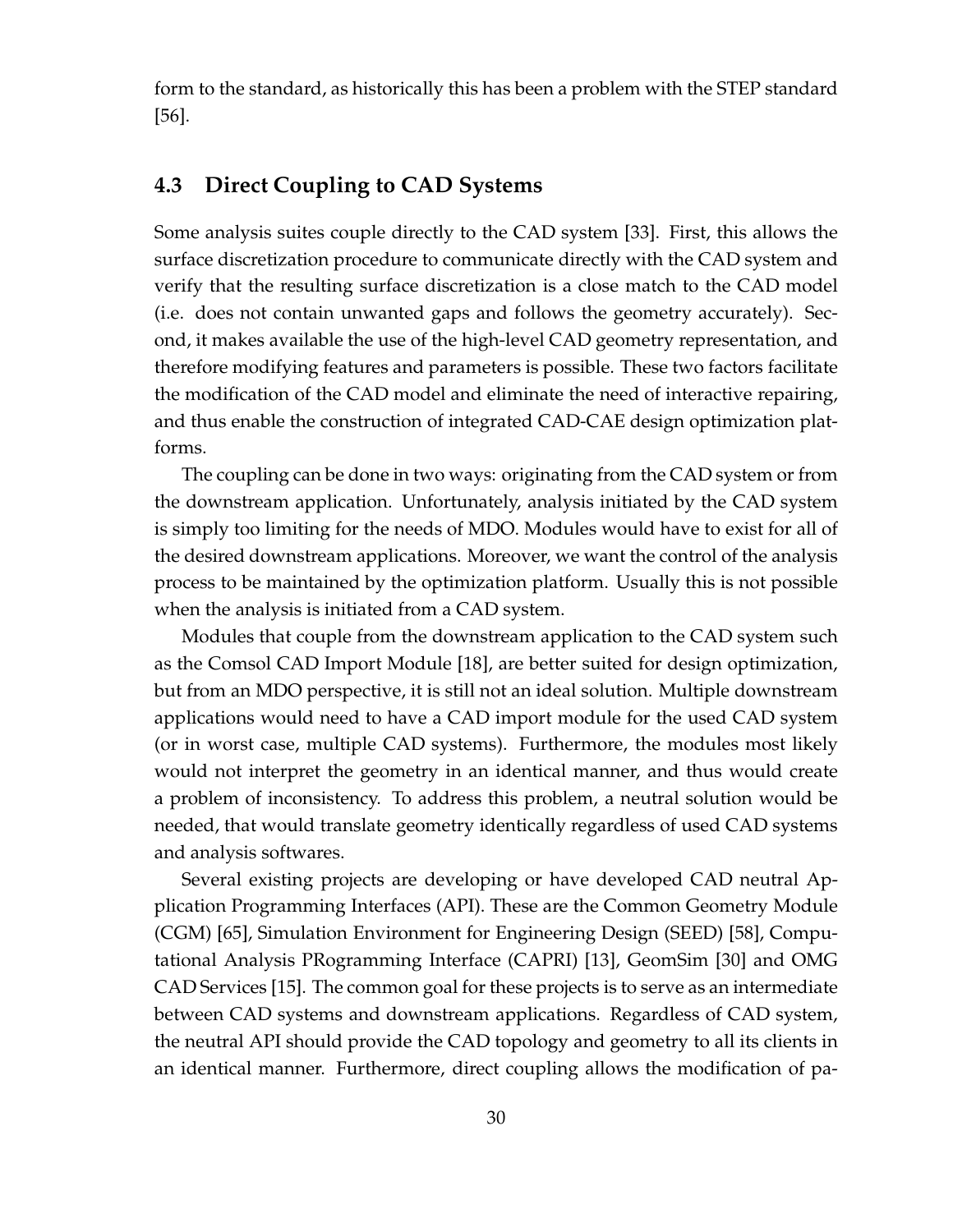form to the standard, as historically this has been a problem with the STEP standard [56].

## 4.3 Direct Coupling to CAD Systems

Some analysis suites couple directly to the CAD system [33]. First, this allows the surface discretization procedure to communicate directly with the CAD system and verify that the resulting surface discretization is a close match to the CAD model (i.e. does not contain unwanted gaps and follows the geometry accurately). Second, it makes available the use of the high-level CAD geometry representation, and therefore modifying features and parameters is possible. These two factors facilitate the modification of the CAD model and eliminate the need of interactive repairing, and thus enable the construction of integrated CAD-CAE design optimization platforms.

The coupling can be done in two ways: originating from the CAD system or from the downstream application. Unfortunately, analysis initiated by the CAD system is simply too limiting for the needs of MDO. Modules would have to exist for all of the desired downstream applications. Moreover, we want the control of the analysis process to be maintained by the optimization platform. Usually this is not possible when the analysis is initiated from a CAD system.

Modules that couple from the downstream application to the CAD system such as the Comsol CAD Import Module [18], are better suited for design optimization, but from an MDO perspective, it is still not an ideal solution. Multiple downstream applications would need to have a CAD import module for the used CAD system (or in worst case, multiple CAD systems). Furthermore, the modules most likely would not interpret the geometry in an identical manner, and thus would create a problem of inconsistency. To address this problem, a neutral solution would be needed, that would translate geometry identically regardless of used CAD systems and analysis softwares.

Several existing projects are developing or have developed CAD neutral Application Programming Interfaces (API). These are the Common Geometry Module (CGM) [65], Simulation Environment for Engineering Design (SEED) [58], Computational Analysis PRogramming Interface (CAPRI) [13], GeomSim [30] and OMG CAD Services [15]. The common goal for these projects is to serve as an intermediate between CAD systems and downstream applications. Regardless of CAD system, the neutral API should provide the CAD topology and geometry to all its clients in an identical manner. Furthermore, direct coupling allows the modification of pa-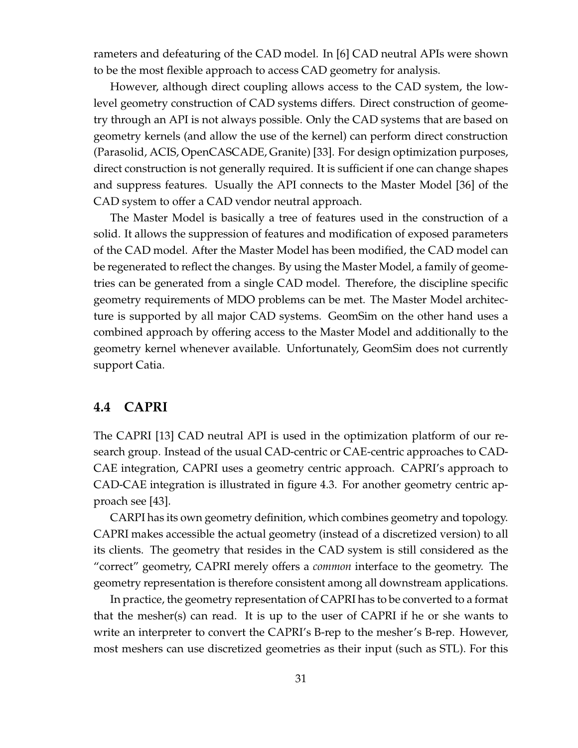rameters and defeaturing of the CAD model. In [6] CAD neutral APIs were shown to be the most flexible approach to access CAD geometry for analysis.

However, although direct coupling allows access to the CAD system, the low-level geometry construction of CAD systems differs. Direct construction of geometry through an API is not always possible. Only the CAD systems that are based on geometry kernels (and allow the use of the kernel) can perform direct construction (Parasolid, ACIS, OpenCASCADE, Granite) [33]. For design optimization purposes, direct construction is not generally required. It is sufficient if one can change shapes and suppress features. Usually the API connects to the Master Model [36] of the CAD system to offer a CAD vendor neutral approach.

The Master Model is basically a tree of features used in the construction of a solid. It allows the suppression of features and modification of exposed parameters of the CAD model. After the Master Model has been modified, the CAD model can be regenerated to reflect the changes. By using the Master Model, a family of geometries can be generated from a single CAD model. Therefore, the discipline specific geometry requirements of MDO problems can be met. The Master Model architecture is supported by all major CAD systems. GeomSim on the other hand uses a combined approach by offering access to the Master Model and additionally to the geometry kernel whenever available. Unfortunately, GeomSim does not currently support Catia.

## 4.4 CAPRI

The CAPRI [13] CAD neutral API is used in the optimization platform of our research group. Instead of the usual CAD-centric or CAE-centric approaches to CAD-CAE integration, CAPRI uses a geometry centric approach. CAPRI's approach to CAD-CAE integration is illustrated in figure 4.3. For another geometry centric approach see [43].

CARPI has its own geometry definition, which combines geometry and topology. CAPRI makes accessible the actual geometry (instead of a discretized version) to all its clients. The geometry that resides in the CAD system is still considered as the "correct" geometry, CAPRI merely offers a *common* interface to the geometry. The geometry representation is therefore consistent among all downstream applications.

In practice, the geometry representation of CAPRI has to be converted to a format that the mesher(s) can read. It is up to the user of CAPRI if he or she wants to write an interpreter to convert the CAPRI's B-rep to the mesher's B-rep. However, most meshers can use discretized geometries as their input (such as STL). For this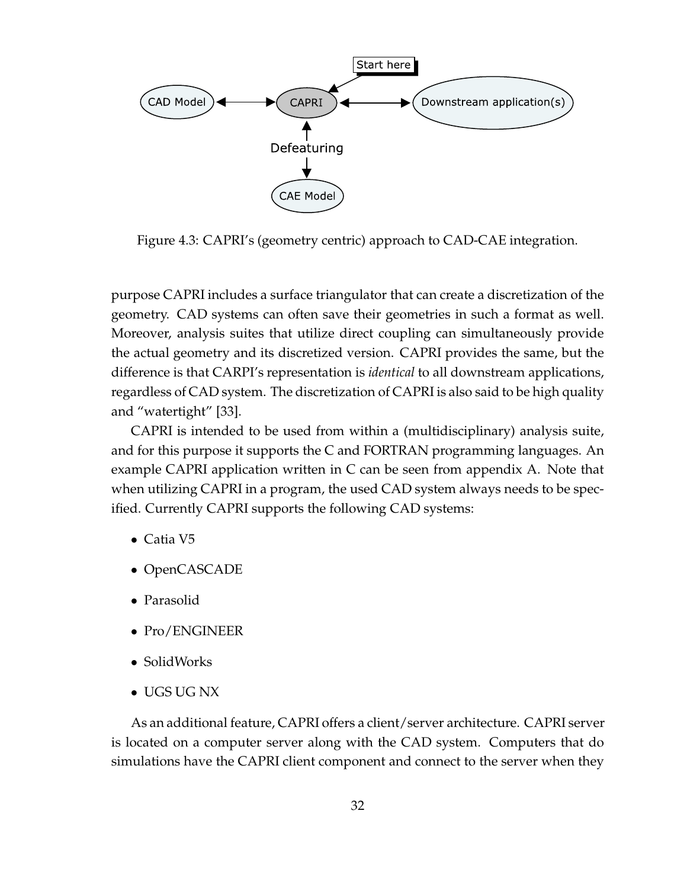Figure 4.3: CAPRI's (geometry centric) approach to CAD-CAE integration.

purpose CAPRI includes a surface triangulator that can create a discretization of the geometry. CAD systems can often save their geometries in such a format as well. Moreover, analysis suites that utilize direct coupling can simultaneously provide the actual geometry and its discretized version. CAPRI provides the same, but the difference is that CARPI's representation is *identical* to all downstream applications, regardless of CAD system. The discretization of CAPRI is also said to be high quality and "watertight" [33].

CAPRI is intended to be used from within a (multidisciplinary) analysis suite, and for this purpose it supports the C and FORTRAN programming languages. An example CAPRI application written in C can be seen from appendix A. Note that when utilizing CAPRI in a program, the used CAD system always needs to be specified. Currently CAPRI supports the following CAD systems:

- Catia V5
- OpenCASCADE
- Parasolid
- Pro/ENGINEER
- SolidWorks
- UGS UG NX

As an additional feature, CAPRI offers a client/server architecture. CAPRI server is located on a computer server along with the CAD system. Computers that do simulations have the CAPRI client component and connect to the server when they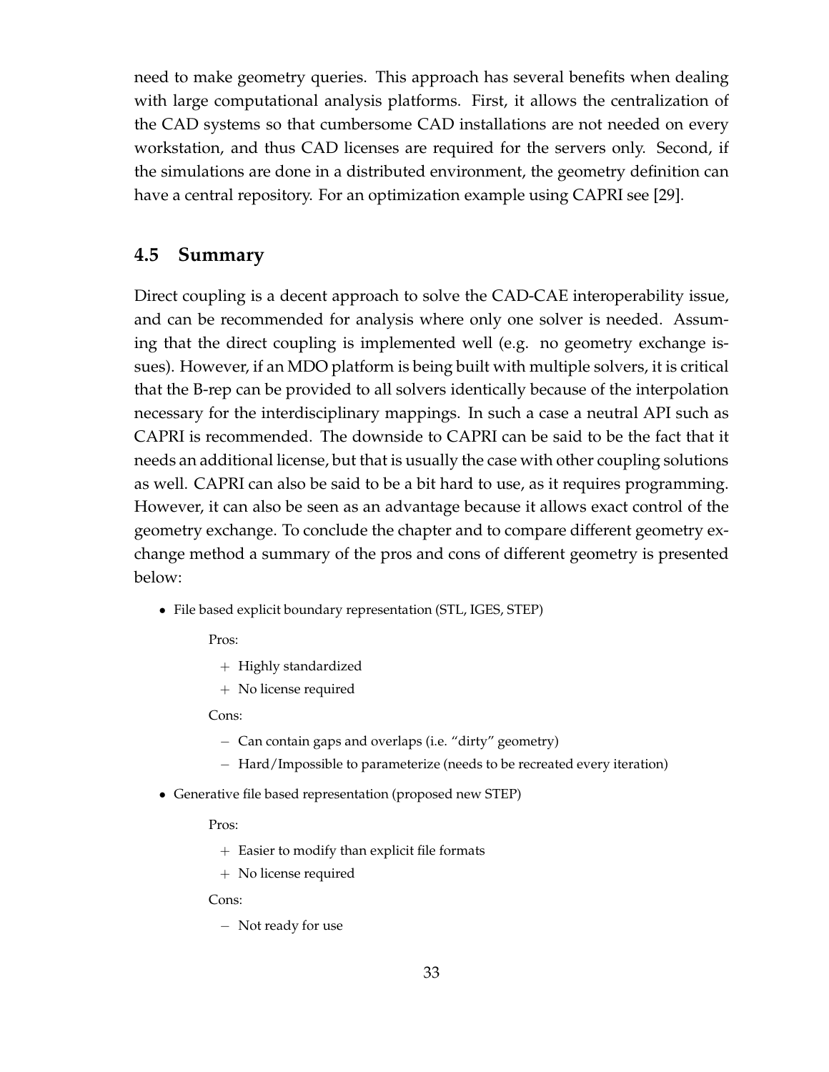need to make geometry queries. This approach has several benefits when dealing with large computational analysis platforms. First, it allows the centralization of the CAD systems so that cumbersome CAD installations are not needed on every workstation, and thus CAD licenses are required for the servers only. Second, if the simulations are done in a distributed environment, the geometry definition can have a central repository. For an optimization example using CAPRI see [29].

## 4.5 Summary

Direct coupling is a decent approach to solve the CAD-CAE interoperability issue, and can be recommended for analysis where only one solver is needed. Assuming that the direct coupling is implemented well (e.g. no geometry exchange issues). However, if an MDO platform is being built with multiple solvers, it is critical that the B-rep can be provided to all solvers identically because of the interpolation necessary for the interdisciplinary mappings. In such a case a neutral API such as CAPRI is recommended. The downside to CAPRI can be said to be the fact that it needs an additional license, but that is usually the case with other coupling solutions as well. CAPRI can also be said to be a bit hard to use, as it requires programming. However, it can also be seen as an advantage because it allows exact control of the geometry exchange. To conclude the chapter and to compare different geometry exchange method a summary of the pros and cons of different geometry is presented below:

- File based explicit boundary representation (STL, IGES, STEP)

  Pros:

  + Highly standardized
  + No license required

  Cons:

  – Can contain gaps and overlaps (i.e. "dirty" geometry)
  – Hard/Impossible to parameterize (needs to be recreated every iteration)

- Generative file based representation (proposed new STEP)

  Pros:

  + Easier to modify than explicit file formats
  + No license required

  Cons:

  – Not ready for use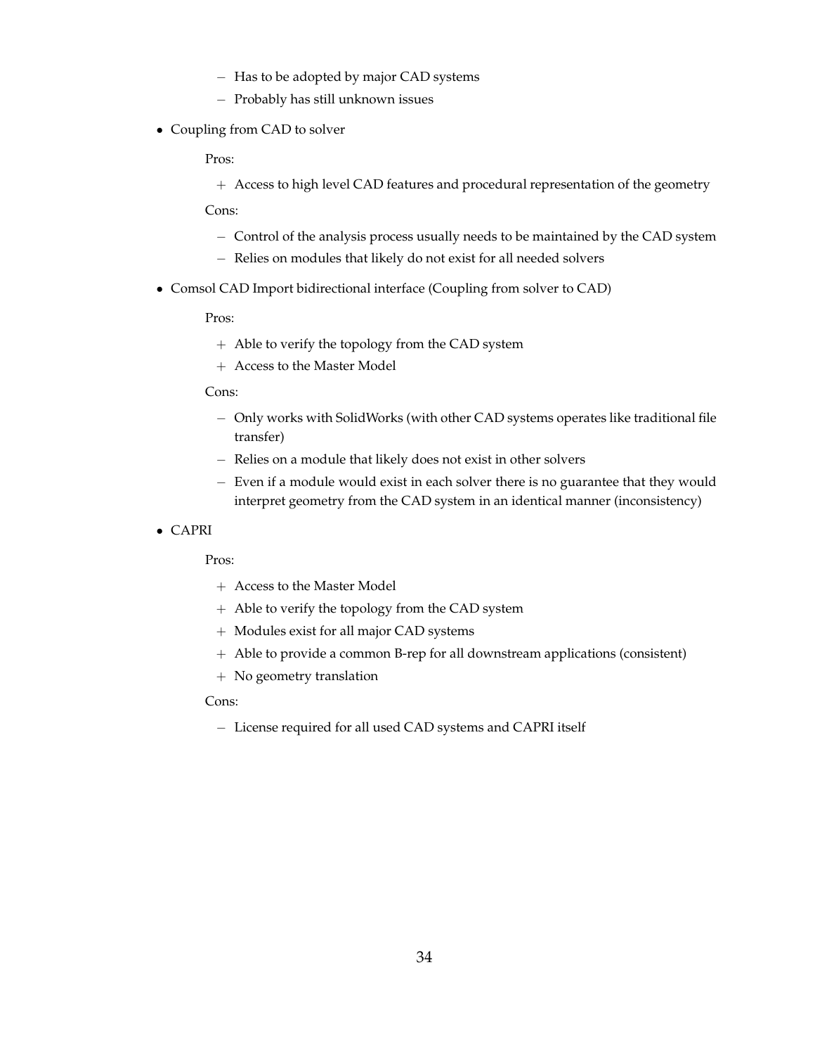- Has to be adopted by major CAD systems
  - Probably has still unknown issues

- Coupling from CAD to solver

  Pros:

  + Access to high level CAD features and procedural representation of the geometry

  Cons:

  - Control of the analysis process usually needs to be maintained by the CAD system
  - Relies on modules that likely do not exist for all needed solvers

- Comsol CAD Import bidirectional interface (Coupling from solver to CAD)

  Pros:

  + Able to verify the topology from the CAD system
  + Access to the Master Model

  Cons:

  - Only works with SolidWorks (with other CAD systems operates like traditional file transfer)
  - Relies on a module that likely does not exist in other solvers
  - Even if a module would exist in each solver there is no guarantee that they would interpret geometry from the CAD system in an identical manner (inconsistency)

- CAPRI

  Pros:

  + Access to the Master Model
  + Able to verify the topology from the CAD system
  + Modules exist for all major CAD systems
  + Able to provide a common B-rep for all downstream applications (consistent)
  + No geometry translation

  Cons:

  - License required for all used CAD systems and CAPRI itself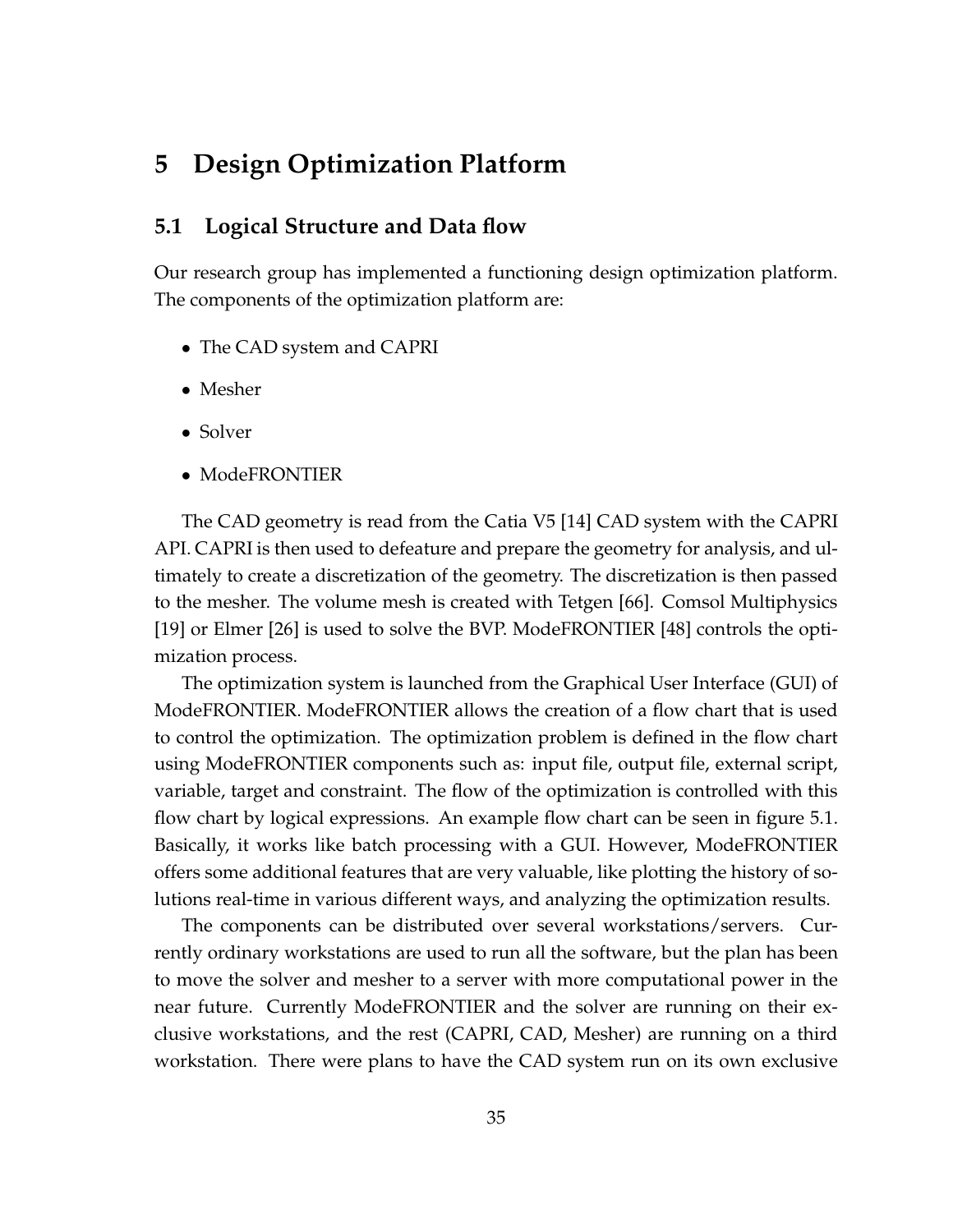# 5 Design Optimization Platform

## 5.1 Logical Structure and Data flow

Our research group has implemented a functioning design optimization platform. The components of the optimization platform are:

- The CAD system and CAPRI
- Mesher
- Solver
- ModeFRONTIER

The CAD geometry is read from the Catia V5 [14] CAD system with the CAPRI API. CAPRI is then used to defeature and prepare the geometry for analysis, and ultimately to create a discretization of the geometry. The discretization is then passed to the mesher. The volume mesh is created with Tetgen [66]. Comsol Multiphysics [19] or Elmer [26] is used to solve the BVP. ModeFRONTIER [48] controls the optimization process.

The optimization system is launched from the Graphical User Interface (GUI) of ModeFRONTIER. ModeFRONTIER allows the creation of a flow chart that is used to control the optimization. The optimization problem is defined in the flow chart using ModeFRONTIER components such as: input file, output file, external script, variable, target and constraint. The flow of the optimization is controlled with this flow chart by logical expressions. An example flow chart can be seen in figure 5.1. Basically, it works like batch processing with a GUI. However, ModeFRONTIER offers some additional features that are very valuable, like plotting the history of solutions real-time in various different ways, and analyzing the optimization results.

The components can be distributed over several workstations/servers. Currently ordinary workstations are used to run all the software, but the plan has been to move the solver and mesher to a server with more computational power in the near future. Currently ModeFRONTIER and the solver are running on their exclusive workstations, and the rest (CAPRI, CAD, Mesher) are running on a third workstation. There were plans to have the CAD system run on its own exclusive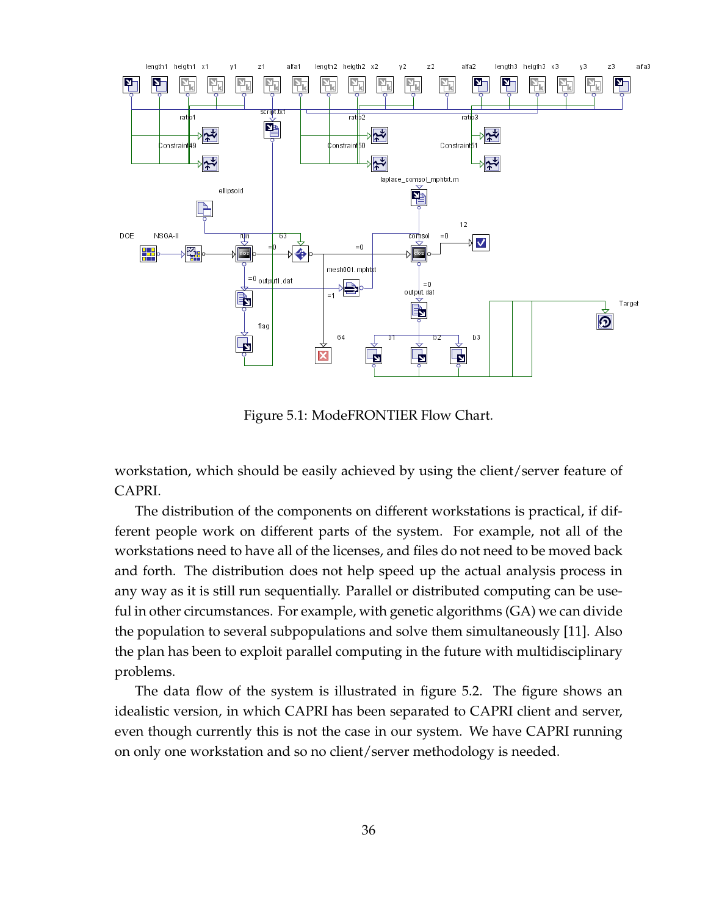Figure 5.1: ModeFRONTIER Flow Chart.

workstation, which should be easily achieved by using the client/server feature of CAPRI.

The distribution of the components on different workstations is practical, if different people work on different parts of the system. For example, not all of the workstations need to have all of the licenses, and files do not need to be moved back and forth. The distribution does not help speed up the actual analysis process in any way as it is still run sequentially. Parallel or distributed computing can be useful in other circumstances. For example, with genetic algorithms (GA) we can divide the population to several subpopulations and solve them simultaneously [11]. Also the plan has been to exploit parallel computing in the future with multidisciplinary problems.

The data flow of the system is illustrated in figure 5.2. The figure shows an idealistic version, in which CAPRI has been separated to CAPRI client and server, even though currently this is not the case in our system. We have CAPRI running on only one workstation and so no client/server methodology is needed.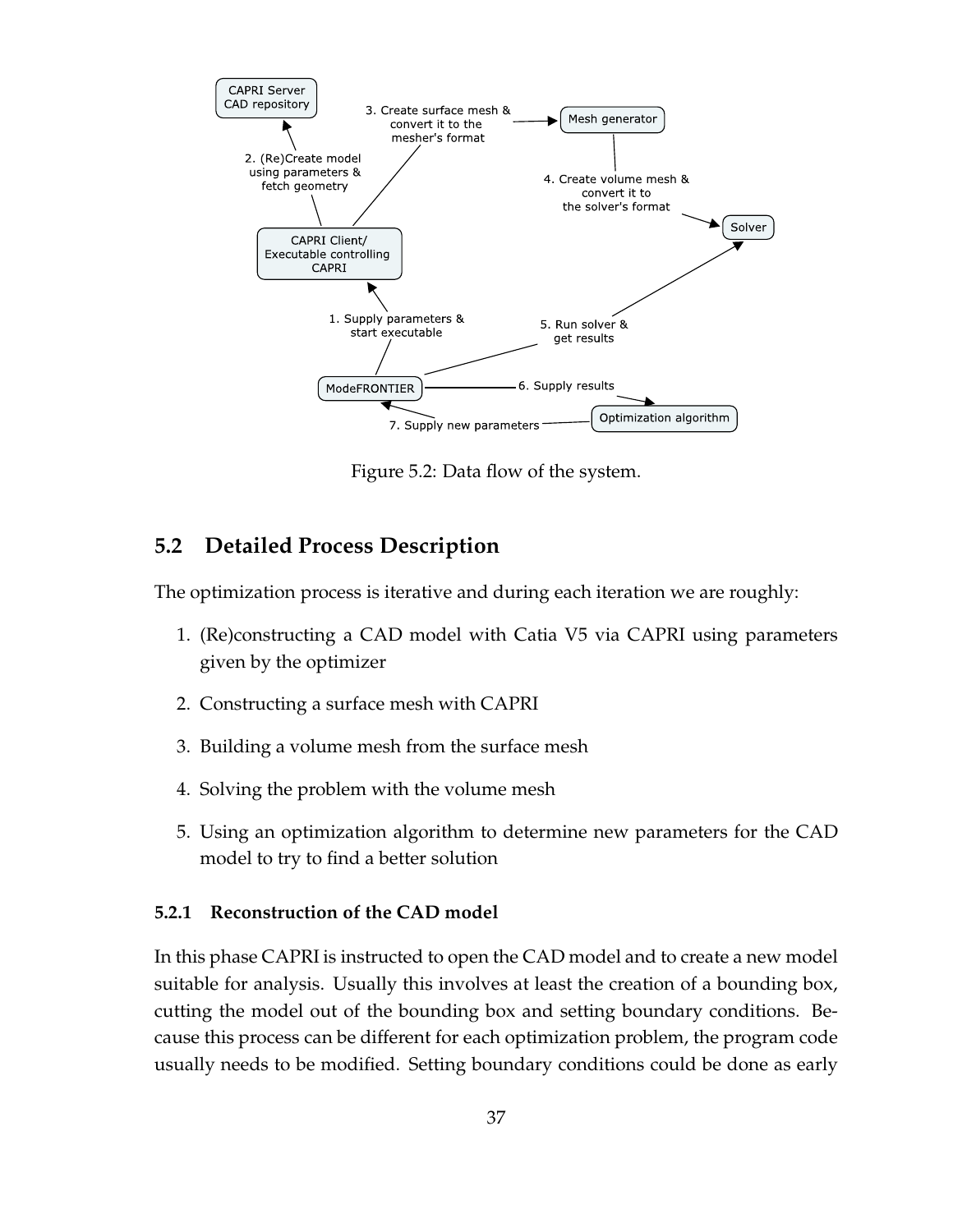Figure 5.2: Data flow of the system.

## 5.2 Detailed Process Description

The optimization process is iterative and during each iteration we are roughly:

1. (Re)constructing a CAD model with Catia V5 via CAPRI using parameters given by the optimizer
2. Constructing a surface mesh with CAPRI
3. Building a volume mesh from the surface mesh
4. Solving the problem with the volume mesh
5. Using an optimization algorithm to determine new parameters for the CAD model to try to find a better solution

### 5.2.1 Reconstruction of the CAD model

In this phase CAPRI is instructed to open the CAD model and to create a new model suitable for analysis. Usually this involves at least the creation of a bounding box, cutting the model out of the bounding box and setting boundary conditions. Because this process can be different for each optimization problem, the program code usually needs to be modified. Setting boundary conditions could be done as early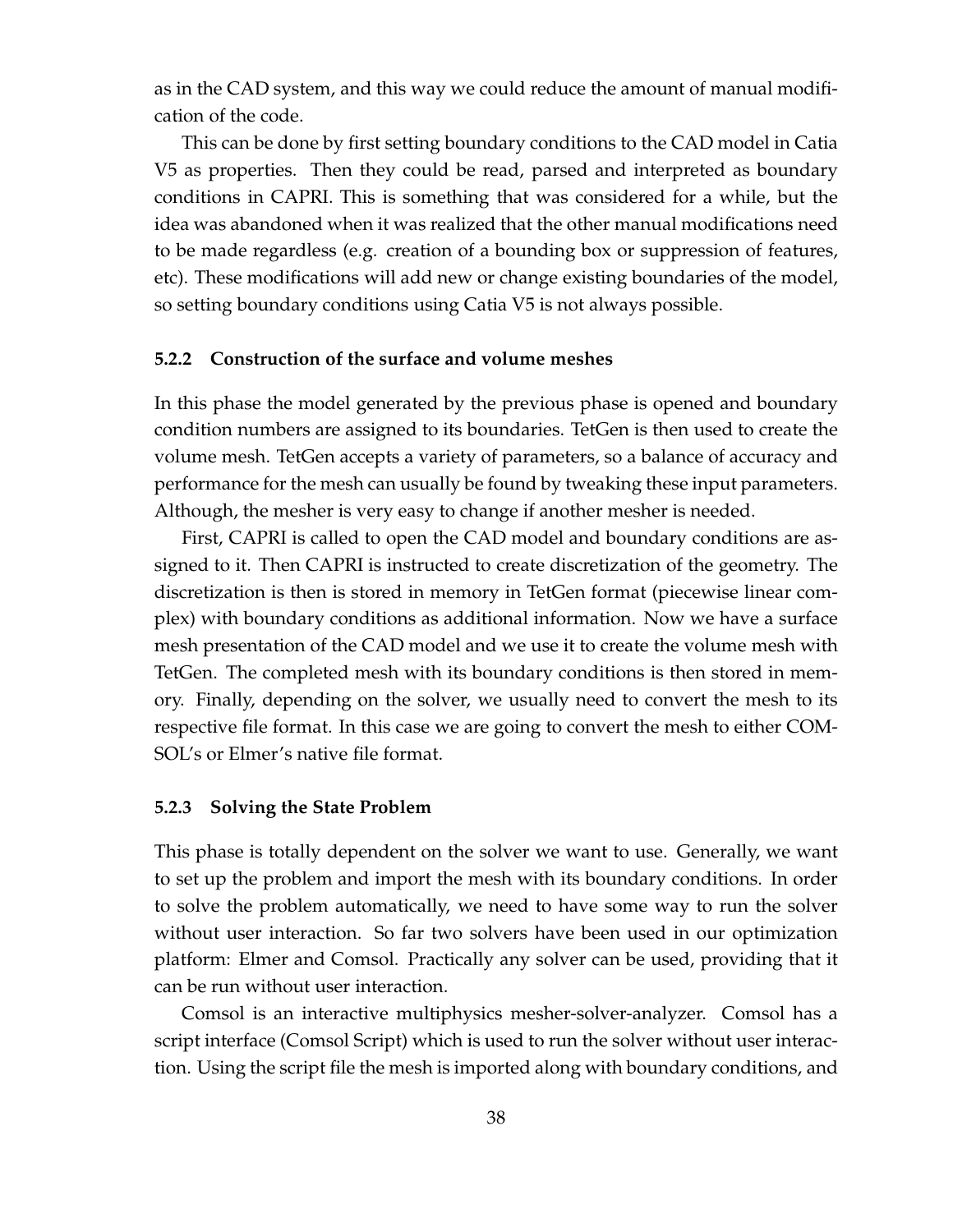as in the CAD system, and this way we could reduce the amount of manual modification of the code.

This can be done by first setting boundary conditions to the CAD model in Catia V5 as properties. Then they could be read, parsed and interpreted as boundary conditions in CAPRI. This is something that was considered for a while, but the idea was abandoned when it was realized that the other manual modifications need to be made regardless (e.g. creation of a bounding box or suppression of features, etc). These modifications will add new or change existing boundaries of the model, so setting boundary conditions using Catia V5 is not always possible.

### 5.2.2 Construction of the surface and volume meshes

In this phase the model generated by the previous phase is opened and boundary condition numbers are assigned to its boundaries. TetGen is then used to create the volume mesh. TetGen accepts a variety of parameters, so a balance of accuracy and performance for the mesh can usually be found by tweaking these input parameters. Although, the mesher is very easy to change if another mesher is needed.

First, CAPRI is called to open the CAD model and boundary conditions are assigned to it. Then CAPRI is instructed to create discretization of the geometry. The discretization is then is stored in memory in TetGen format (piecewise linear complex) with boundary conditions as additional information. Now we have a surface mesh presentation of the CAD model and we use it to create the volume mesh with TetGen. The completed mesh with its boundary conditions is then stored in memory. Finally, depending on the solver, we usually need to convert the mesh to its respective file format. In this case we are going to convert the mesh to either COMSOL's or Elmer's native file format.

### 5.2.3 Solving the State Problem

This phase is totally dependent on the solver we want to use. Generally, we want to set up the problem and import the mesh with its boundary conditions. In order to solve the problem automatically, we need to have some way to run the solver without user interaction. So far two solvers have been used in our optimization platform: Elmer and Comsol. Practically any solver can be used, providing that it can be run without user interaction.

Comsol is an interactive multiphysics mesher-solver-analyzer. Comsol has a script interface (Comsol Script) which is used to run the solver without user interaction. Using the script file the mesh is imported along with boundary conditions, and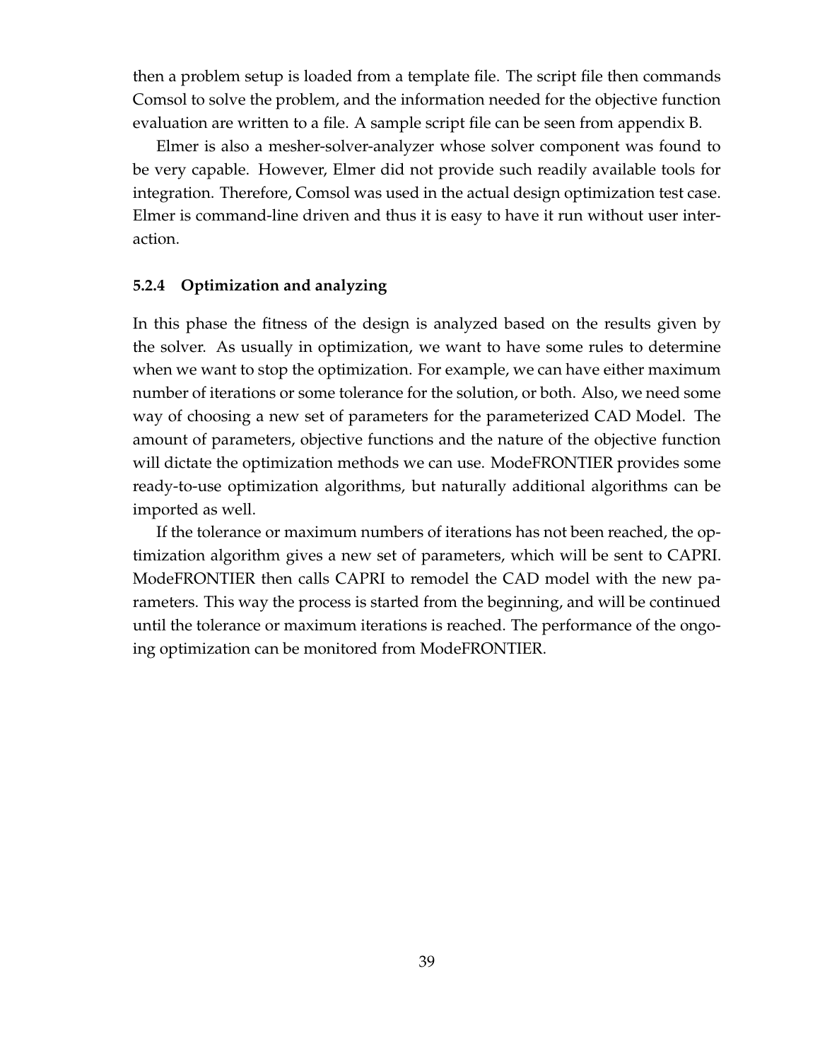then a problem setup is loaded from a template file. The script file then commands Comsol to solve the problem, and the information needed for the objective function evaluation are written to a file. A sample script file can be seen from appendix B.

Elmer is also a mesher-solver-analyzer whose solver component was found to be very capable. However, Elmer did not provide such readily available tools for integration. Therefore, Comsol was used in the actual design optimization test case. Elmer is command-line driven and thus it is easy to have it run without user interaction.

### 5.2.4 Optimization and analyzing

In this phase the fitness of the design is analyzed based on the results given by the solver. As usually in optimization, we want to have some rules to determine when we want to stop the optimization. For example, we can have either maximum number of iterations or some tolerance for the solution, or both. Also, we need some way of choosing a new set of parameters for the parameterized CAD Model. The amount of parameters, objective functions and the nature of the objective function will dictate the optimization methods we can use. ModeFRONTIER provides some ready-to-use optimization algorithms, but naturally additional algorithms can be imported as well.

If the tolerance or maximum numbers of iterations has not been reached, the optimization algorithm gives a new set of parameters, which will be sent to CAPRI. ModeFRONTIER then calls CAPRI to remodel the CAD model with the new parameters. This way the process is started from the beginning, and will be continued until the tolerance or maximum iterations is reached. The performance of the ongoing optimization can be monitored from ModeFRONTIER.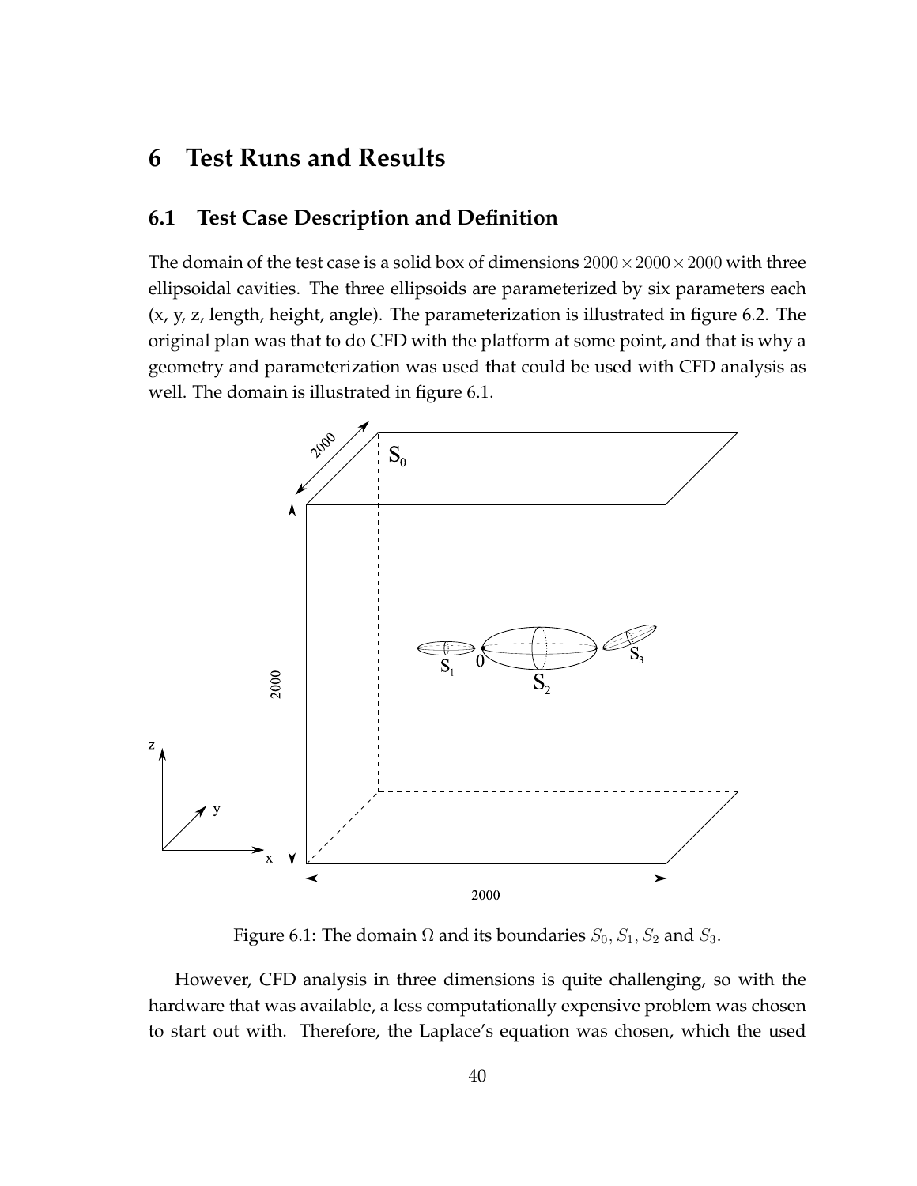# 6 Test Runs and Results

## 6.1 Test Case Description and Definition

The domain of the test case is a solid box of dimensions $2000 \times 2000 \times 2000$ with three ellipsoidal cavities. The three ellipsoids are parameterized by six parameters each (x, y, z, length, height, angle). The parameterization is illustrated in figure 6.2. The original plan was that to do CFD with the platform at some point, and that is why a geometry and parameterization was used that could be used with CFD analysis as well. The domain is illustrated in figure 6.1.

Figure 6.1: The domain $\Omega$ and its boundaries $S_0, S_1, S_2$ and $S_3$.

However, CFD analysis in three dimensions is quite challenging, so with the hardware that was available, a less computationally expensive problem was chosen to start out with. Therefore, the Laplace's equation was chosen, which the used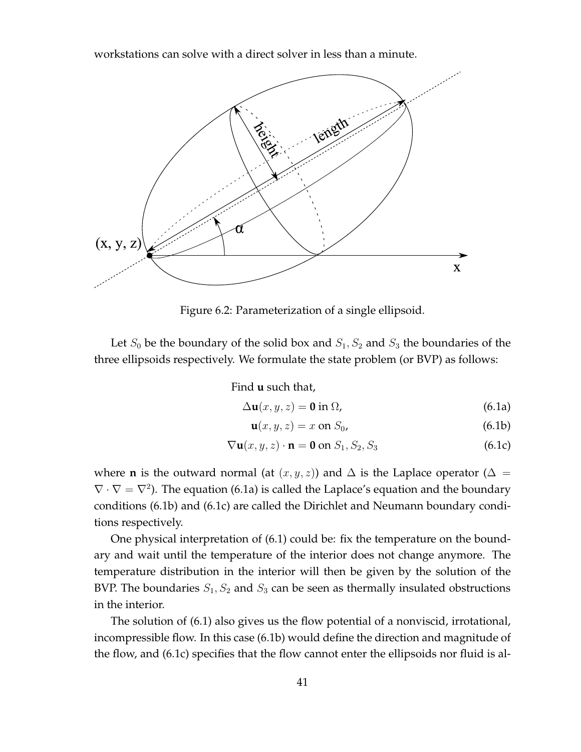workstations can solve with a direct solver in less than a minute.

Figure 6.2: Parameterization of a single ellipsoid.

Let $S_0$ be the boundary of the solid box and $S_1, S_2$ and $S_3$ the boundaries of the three ellipsoids respectively. We formulate the state problem (or BVP) as follows:

Find $\mathbf{u}$ such that,

$$\Delta \mathbf{u}(x, y, z) = \mathbf{0} \text{ in } \Omega, \tag{6.1a}$$

$$\mathbf{u}(x, y, z) = x \text{ on } S_0, \tag{6.1b}$$

$$\nabla \mathbf{u}(x, y, z) \cdot \mathbf{n} = \mathbf{0} \text{ on } S_1, S_2, S_3 \tag{6.1c}$$

where $\mathbf{n}$ is the outward normal (at $(x, y, z)$) and $\Delta$ is the Laplace operator ($\Delta = \nabla \cdot \nabla = \nabla^2$). The equation (6.1a) is called the Laplace's equation and the boundary conditions (6.1b) and (6.1c) are called the Dirichlet and Neumann boundary conditions respectively.

One physical interpretation of (6.1) could be: fix the temperature on the boundary and wait until the temperature of the interior does not change anymore. The temperature distribution in the interior will then be given by the solution of the BVP. The boundaries $S_1, S_2$ and $S_3$ can be seen as thermally insulated obstructions in the interior.

The solution of (6.1) also gives us the flow potential of a nonviscid, irrotational, incompressible flow. In this case (6.1b) would define the direction and magnitude of the flow, and (6.1c) specifies that the flow cannot enter the ellipsoids nor fluid is al-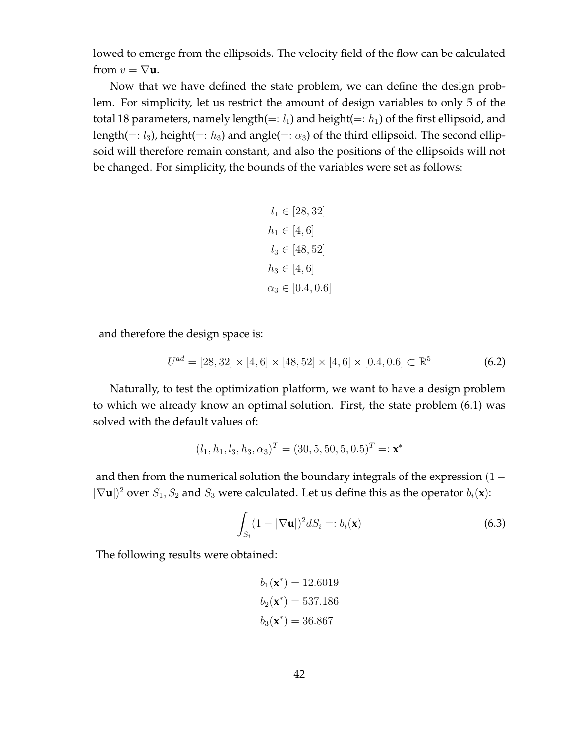lowed to emerge from the ellipsoids. The velocity field of the flow can be calculated from $v = \nabla \mathbf{u}$.

Now that we have defined the state problem, we can define the design problem. For simplicity, let us restrict the amount of design variables to only 5 of the total 18 parameters, namely length($=: l_1$) and height($=: h_1$) of the first ellipsoid, and length($=: l_3$), height($=: h_3$) and angle($=: \alpha_3$) of the third ellipsoid. The second ellipsoid will therefore remain constant, and also the positions of the ellipsoids will not be changed. For simplicity, the bounds of the variables were set as follows:

$$
\begin{aligned}
l_1 &\in [28, 32] \\
h_1 &\in [4, 6] \\
l_3 &\in [48, 52] \\
h_3 &\in [4, 6] \\
\alpha_3 &\in [0.4, 0.6]
\end{aligned}
$$

and therefore the design space is:

$$
U^{ad} = [28, 32] \times [4, 6] \times [48, 52] \times [4, 6] \times [0.4, 0.6] \subset \mathbb{R}^5 \tag{6.2}
$$

Naturally, to test the optimization platform, we want to have a design problem to which we already know an optimal solution. First, the state problem (6.1) was solved with the default values of:

$$
(l_1, h_1, l_3, h_3, \alpha_3)^T = (30, 5, 50, 5, 0.5)^T =: \mathbf{x}^*
$$

and then from the numerical solution the boundary integrals of the expression $(1 - |\nabla \mathbf{u}|)^2$ over $S_1$, $S_2$ and $S_3$ were calculated. Let us define this as the operator $b_i(\mathbf{x})$:

$$
\int_{S_i} (1 - |\nabla \mathbf{u}|)^2 dS_i =: b_i(\mathbf{x}) \tag{6.3}
$$

The following results were obtained:

$$
\begin{aligned}
b_1(\mathbf{x}^*) &= 12.6019 \\
b_2(\mathbf{x}^*) &= 537.186 \\
b_3(\mathbf{x}^*) &= 36.867
\end{aligned}
$$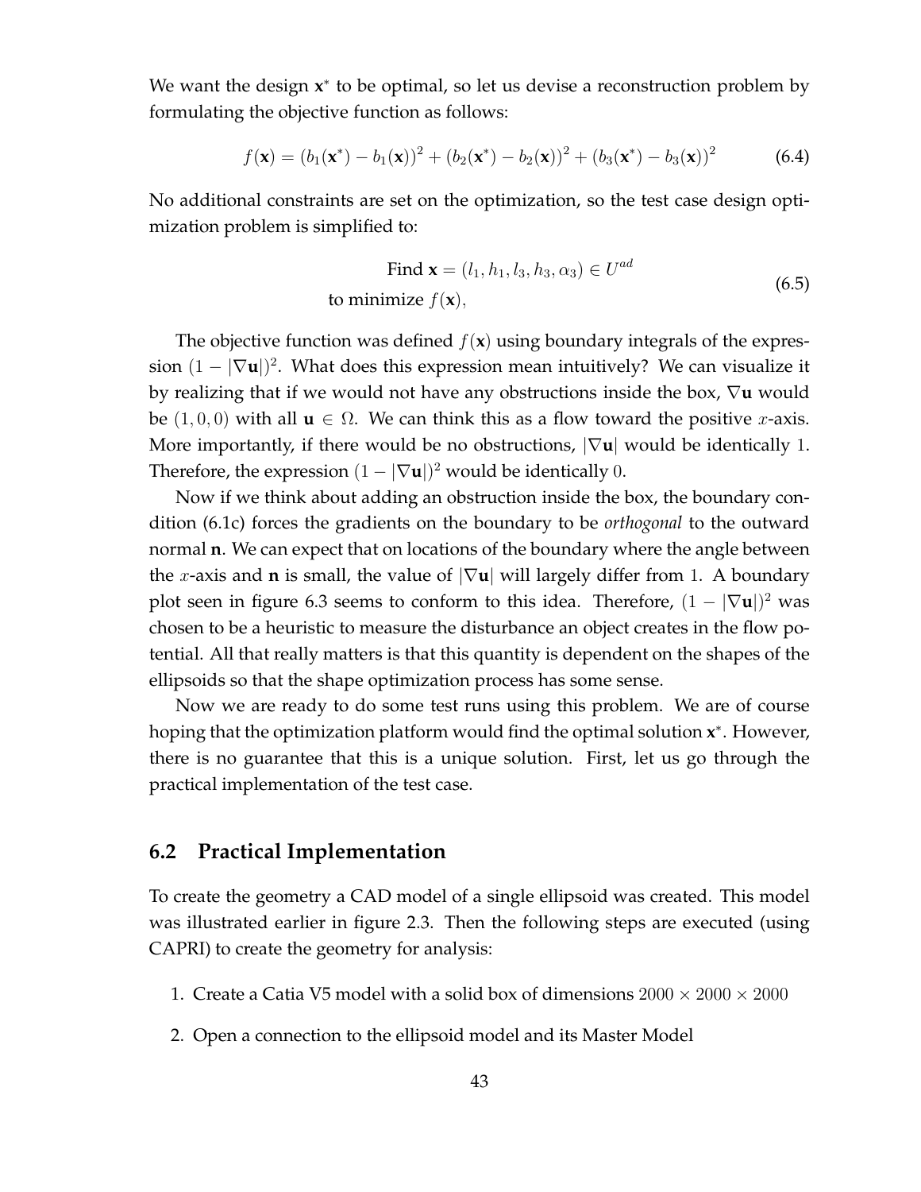We want the design $\mathbf{x}^*$ to be optimal, so let us devise a reconstruction problem by formulating the objective function as follows:

$$f(\mathbf{x}) = (b_1(\mathbf{x}^*) - b_1(\mathbf{x}))^2 + (b_2(\mathbf{x}^*) - b_2(\mathbf{x}))^2 + (b_3(\mathbf{x}^*) - b_3(\mathbf{x}))^2 \tag{6.4}$$

No additional constraints are set on the optimization, so the test case design optimization problem is simplified to:

$$\begin{aligned} &\text{Find } \mathbf{x} = (l_1, h_1, l_3, h_3, \alpha_3) \in U^{ad} \\ &\text{to minimize } f(\mathbf{x}), \end{aligned} \tag{6.5}$$

The objective function was defined $f(\mathbf{x})$ using boundary integrals of the expression $(1 - |\nabla \mathbf{u}|)^2$. What does this expression mean intuitively? We can visualize it by realizing that if we would not have any obstructions inside the box, $\nabla \mathbf{u}$ would be $(1, 0, 0)$ with all $\mathbf{u} \in \Omega$. We can think this as a flow toward the positive $x$-axis. More importantly, if there would be no obstructions, $|\nabla \mathbf{u}|$ would be identically 1. Therefore, the expression $(1 - |\nabla \mathbf{u}|)^2$ would be identically 0.

Now if we think about adding an obstruction inside the box, the boundary condition (6.1c) forces the gradients on the boundary to be *orthogonal* to the outward normal $\mathbf{n}$. We can expect that on locations of the boundary where the angle between the $x$-axis and $\mathbf{n}$ is small, the value of $|\nabla \mathbf{u}|$ will largely differ from 1. A boundary plot seen in figure 6.3 seems to conform to this idea. Therefore, $(1 - |\nabla \mathbf{u}|)^2$ was chosen to be a heuristic to measure the disturbance an object creates in the flow potential. All that really matters is that this quantity is dependent on the shapes of the ellipsoids so that the shape optimization process has some sense.

Now we are ready to do some test runs using this problem. We are of course hoping that the optimization platform would find the optimal solution $\mathbf{x}^*$. However, there is no guarantee that this is a unique solution. First, let us go through the practical implementation of the test case.

## 6.2 Practical Implementation

To create the geometry a CAD model of a single ellipsoid was created. This model was illustrated earlier in figure 2.3. Then the following steps are executed (using CAPRI) to create the geometry for analysis:

1. Create a Catia V5 model with a solid box of dimensions $2000 \times 2000 \times 2000$
2. Open a connection to the ellipsoid model and its Master Model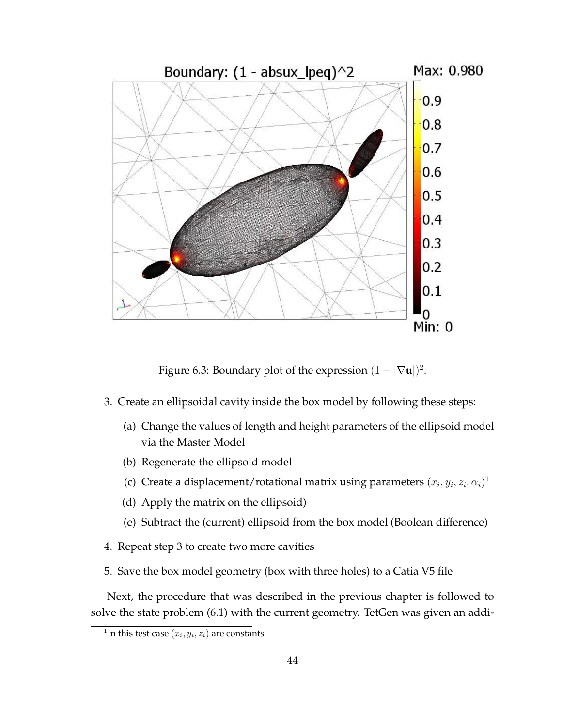Figure 6.3: Boundary plot of the expression $(1 - |\nabla \mathbf{u}|)^2$.

3. Create an ellipsoidal cavity inside the box model by following these steps:

   (a) Change the values of length and height parameters of the ellipsoid model via the Master Model

   (b) Regenerate the ellipsoid model

   (c) Create a displacement/rotational matrix using parameters $(x_i, y_i, z_i, \alpha_i)$[1]

   (d) Apply the matrix on the ellipsoid)

   (e) Subtract the (current) ellipsoid from the box model (Boolean difference)

4. Repeat step 3 to create two more cavities

5. Save the box model geometry (box with three holes) to a Catia V5 file

Next, the procedure that was described in the previous chapter is followed to solve the state problem (6.1) with the current geometry. TetGen was given an addi-

[1] In this test case $(x_i, y_i, z_i)$ are constants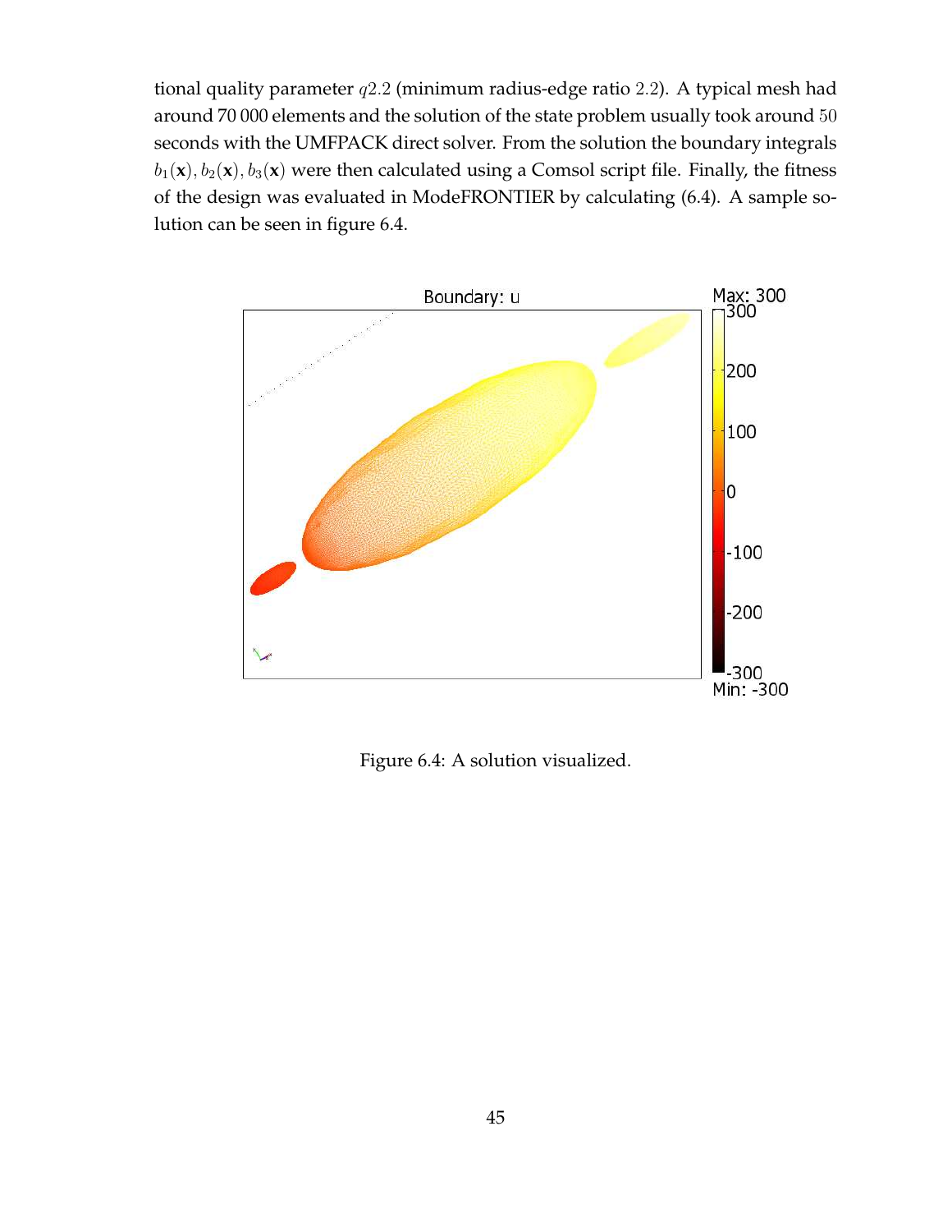tional quality parameter $q2.2$ (minimum radius-edge ratio $2.2$). A typical mesh had around 70 000 elements and the solution of the state problem usually took around $50$ seconds with the UMFPACK direct solver. From the solution the boundary integrals $b_1(\mathbf{x}), b_2(\mathbf{x}), b_3(\mathbf{x})$ were then calculated using a Comsol script file. Finally, the fitness of the design was evaluated in ModeFRONTIER by calculating (6.4). A sample solution can be seen in figure 6.4.

Figure 6.4: A solution visualized.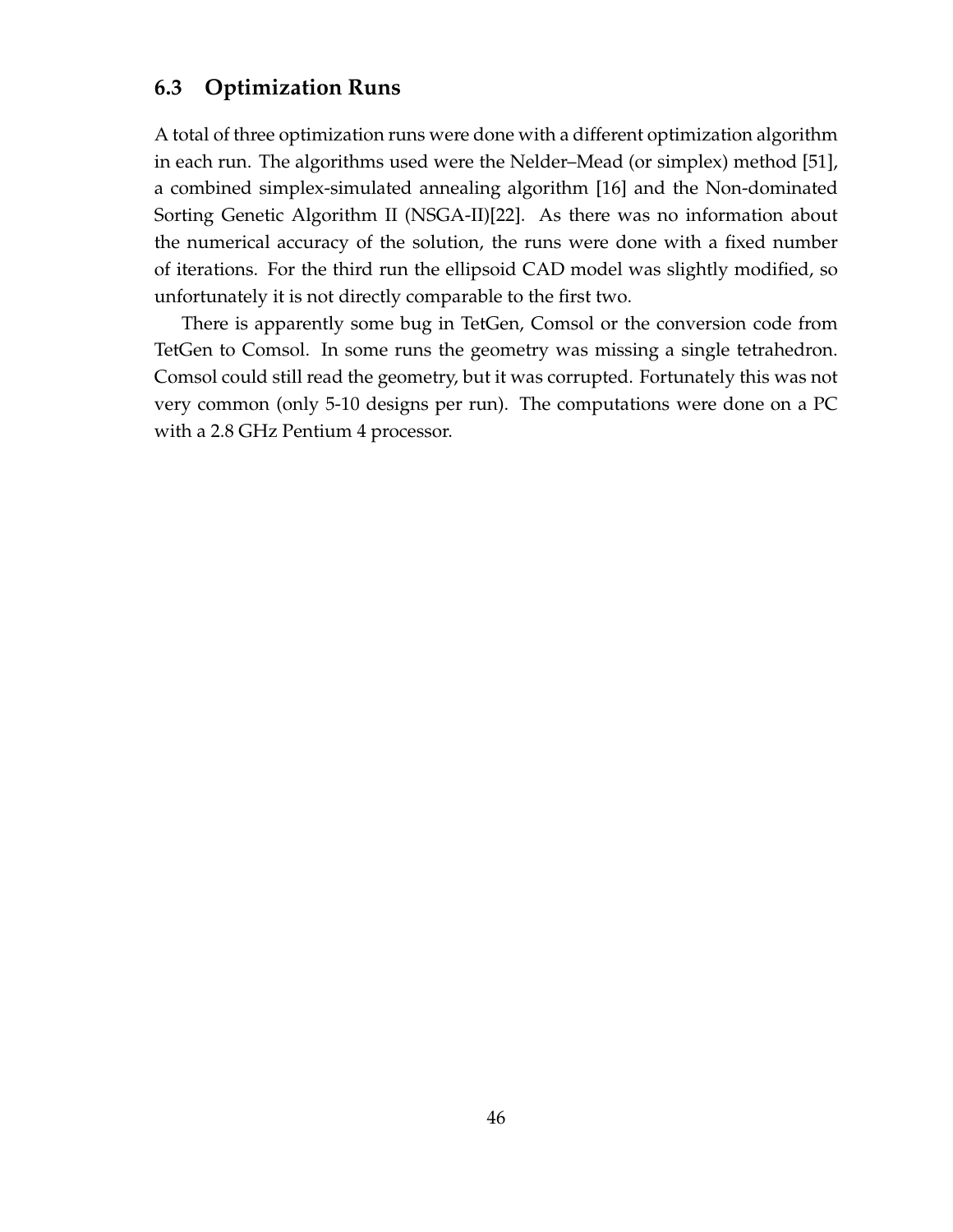## 6.3 Optimization Runs

A total of three optimization runs were done with a different optimization algorithm in each run. The algorithms used were the Nelder–Mead (or simplex) method [51], a combined simplex-simulated annealing algorithm [16] and the Non-dominated Sorting Genetic Algorithm II (NSGA-II)[22]. As there was no information about the numerical accuracy of the solution, the runs were done with a fixed number of iterations. For the third run the ellipsoid CAD model was slightly modified, so unfortunately it is not directly comparable to the first two.

There is apparently some bug in TetGen, Comsol or the conversion code from TetGen to Comsol. In some runs the geometry was missing a single tetrahedron. Comsol could still read the geometry, but it was corrupted. Fortunately this was not very common (only 5-10 designs per run). The computations were done on a PC with a 2.8 GHz Pentium 4 processor.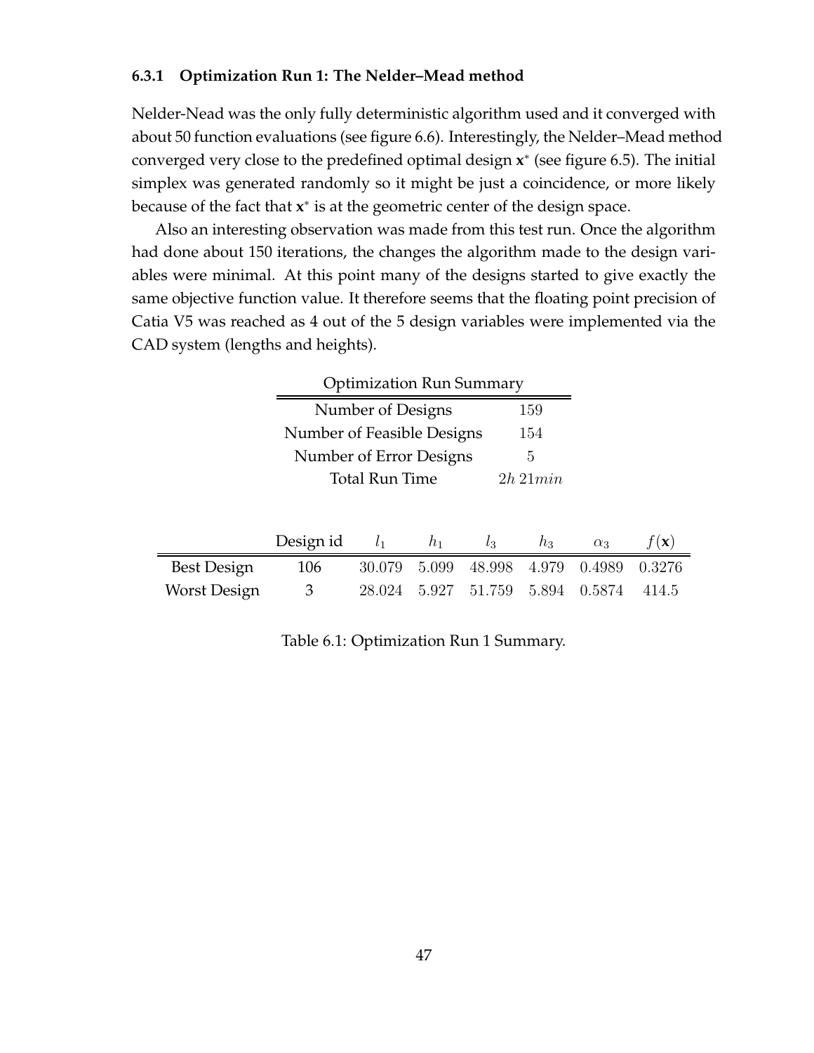### 6.3.1 Optimization Run 1: The Nelder–Mead method

Nelder-Nead was the only fully deterministic algorithm used and it converged with about 50 function evaluations (see figure 6.6). Interestingly, the Nelder–Mead method converged very close to the predefined optimal design $\mathbf{x}^*$ (see figure 6.5). The initial simplex was generated randomly so it might be just a coincidence, or more likely because of the fact that $\mathbf{x}^*$ is at the geometric center of the design space.

Also an interesting observation was made from this test run. Once the algorithm had done about 150 iterations, the changes the algorithm made to the design variables were minimal. At this point many of the designs started to give exactly the same objective function value. It therefore seems that the floating point precision of Catia V5 was reached as 4 out of the 5 design variables were implemented via the CAD system (lengths and heights).

| Optimization Run Summary | |
|---|---|
| Number of Designs | 159 |
| Number of Feasible Designs | 154 |
| Number of Error Designs | 5 |
| Total Run Time | $2h\ 21min$ |

| | Design id | $l_1$ | $h_1$ | $l_3$ | $h_3$ | $\alpha_3$ | $f(\mathbf{x})$ |
|---|---|---|---|---|---|---|---|
| Best Design | 106 | 30.079 | 5.099 | 48.998 | 4.979 | 0.4989 | 0.3276 |
| Worst Design | 3 | 28.024 | 5.927 | 51.759 | 5.894 | 0.5874 | 414.5 |

Table 6.1: Optimization Run 1 Summary.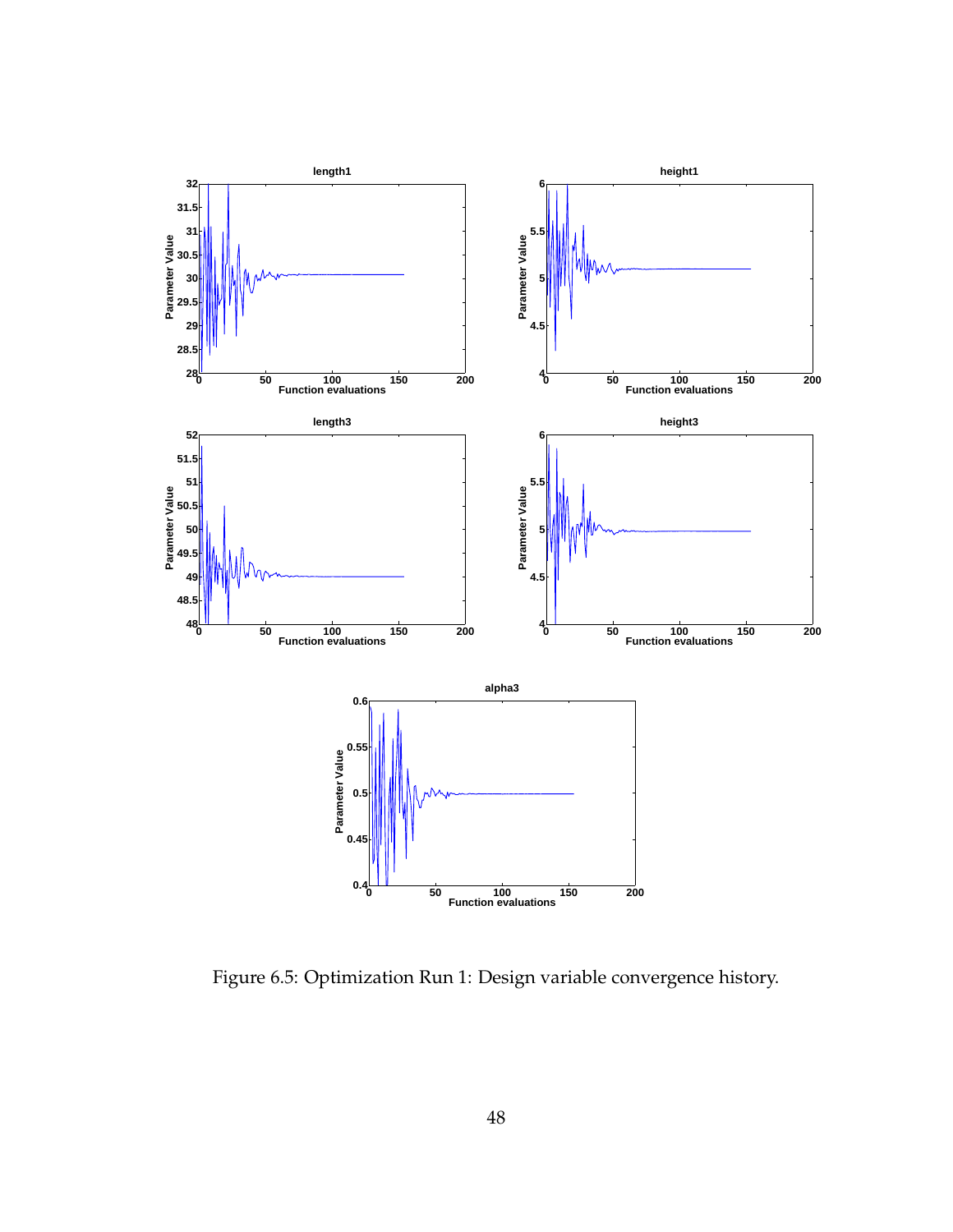Figure 6.5: Optimization Run 1: Design variable convergence history.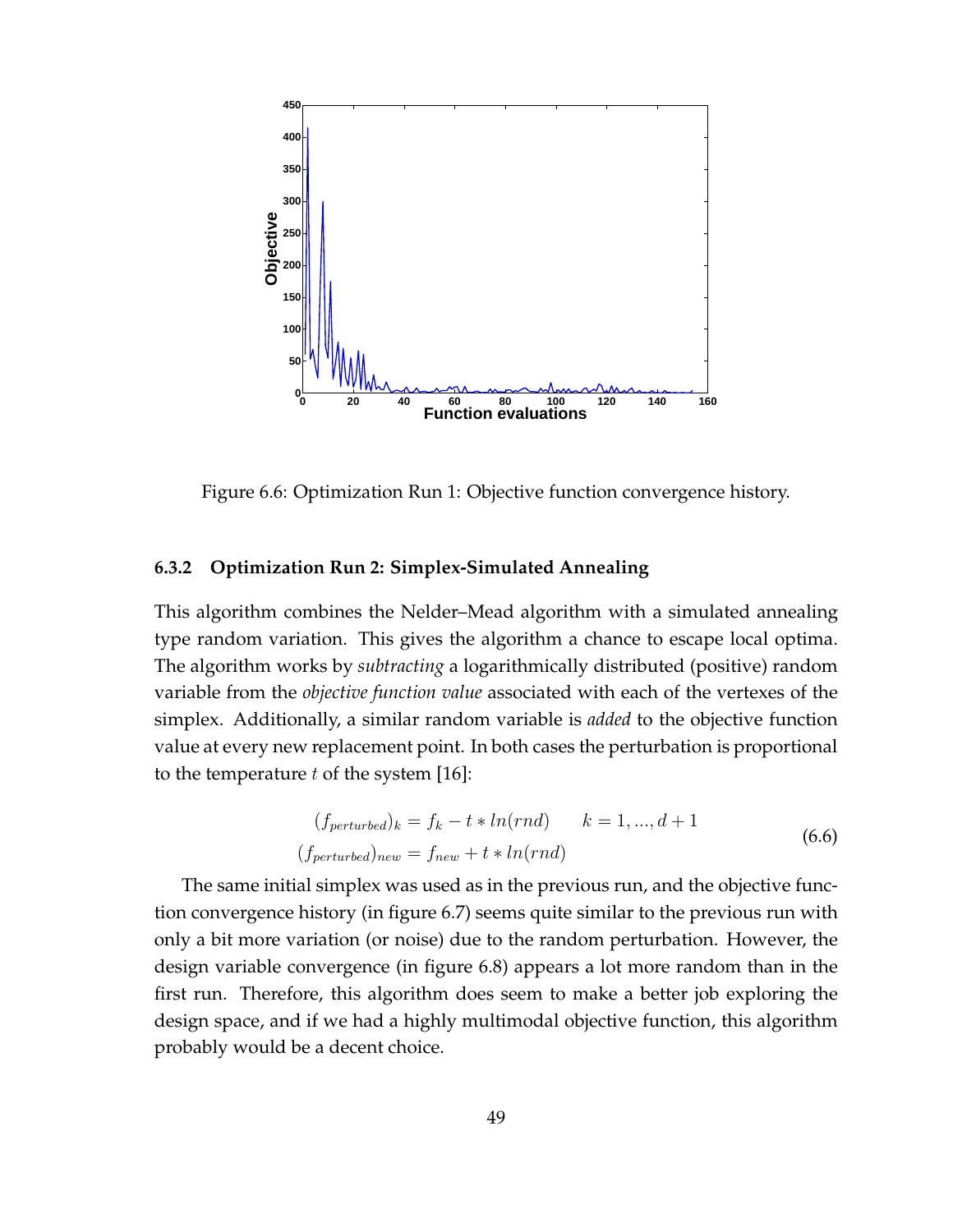Figure 6.6: Optimization Run 1: Objective function convergence history.

### 6.3.2 Optimization Run 2: Simplex-Simulated Annealing

This algorithm combines the Nelder–Mead algorithm with a simulated annealing type random variation. This gives the algorithm a chance to escape local optima. The algorithm works by *subtracting* a logarithmically distributed (positive) random variable from the *objective function value* associated with each of the vertexes of the simplex. Additionally, a similar random variable is *added* to the objective function value at every new replacement point. In both cases the perturbation is proportional to the temperature $t$ of the system [16]:

$$
\begin{aligned}
(f_{perturbed})_k &= f_k - t * ln(rnd) \qquad k = 1, ..., d+1 \\
(f_{perturbed})_{new} &= f_{new} + t * ln(rnd)
\end{aligned}
\tag{6.6}
$$

The same initial simplex was used as in the previous run, and the objective function convergence history (in figure 6.7) seems quite similar to the previous run with only a bit more variation (or noise) due to the random perturbation. However, the design variable convergence (in figure 6.8) appears a lot more random than in the first run. Therefore, this algorithm does seem to make a better job exploring the design space, and if we had a highly multimodal objective function, this algorithm probably would be a decent choice.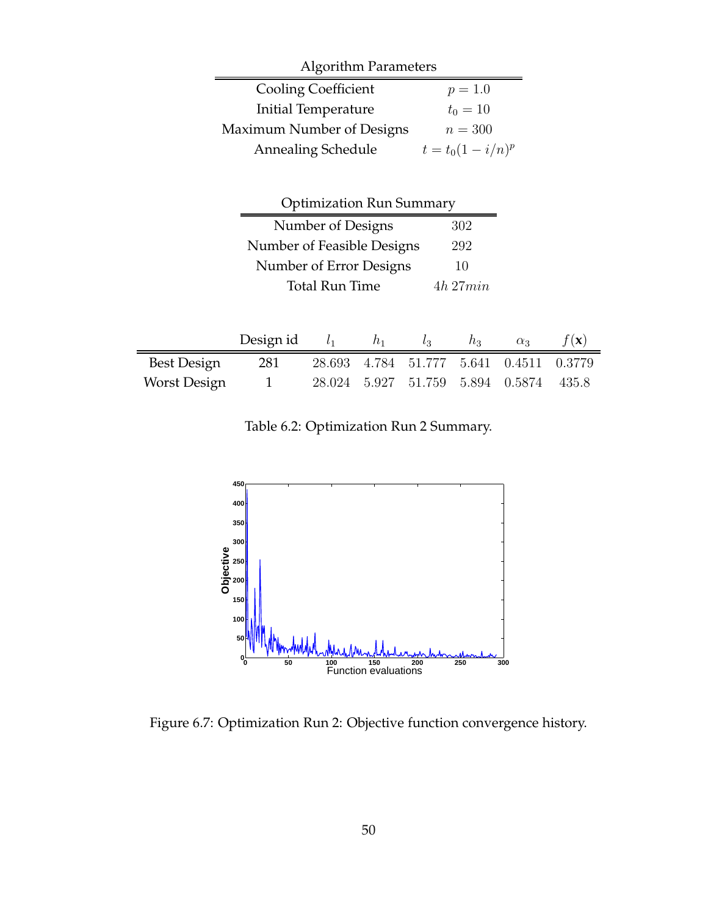| Algorithm Parameters | |
|---|---|
| Cooling Coefficient | $p = 1.0$ |
| Initial Temperature | $t_0 = 10$ |
| Maximum Number of Designs | $n = 300$ |
| Annealing Schedule | $t = t_0(1 - i/n)^p$ |

| Optimization Run Summary | |
|---|---|
| Number of Designs | 302 |
| Number of Feasible Designs | 292 |
| Number of Error Designs | 10 |
| Total Run Time | $4h\ 27min$ |

| | Design id | $l_1$ | $h_1$ | $l_3$ | $h_3$ | $\alpha_3$ | $f(\mathbf{x})$ |
|---|---|---|---|---|---|---|---|
| Best Design | 281 | 28.693 | 4.784 | 51.777 | 5.641 | 0.4511 | 0.3779 |
| Worst Design | 1 | 28.024 | 5.927 | 51.759 | 5.894 | 0.5874 | 435.8 |

Table 6.2: Optimization Run 2 Summary.

Figure 6.7: Optimization Run 2: Objective function convergence history.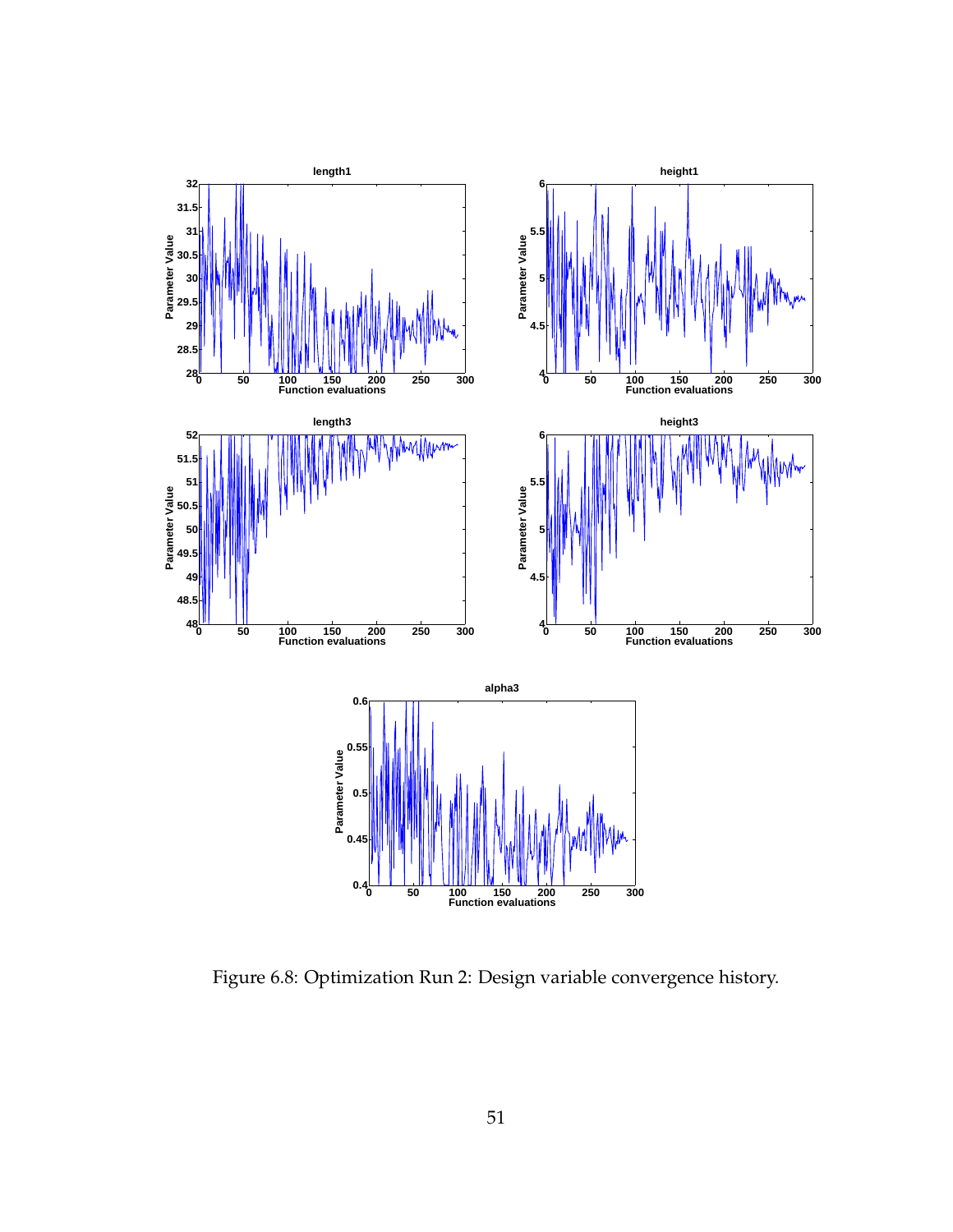Figure 6.8: Optimization Run 2: Design variable convergence history.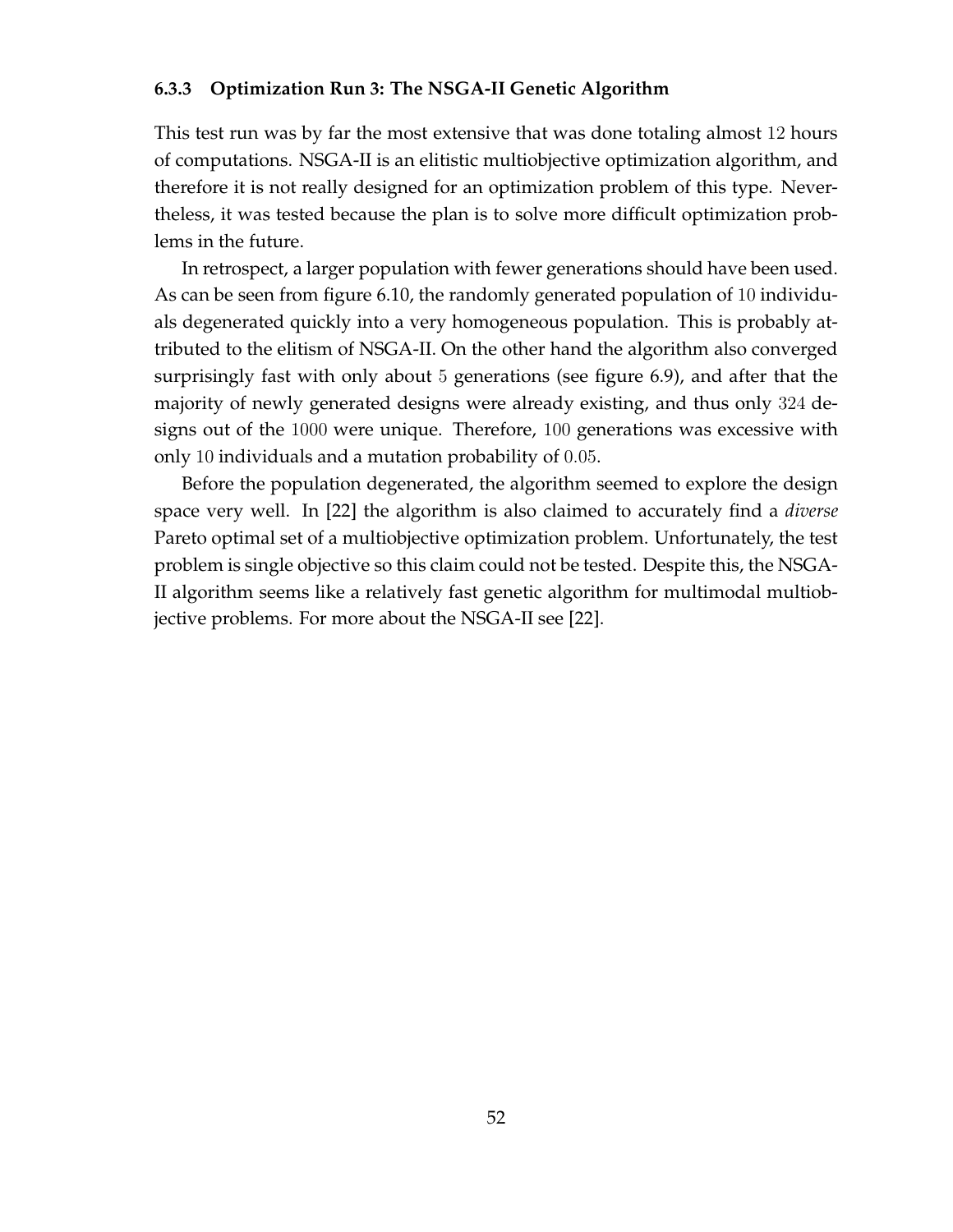### 6.3.3 Optimization Run 3: The NSGA-II Genetic Algorithm

This test run was by far the most extensive that was done totaling almost $12$ hours of computations. NSGA-II is an elitistic multiobjective optimization algorithm, and therefore it is not really designed for an optimization problem of this type. Nevertheless, it was tested because the plan is to solve more difficult optimization problems in the future.

In retrospect, a larger population with fewer generations should have been used. As can be seen from figure 6.10, the randomly generated population of $10$ individuals degenerated quickly into a very homogeneous population. This is probably attributed to the elitism of NSGA-II. On the other hand the algorithm also converged surprisingly fast with only about $5$ generations (see figure 6.9), and after that the majority of newly generated designs were already existing, and thus only $324$ designs out of the $1000$ were unique. Therefore, $100$ generations was excessive with only $10$ individuals and a mutation probability of $0.05$.

Before the population degenerated, the algorithm seemed to explore the design space very well. In [22] the algorithm is also claimed to accurately find a *diverse* Pareto optimal set of a multiobjective optimization problem. Unfortunately, the test problem is single objective so this claim could not be tested. Despite this, the NSGA-II algorithm seems like a relatively fast genetic algorithm for multimodal multiobjective problems. For more about the NSGA-II see [22].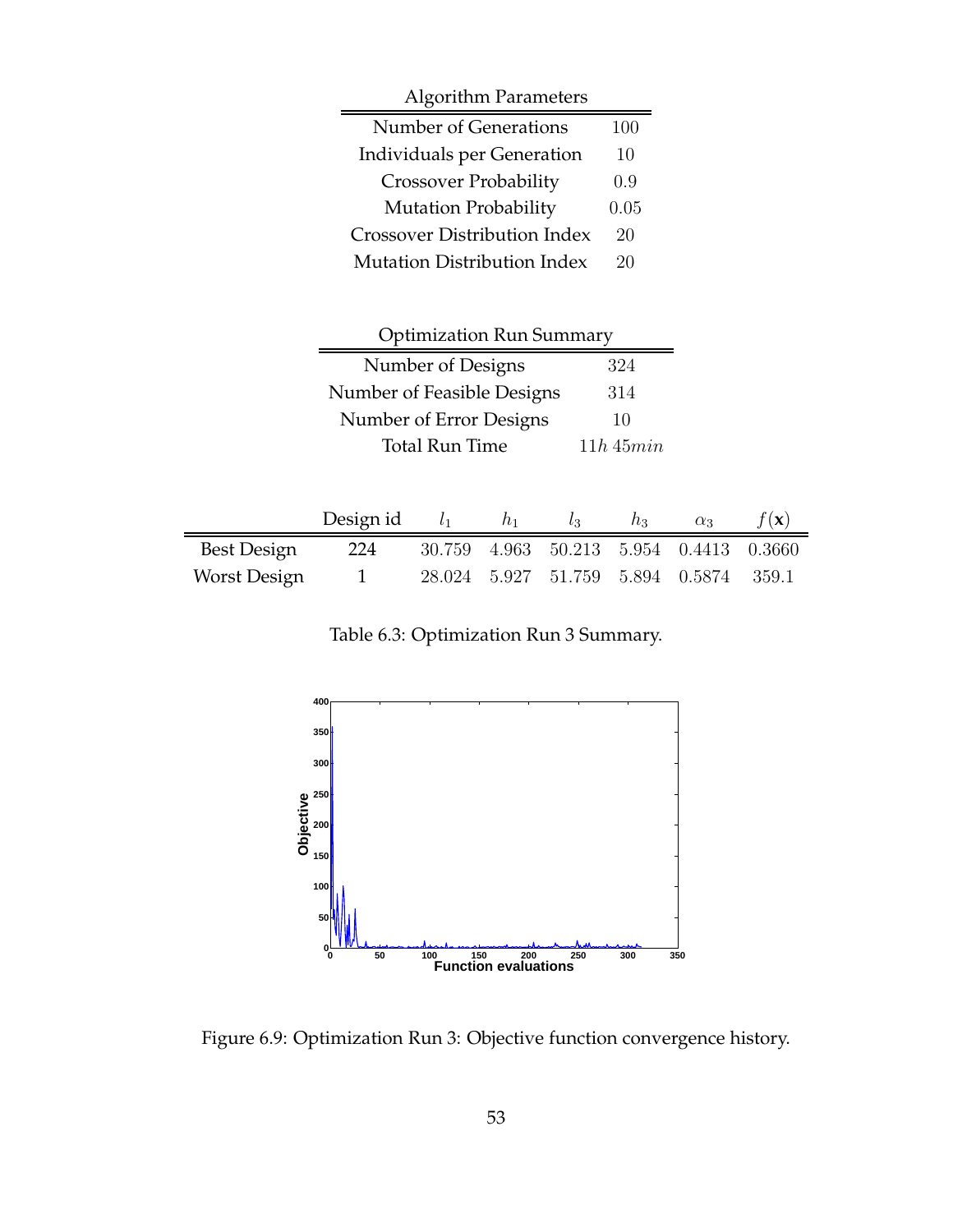| Algorithm Parameters | |
|---|---|
| Number of Generations | 100 |
| Individuals per Generation | 10 |
| Crossover Probability | 0.9 |
| Mutation Probability | 0.05 |
| Crossover Distribution Index | 20 |
| Mutation Distribution Index | 20 |

| Optimization Run Summary | |
|---|---|
| Number of Designs | 324 |
| Number of Feasible Designs | 314 |
| Number of Error Designs | 10 |
| Total Run Time | $11h\ 45min$ |

| | Design id | $l_1$ | $h_1$ | $l_3$ | $h_3$ | $\alpha_3$ | $f(\mathbf{x})$ |
|---|---|---|---|---|---|---|---|
| Best Design | 224 | 30.759 | 4.963 | 50.213 | 5.954 | 0.4413 | 0.3660 |
| Worst Design | 1 | 28.024 | 5.927 | 51.759 | 5.894 | 0.5874 | 359.1 |

Table 6.3: Optimization Run 3 Summary.

Figure 6.9: Optimization Run 3: Objective function convergence history.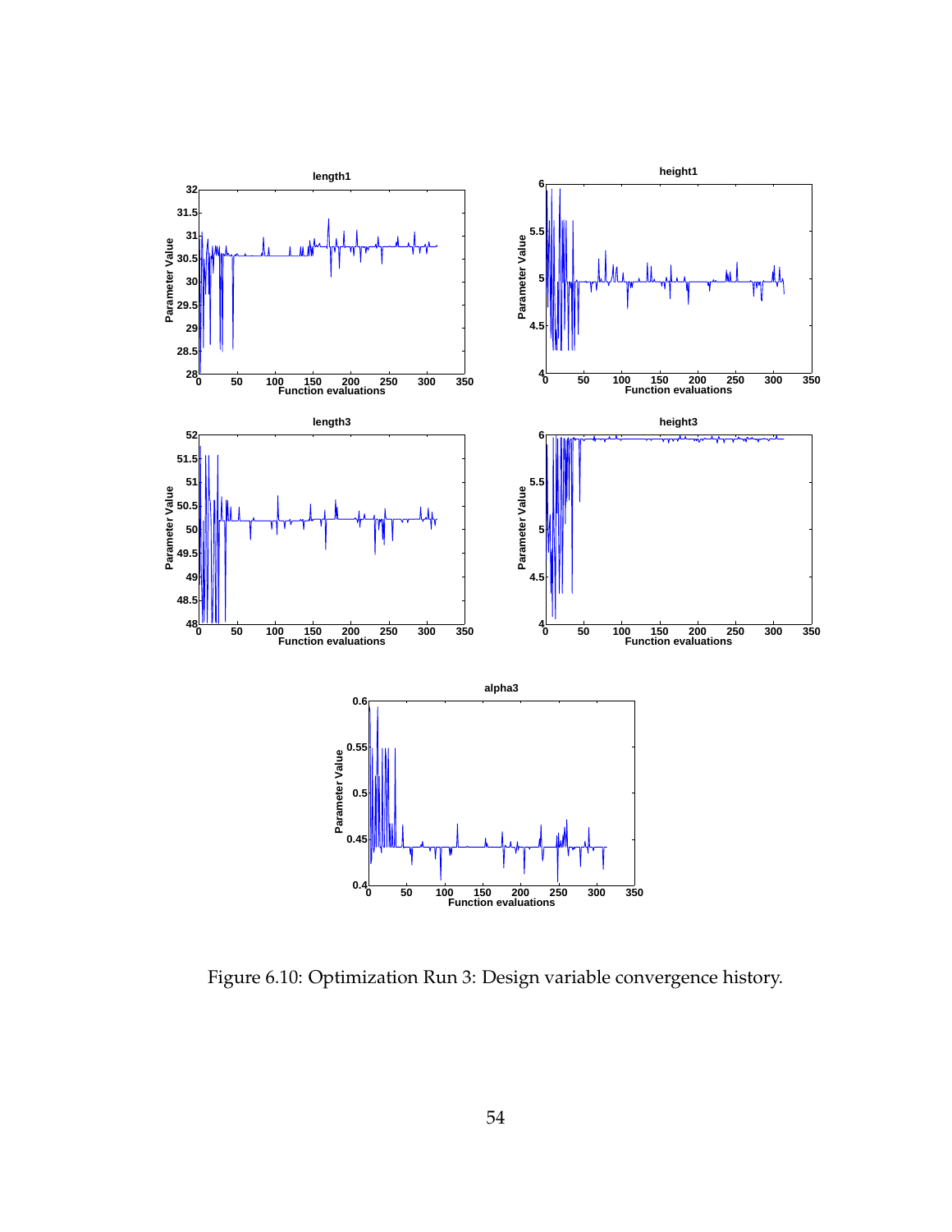Figure 6.10: Optimization Run 3: Design variable convergence history.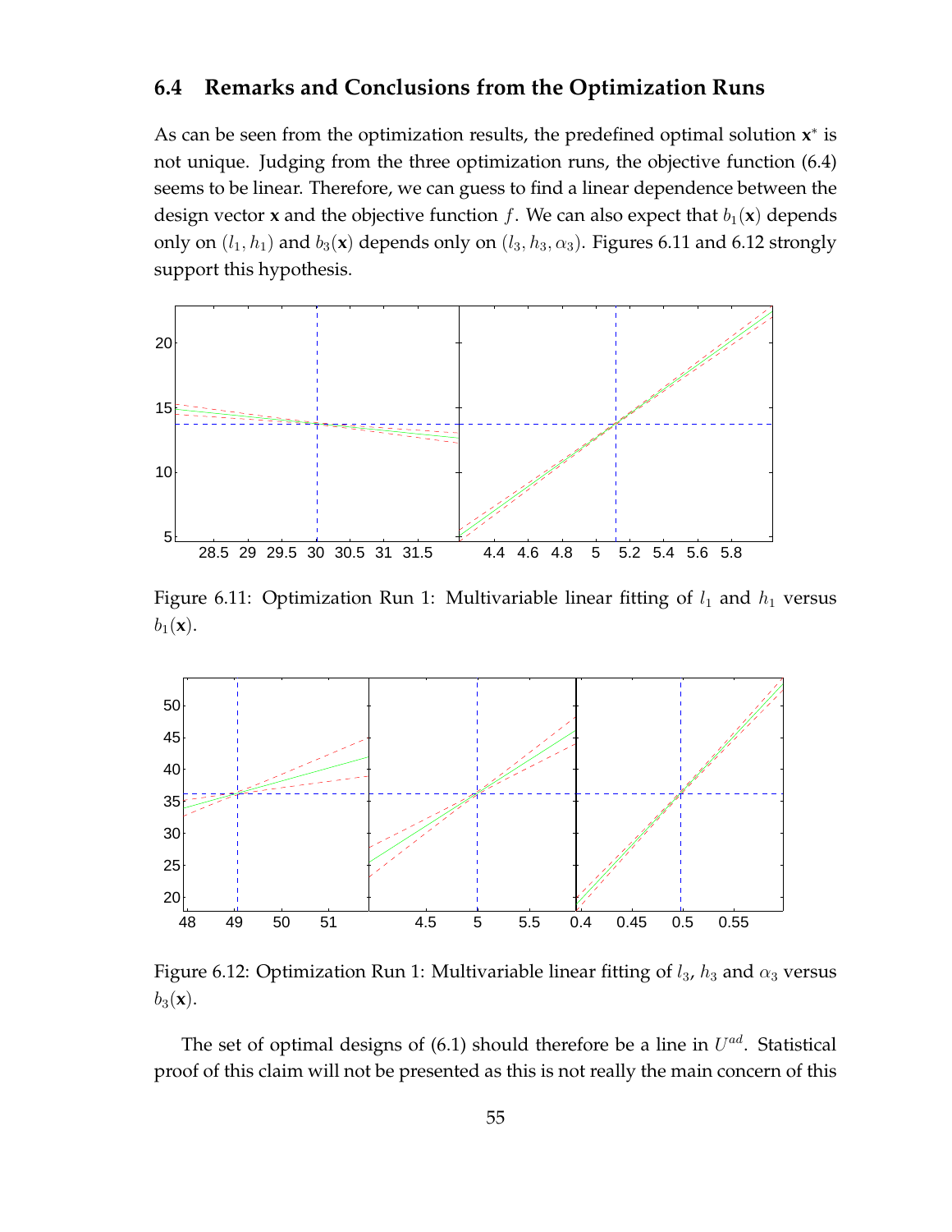## 6.4 Remarks and Conclusions from the Optimization Runs

As can be seen from the optimization results, the predefined optimal solution $\mathbf{x}^*$ is not unique. Judging from the three optimization runs, the objective function (6.4) seems to be linear. Therefore, we can guess to find a linear dependence between the design vector $\mathbf{x}$ and the objective function $f$. We can also expect that $b_1(\mathbf{x})$ depends only on $(l_1, h_1)$ and $b_3(\mathbf{x})$ depends only on $(l_3, h_3, \alpha_3)$. Figures 6.11 and 6.12 strongly support this hypothesis.

Figure 6.11: Optimization Run 1: Multivariable linear fitting of $l_1$ and $h_1$ versus $b_1(\mathbf{x})$.

Figure 6.12: Optimization Run 1: Multivariable linear fitting of $l_3$, $h_3$ and $\alpha_3$ versus $b_3(\mathbf{x})$.

The set of optimal designs of (6.1) should therefore be a line in $U^{ad}$. Statistical proof of this claim will not be presented as this is not really the main concern of this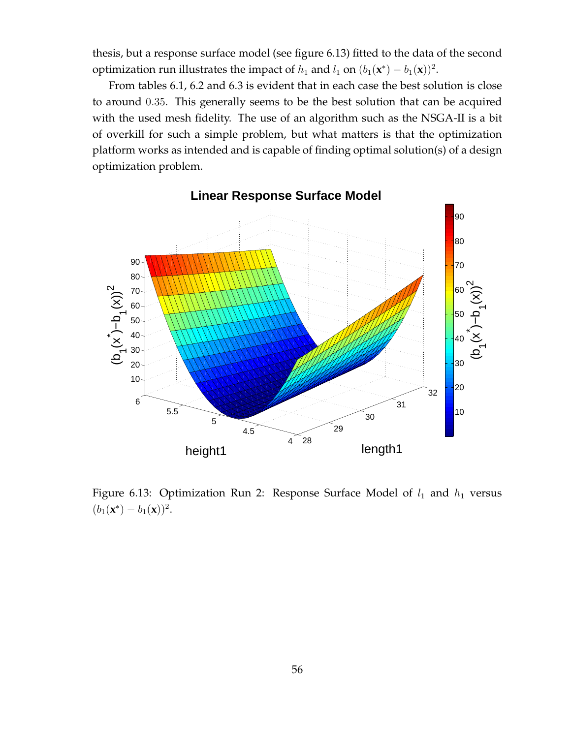thesis, but a response surface model (see figure 6.13) fitted to the data of the second optimization run illustrates the impact of $h_1$ and $l_1$ on $(b_1(\mathbf{x}^*) - b_1(\mathbf{x}))^2$.

From tables 6.1, 6.2 and 6.3 is evident that in each case the best solution is close to around $0.35$. This generally seems to be the best solution that can be acquired with the used mesh fidelity. The use of an algorithm such as the NSGA-II is a bit of overkill for such a simple problem, but what matters is that the optimization platform works as intended and is capable of finding optimal solution(s) of a design optimization problem.

Figure 6.13: Optimization Run 2: Response Surface Model of $l_1$ and $h_1$ versus $(b_1(\mathbf{x}^*) - b_1(\mathbf{x}))^2$.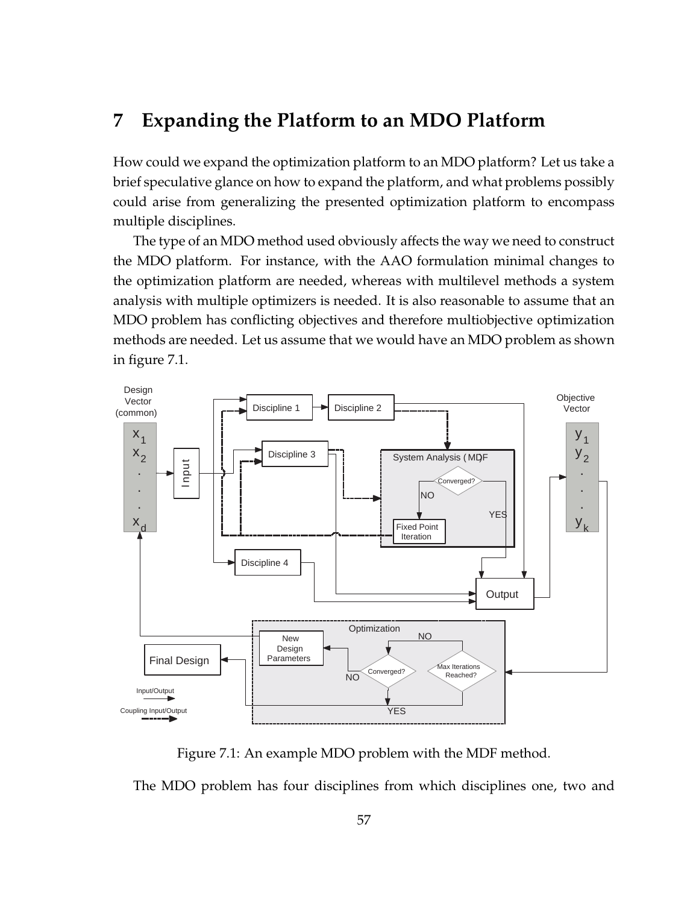# 7 Expanding the Platform to an MDO Platform

How could we expand the optimization platform to an MDO platform? Let us take a brief speculative glance on how to expand the platform, and what problems possibly could arise from generalizing the presented optimization platform to encompass multiple disciplines.

The type of an MDO method used obviously affects the way we need to construct the MDO platform. For instance, with the AAO formulation minimal changes to the optimization platform are needed, whereas with multilevel methods a system analysis with multiple optimizers is needed. It is also reasonable to assume that an MDO problem has conflicting objectives and therefore multiobjective optimization methods are needed. Let us assume that we would have an MDO problem as shown in figure 7.1.

Figure 7.1: An example MDO problem with the MDF method.

The MDO problem has four disciplines from which disciplines one, two and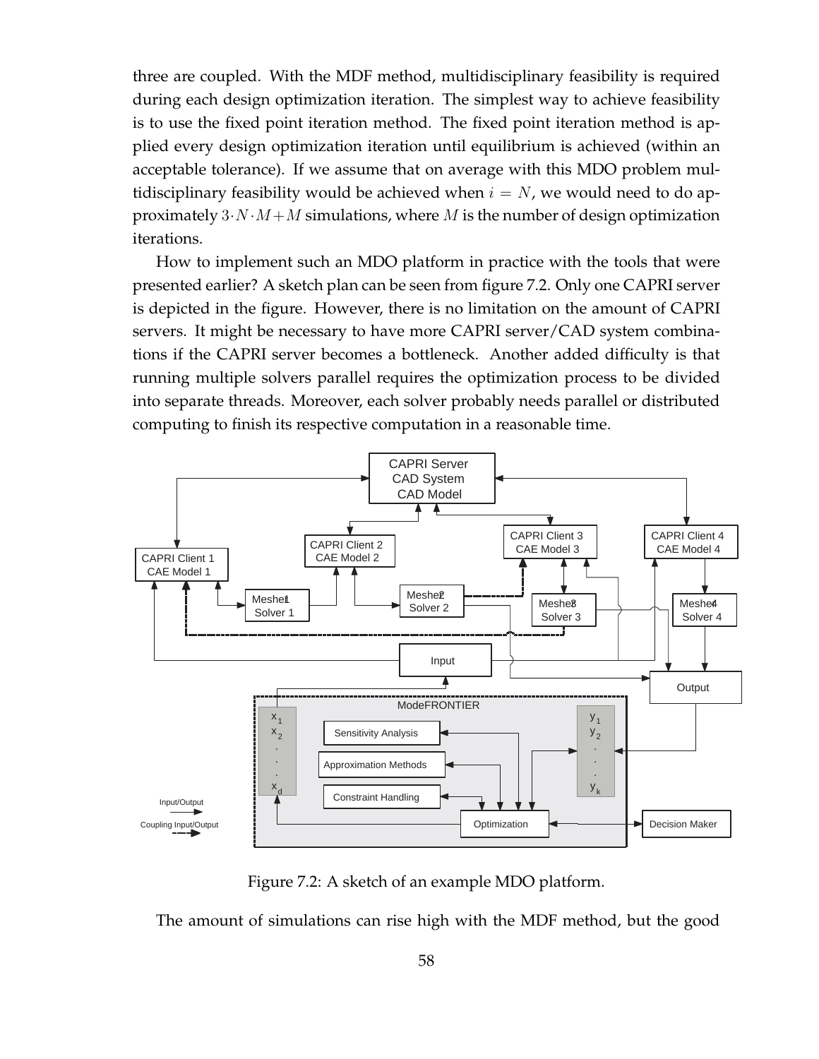three are coupled. With the MDF method, multidisciplinary feasibility is required during each design optimization iteration. The simplest way to achieve feasibility is to use the fixed point iteration method. The fixed point iteration method is applied every design optimization iteration until equilibrium is achieved (within an acceptable tolerance). If we assume that on average with this MDO problem multidisciplinary feasibility would be achieved when $i = N$, we would need to do approximately $3 \cdot N \cdot M + M$ simulations, where $M$ is the number of design optimization iterations.

How to implement such an MDO platform in practice with the tools that were presented earlier? A sketch plan can be seen from figure 7.2. Only one CAPRI server is depicted in the figure. However, there is no limitation on the amount of CAPRI servers. It might be necessary to have more CAPRI server/CAD system combinations if the CAPRI server becomes a bottleneck. Another added difficulty is that running multiple solvers parallel requires the optimization process to be divided into separate threads. Moreover, each solver probably needs parallel or distributed computing to finish its respective computation in a reasonable time.

Figure 7.2: A sketch of an example MDO platform.

The amount of simulations can rise high with the MDF method, but the good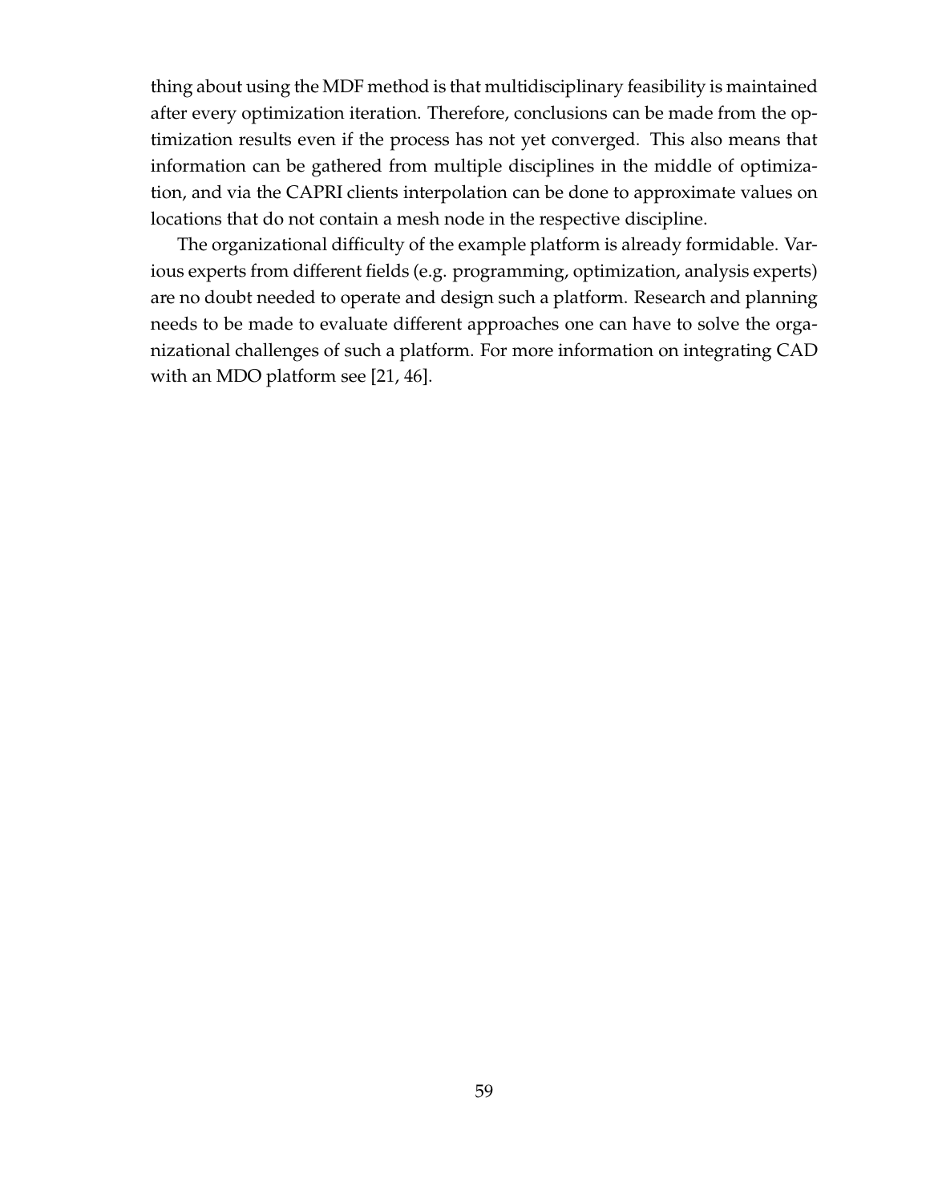thing about using the MDF method is that multidisciplinary feasibility is maintained after every optimization iteration. Therefore, conclusions can be made from the optimization results even if the process has not yet converged. This also means that information can be gathered from multiple disciplines in the middle of optimization, and via the CAPRI clients interpolation can be done to approximate values on locations that do not contain a mesh node in the respective discipline.

The organizational difficulty of the example platform is already formidable. Various experts from different fields (e.g. programming, optimization, analysis experts) are no doubt needed to operate and design such a platform. Research and planning needs to be made to evaluate different approaches one can have to solve the organizational challenges of such a platform. For more information on integrating CAD with an MDO platform see [21, 46].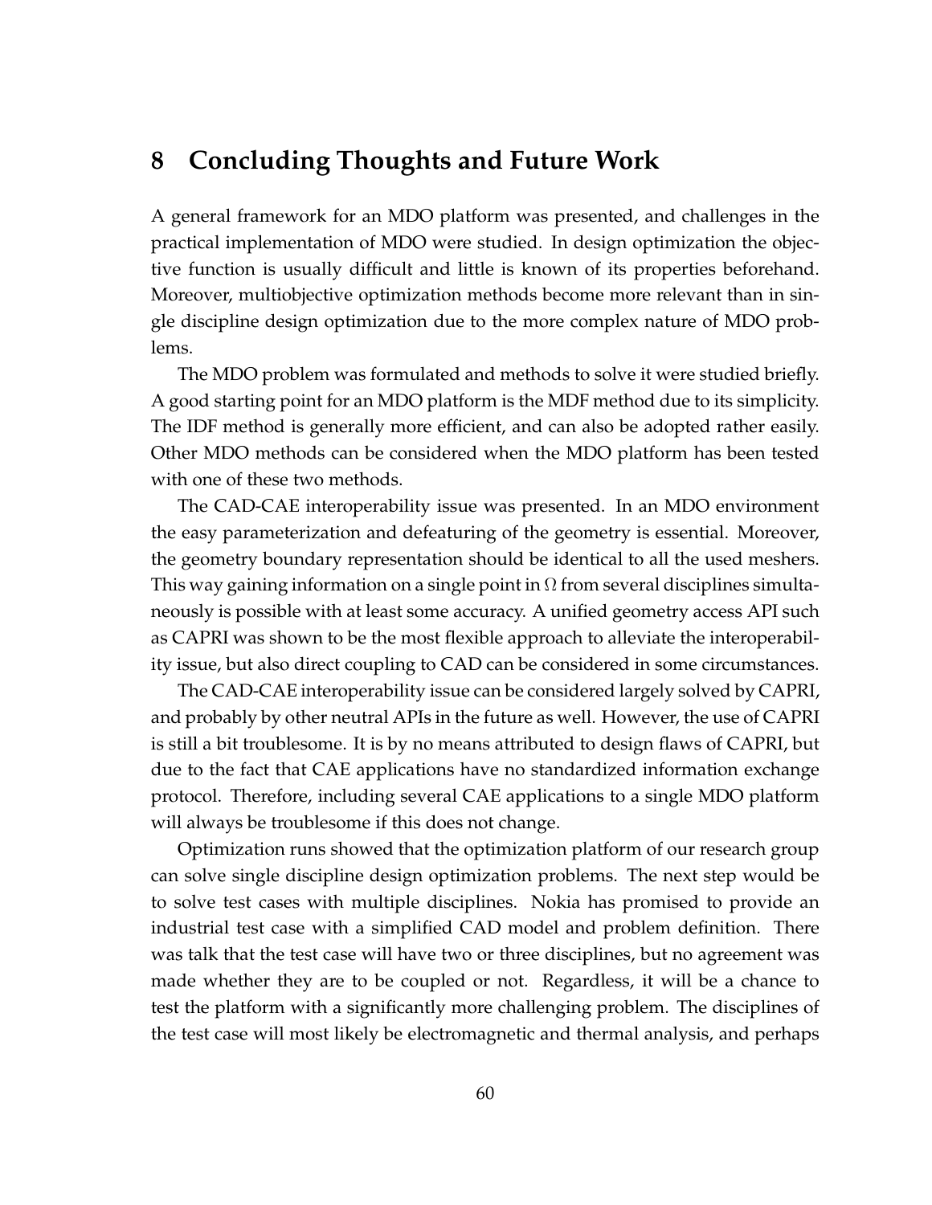# 8 Concluding Thoughts and Future Work

A general framework for an MDO platform was presented, and challenges in the practical implementation of MDO were studied. In design optimization the objective function is usually difficult and little is known of its properties beforehand. Moreover, multiobjective optimization methods become more relevant than in single discipline design optimization due to the more complex nature of MDO problems.

The MDO problem was formulated and methods to solve it were studied briefly. A good starting point for an MDO platform is the MDF method due to its simplicity. The IDF method is generally more efficient, and can also be adopted rather easily. Other MDO methods can be considered when the MDO platform has been tested with one of these two methods.

The CAD-CAE interoperability issue was presented. In an MDO environment the easy parameterization and defeaturing of the geometry is essential. Moreover, the geometry boundary representation should be identical to all the used meshers. This way gaining information on a single point in $\Omega$ from several disciplines simultaneously is possible with at least some accuracy. A unified geometry access API such as CAPRI was shown to be the most flexible approach to alleviate the interoperability issue, but also direct coupling to CAD can be considered in some circumstances.

The CAD-CAE interoperability issue can be considered largely solved by CAPRI, and probably by other neutral APIs in the future as well. However, the use of CAPRI is still a bit troublesome. It is by no means attributed to design flaws of CAPRI, but due to the fact that CAE applications have no standardized information exchange protocol. Therefore, including several CAE applications to a single MDO platform will always be troublesome if this does not change.

Optimization runs showed that the optimization platform of our research group can solve single discipline design optimization problems. The next step would be to solve test cases with multiple disciplines. Nokia has promised to provide an industrial test case with a simplified CAD model and problem definition. There was talk that the test case will have two or three disciplines, but no agreement was made whether they are to be coupled or not. Regardless, it will be a chance to test the platform with a significantly more challenging problem. The disciplines of the test case will most likely be electromagnetic and thermal analysis, and perhaps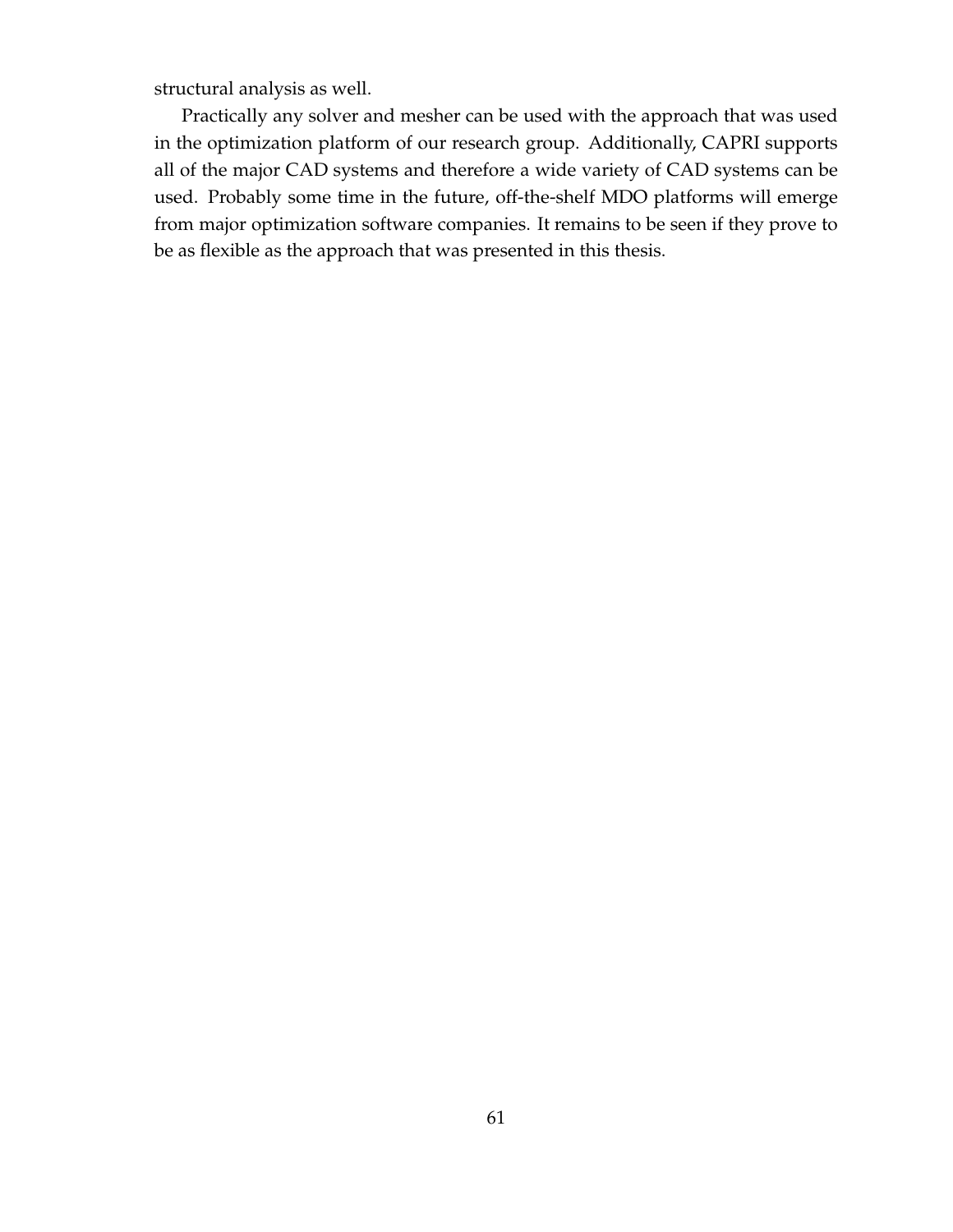structural analysis as well.

Practically any solver and mesher can be used with the approach that was used in the optimization platform of our research group. Additionally, CAPRI supports all of the major CAD systems and therefore a wide variety of CAD systems can be used. Probably some time in the future, off-the-shelf MDO platforms will emerge from major optimization software companies. It remains to be seen if they prove to be as flexible as the approach that was presented in this thesis.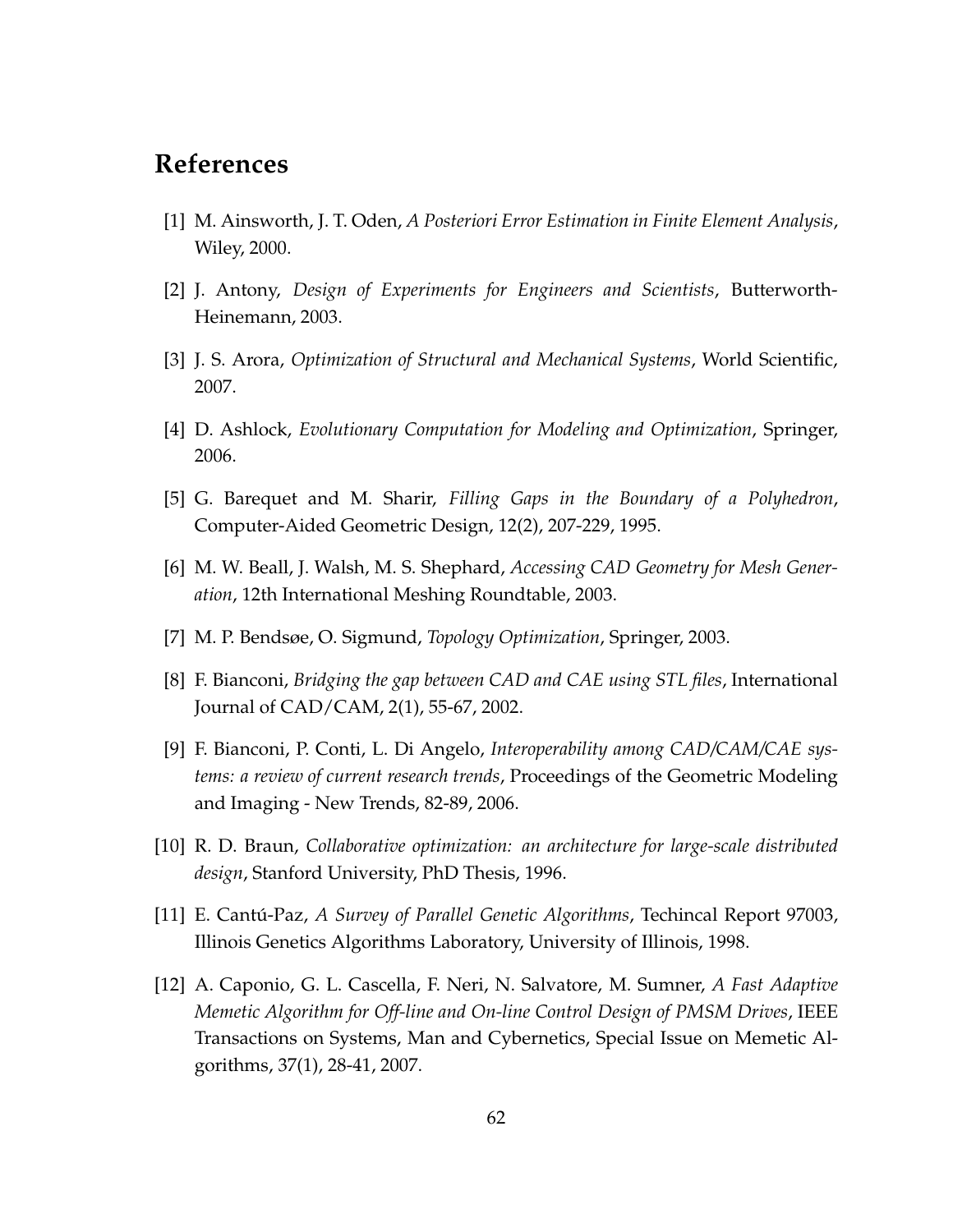# References

[1] M. Ainsworth, J. T. Oden, *A Posteriori Error Estimation in Finite Element Analysis*, Wiley, 2000.

[2] J. Antony, *Design of Experiments for Engineers and Scientists*, Butterworth-Heinemann, 2003.

[3] J. S. Arora, *Optimization of Structural and Mechanical Systems*, World Scientific, 2007.

[4] D. Ashlock, *Evolutionary Computation for Modeling and Optimization*, Springer, 2006.

[5] G. Barequet and M. Sharir, *Filling Gaps in the Boundary of a Polyhedron*, Computer-Aided Geometric Design, 12(2), 207-229, 1995.

[6] M. W. Beall, J. Walsh, M. S. Shephard, *Accessing CAD Geometry for Mesh Generation*, 12th International Meshing Roundtable, 2003.

[7] M. P. Bendsøe, O. Sigmund, *Topology Optimization*, Springer, 2003.

[8] F. Bianconi, *Bridging the gap between CAD and CAE using STL files*, International Journal of CAD/CAM, 2(1), 55-67, 2002.

[9] F. Bianconi, P. Conti, L. Di Angelo, *Interoperability among CAD/CAM/CAE systems: a review of current research trends*, Proceedings of the Geometric Modeling and Imaging - New Trends, 82-89, 2006.

[10] R. D. Braun, *Collaborative optimization: an architecture for large-scale distributed design*, Stanford University, PhD Thesis, 1996.

[11] E. Cantú-Paz, *A Survey of Parallel Genetic Algorithms*, Techincal Report 97003, Illinois Genetics Algorithms Laboratory, University of Illinois, 1998.

[12] A. Caponio, G. L. Cascella, F. Neri, N. Salvatore, M. Sumner, *A Fast Adaptive Memetic Algorithm for Off-line and On-line Control Design of PMSM Drives*, IEEE Transactions on Systems, Man and Cybernetics, Special Issue on Memetic Algorithms, 37(1), 28-41, 2007.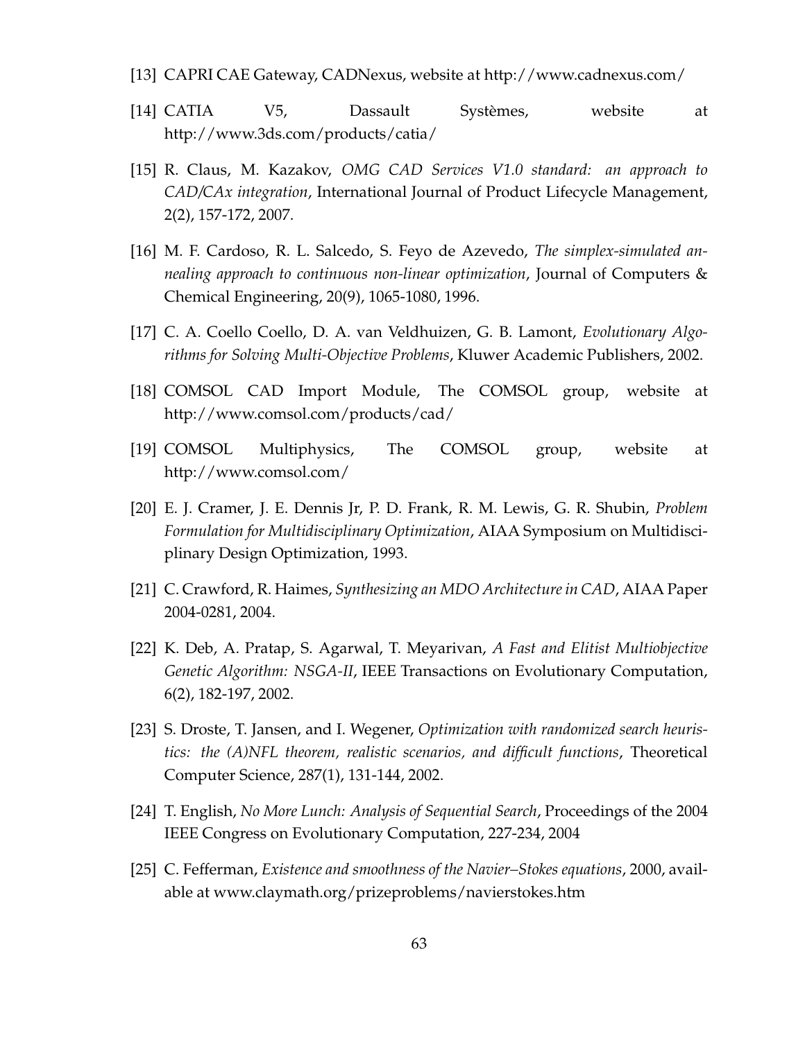[13] CAPRI CAE Gateway, CADNexus, website at http://www.cadnexus.com/

[14] CATIA V5, Dassault Systèmes, website at http://www.3ds.com/products/catia/

[15] R. Claus, M. Kazakov, *OMG CAD Services V1.0 standard: an approach to CAD/CAx integration*, International Journal of Product Lifecycle Management, 2(2), 157-172, 2007.

[16] M. F. Cardoso, R. L. Salcedo, S. Feyo de Azevedo, *The simplex-simulated annealing approach to continuous non-linear optimization*, Journal of Computers & Chemical Engineering, 20(9), 1065-1080, 1996.

[17] C. A. Coello Coello, D. A. van Veldhuizen, G. B. Lamont, *Evolutionary Algorithms for Solving Multi-Objective Problems*, Kluwer Academic Publishers, 2002.

[18] COMSOL CAD Import Module, The COMSOL group, website at http://www.comsol.com/products/cad/

[19] COMSOL Multiphysics, The COMSOL group, website at http://www.comsol.com/

[20] E. J. Cramer, J. E. Dennis Jr, P. D. Frank, R. M. Lewis, G. R. Shubin, *Problem Formulation for Multidisciplinary Optimization*, AIAA Symposium on Multidisciplinary Design Optimization, 1993.

[21] C. Crawford, R. Haimes, *Synthesizing an MDO Architecture in CAD*, AIAA Paper 2004-0281, 2004.

[22] K. Deb, A. Pratap, S. Agarwal, T. Meyarivan, *A Fast and Elitist Multiobjective Genetic Algorithm: NSGA-II*, IEEE Transactions on Evolutionary Computation, 6(2), 182-197, 2002.

[23] S. Droste, T. Jansen, and I. Wegener, *Optimization with randomized search heuristics: the (A)NFL theorem, realistic scenarios, and difficult functions*, Theoretical Computer Science, 287(1), 131-144, 2002.

[24] T. English, *No More Lunch: Analysis of Sequential Search*, Proceedings of the 2004 IEEE Congress on Evolutionary Computation, 227-234, 2004

[25] C. Fefferman, *Existence and smoothness of the Navier–Stokes equations*, 2000, available at www.claymath.org/prizeproblems/navierstokes.htm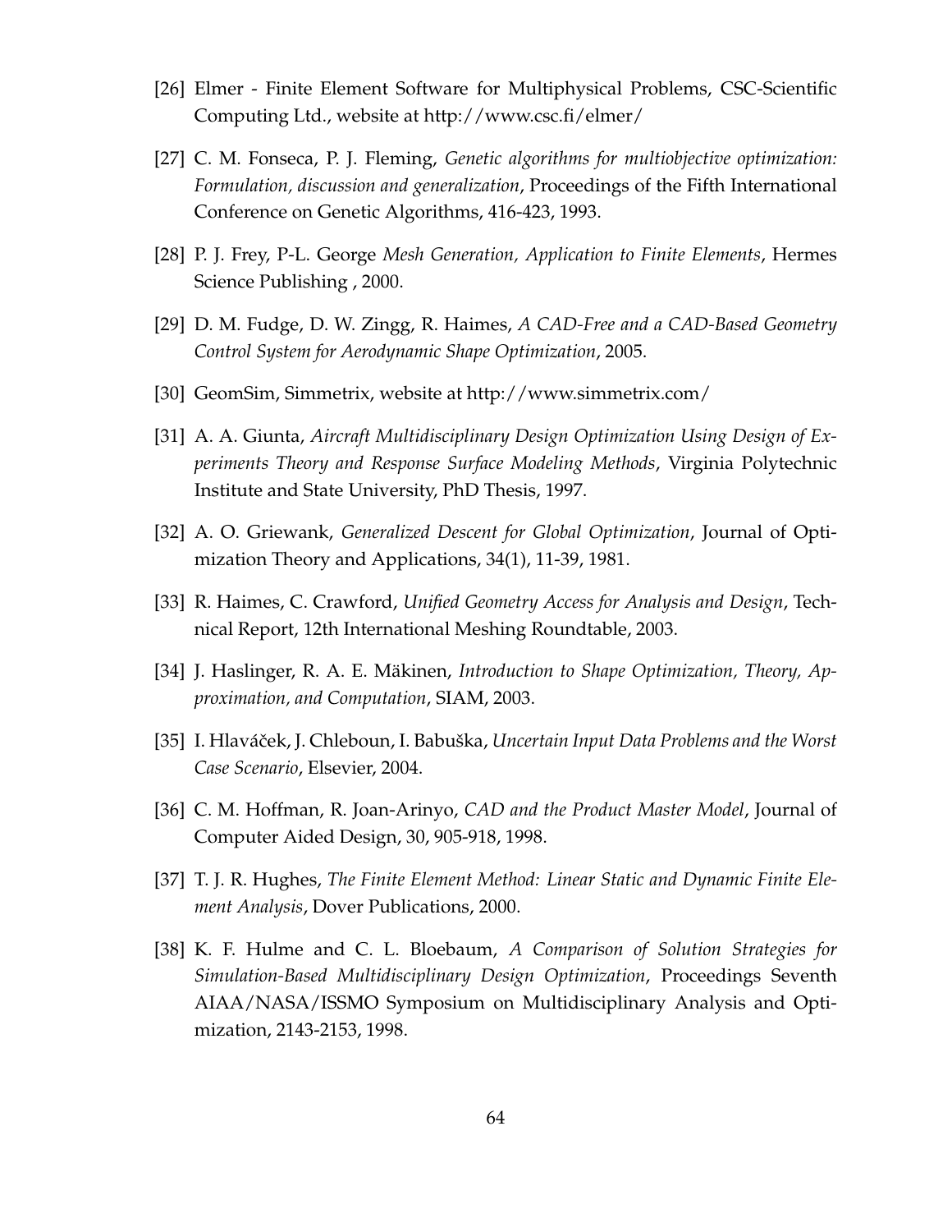[26] Elmer - Finite Element Software for Multiphysical Problems, CSC-Scientific Computing Ltd., website at http://www.csc.fi/elmer/

[27] C. M. Fonseca, P. J. Fleming, *Genetic algorithms for multiobjective optimization: Formulation, discussion and generalization*, Proceedings of the Fifth International Conference on Genetic Algorithms, 416-423, 1993.

[28] P. J. Frey, P-L. George *Mesh Generation, Application to Finite Elements*, Hermes Science Publishing , 2000.

[29] D. M. Fudge, D. W. Zingg, R. Haimes, *A CAD-Free and a CAD-Based Geometry Control System for Aerodynamic Shape Optimization*, 2005.

[30] GeomSim, Simmetrix, website at http://www.simmetrix.com/

[31] A. A. Giunta, *Aircraft Multidisciplinary Design Optimization Using Design of Experiments Theory and Response Surface Modeling Methods*, Virginia Polytechnic Institute and State University, PhD Thesis, 1997.

[32] A. O. Griewank, *Generalized Descent for Global Optimization*, Journal of Optimization Theory and Applications, 34(1), 11-39, 1981.

[33] R. Haimes, C. Crawford, *Unified Geometry Access for Analysis and Design*, Technical Report, 12th International Meshing Roundtable, 2003.

[34] J. Haslinger, R. A. E. Mäkinen, *Introduction to Shape Optimization, Theory, Approximation, and Computation*, SIAM, 2003.

[35] I. Hlaváček, J. Chleboun, I. Babuška, *Uncertain Input Data Problems and the Worst Case Scenario*, Elsevier, 2004.

[36] C. M. Hoffman, R. Joan-Arinyo, *CAD and the Product Master Model*, Journal of Computer Aided Design, 30, 905-918, 1998.

[37] T. J. R. Hughes, *The Finite Element Method: Linear Static and Dynamic Finite Element Analysis*, Dover Publications, 2000.

[38] K. F. Hulme and C. L. Bloebaum, *A Comparison of Solution Strategies for Simulation-Based Multidisciplinary Design Optimization*, Proceedings Seventh AIAA/NASA/ISSMO Symposium on Multidisciplinary Analysis and Optimization, 2143-2153, 1998.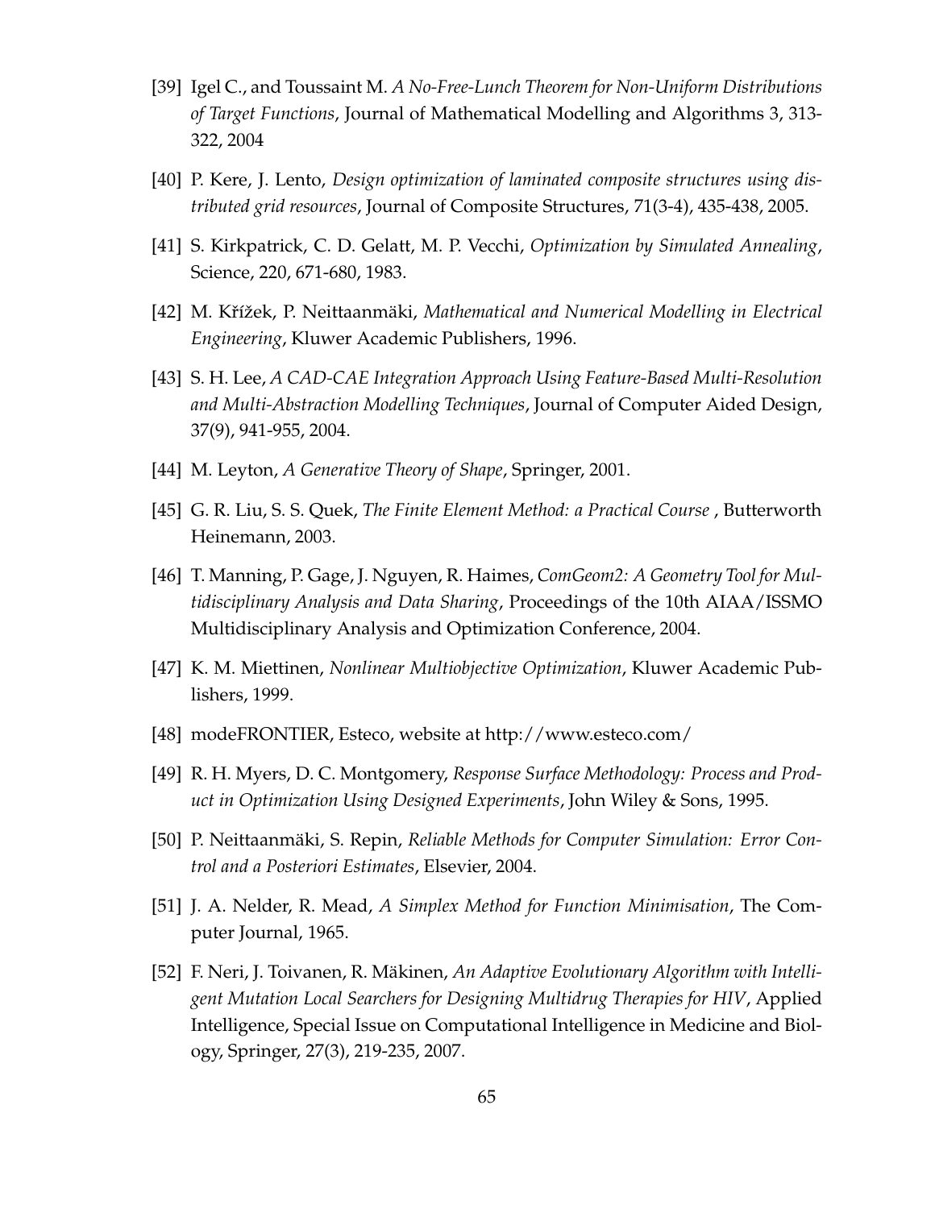[39] Igel C., and Toussaint M. *A No-Free-Lunch Theorem for Non-Uniform Distributions of Target Functions*, Journal of Mathematical Modelling and Algorithms 3, 313-322, 2004

[40] P. Kere, J. Lento, *Design optimization of laminated composite structures using distributed grid resources*, Journal of Composite Structures, 71(3-4), 435-438, 2005.

[41] S. Kirkpatrick, C. D. Gelatt, M. P. Vecchi, *Optimization by Simulated Annealing*, Science, 220, 671-680, 1983.

[42] M. Křížek, P. Neittaanmäki, *Mathematical and Numerical Modelling in Electrical Engineering*, Kluwer Academic Publishers, 1996.

[43] S. H. Lee, *A CAD-CAE Integration Approach Using Feature-Based Multi-Resolution and Multi-Abstraction Modelling Techniques*, Journal of Computer Aided Design, 37(9), 941-955, 2004.

[44] M. Leyton, *A Generative Theory of Shape*, Springer, 2001.

[45] G. R. Liu, S. S. Quek, *The Finite Element Method: a Practical Course* , Butterworth Heinemann, 2003.

[46] T. Manning, P. Gage, J. Nguyen, R. Haimes, *ComGeom2: A Geometry Tool for Multidisciplinary Analysis and Data Sharing*, Proceedings of the 10th AIAA/ISSMO Multidisciplinary Analysis and Optimization Conference, 2004.

[47] K. M. Miettinen, *Nonlinear Multiobjective Optimization*, Kluwer Academic Publishers, 1999.

[48] modeFRONTIER, Esteco, website at http://www.esteco.com/

[49] R. H. Myers, D. C. Montgomery, *Response Surface Methodology: Process and Product in Optimization Using Designed Experiments*, John Wiley & Sons, 1995.

[50] P. Neittaanmäki, S. Repin, *Reliable Methods for Computer Simulation: Error Control and a Posteriori Estimates*, Elsevier, 2004.

[51] J. A. Nelder, R. Mead, *A Simplex Method for Function Minimisation*, The Computer Journal, 1965.

[52] F. Neri, J. Toivanen, R. Mäkinen, *An Adaptive Evolutionary Algorithm with Intelligent Mutation Local Searchers for Designing Multidrug Therapies for HIV*, Applied Intelligence, Special Issue on Computational Intelligence in Medicine and Biology, Springer, 27(3), 219-235, 2007.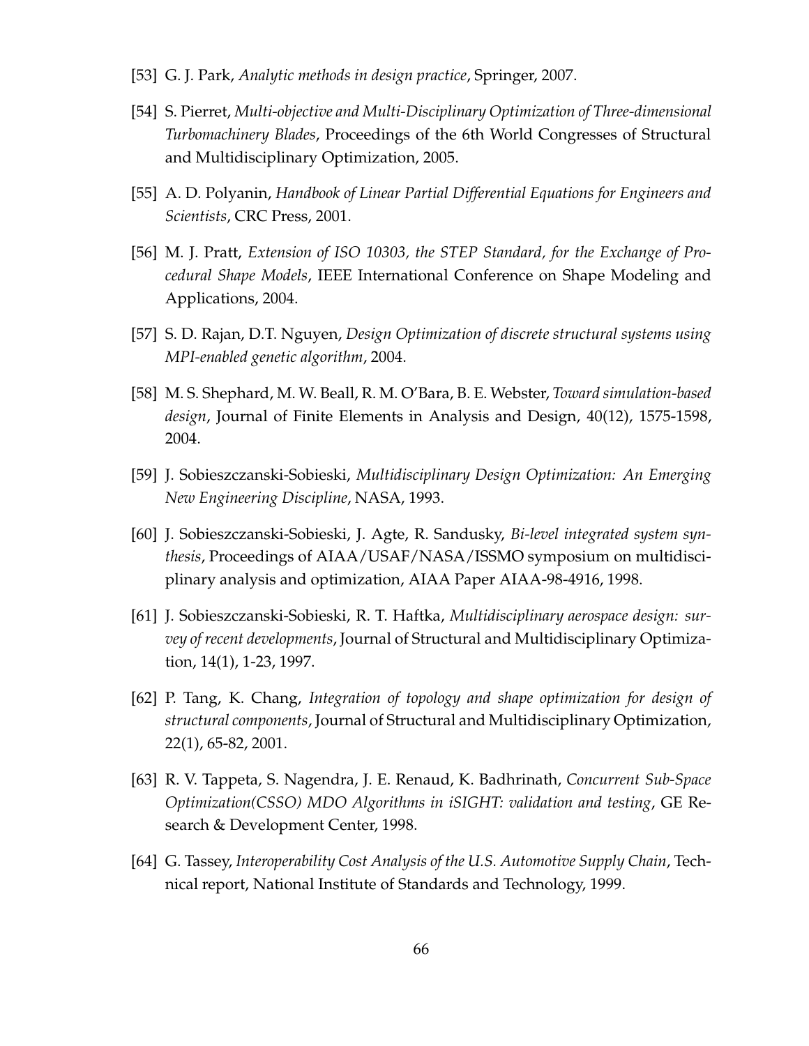[53] G. J. Park, *Analytic methods in design practice*, Springer, 2007.

[54] S. Pierret, *Multi-objective and Multi-Disciplinary Optimization of Three-dimensional Turbomachinery Blades*, Proceedings of the 6th World Congresses of Structural and Multidisciplinary Optimization, 2005.

[55] A. D. Polyanin, *Handbook of Linear Partial Differential Equations for Engineers and Scientists*, CRC Press, 2001.

[56] M. J. Pratt, *Extension of ISO 10303, the STEP Standard, for the Exchange of Procedural Shape Models*, IEEE International Conference on Shape Modeling and Applications, 2004.

[57] S. D. Rajan, D.T. Nguyen, *Design Optimization of discrete structural systems using MPI-enabled genetic algorithm*, 2004.

[58] M. S. Shephard, M. W. Beall, R. M. O'Bara, B. E. Webster, *Toward simulation-based design*, Journal of Finite Elements in Analysis and Design, 40(12), 1575-1598, 2004.

[59] J. Sobieszczanski-Sobieski, *Multidisciplinary Design Optimization: An Emerging New Engineering Discipline*, NASA, 1993.

[60] J. Sobieszczanski-Sobieski, J. Agte, R. Sandusky, *Bi-level integrated system synthesis*, Proceedings of AIAA/USAF/NASA/ISSMO symposium on multidisciplinary analysis and optimization, AIAA Paper AIAA-98-4916, 1998.

[61] J. Sobieszczanski-Sobieski, R. T. Haftka, *Multidisciplinary aerospace design: survey of recent developments*, Journal of Structural and Multidisciplinary Optimization, 14(1), 1-23, 1997.

[62] P. Tang, K. Chang, *Integration of topology and shape optimization for design of structural components*, Journal of Structural and Multidisciplinary Optimization, 22(1), 65-82, 2001.

[63] R. V. Tappeta, S. Nagendra, J. E. Renaud, K. Badhrinath, *Concurrent Sub-Space Optimization(CSSO) MDO Algorithms in iSIGHT: validation and testing*, GE Research & Development Center, 1998.

[64] G. Tassey, *Interoperability Cost Analysis of the U.S. Automotive Supply Chain*, Technical report, National Institute of Standards and Technology, 1999.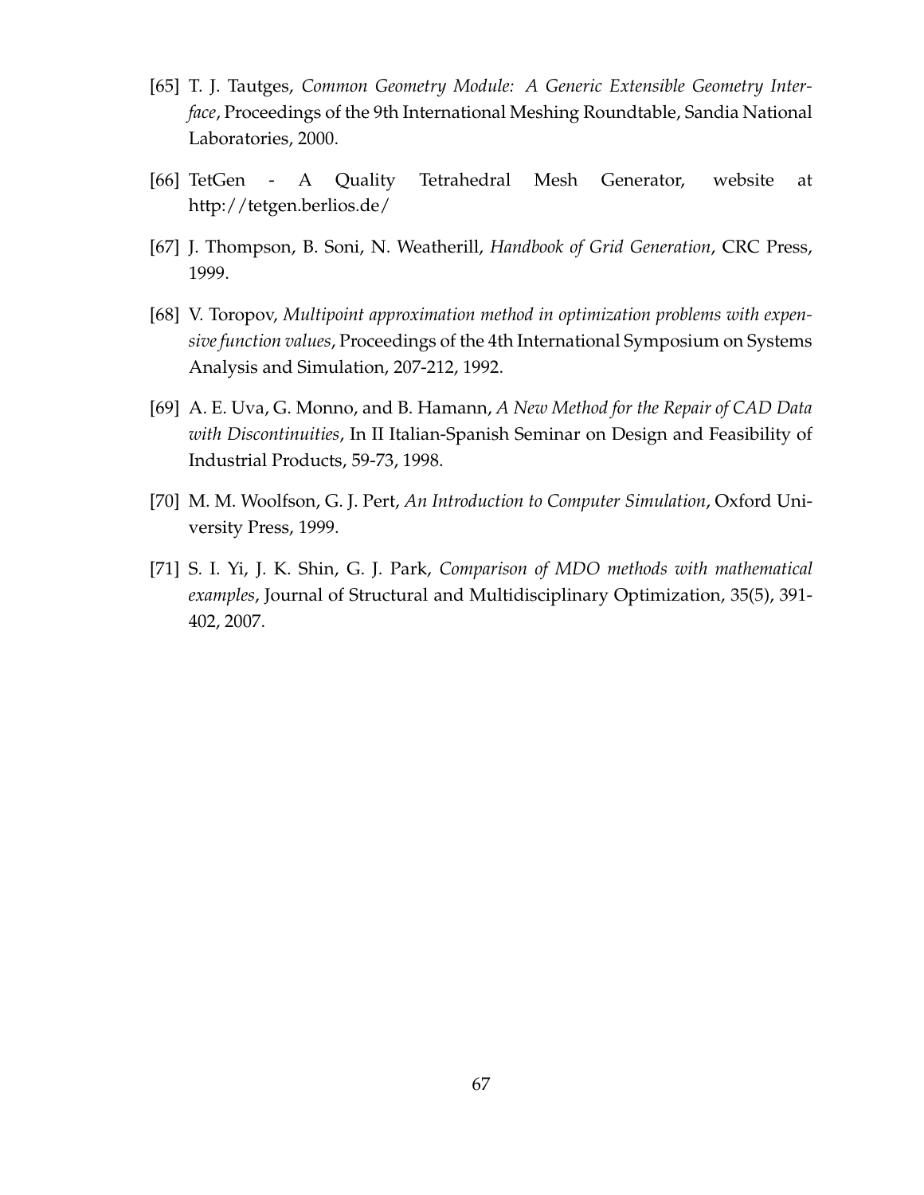[65] T. J. Tautges, *Common Geometry Module: A Generic Extensible Geometry Interface*, Proceedings of the 9th International Meshing Roundtable, Sandia National Laboratories, 2000.

[66] TetGen - A Quality Tetrahedral Mesh Generator, website at http://tetgen.berlios.de/

[67] J. Thompson, B. Soni, N. Weatherill, *Handbook of Grid Generation*, CRC Press, 1999.

[68] V. Toropov, *Multipoint approximation method in optimization problems with expensive function values*, Proceedings of the 4th International Symposium on Systems Analysis and Simulation, 207-212, 1992.

[69] A. E. Uva, G. Monno, and B. Hamann, *A New Method for the Repair of CAD Data with Discontinuities*, In II Italian-Spanish Seminar on Design and Feasibility of Industrial Products, 59-73, 1998.

[70] M. M. Woolfson, G. J. Pert, *An Introduction to Computer Simulation*, Oxford University Press, 1999.

[71] S. I. Yi, J. K. Shin, G. J. Park, *Comparison of MDO methods with mathematical examples*, Journal of Structural and Multidisciplinary Optimization, 35(5), 391-402, 2007.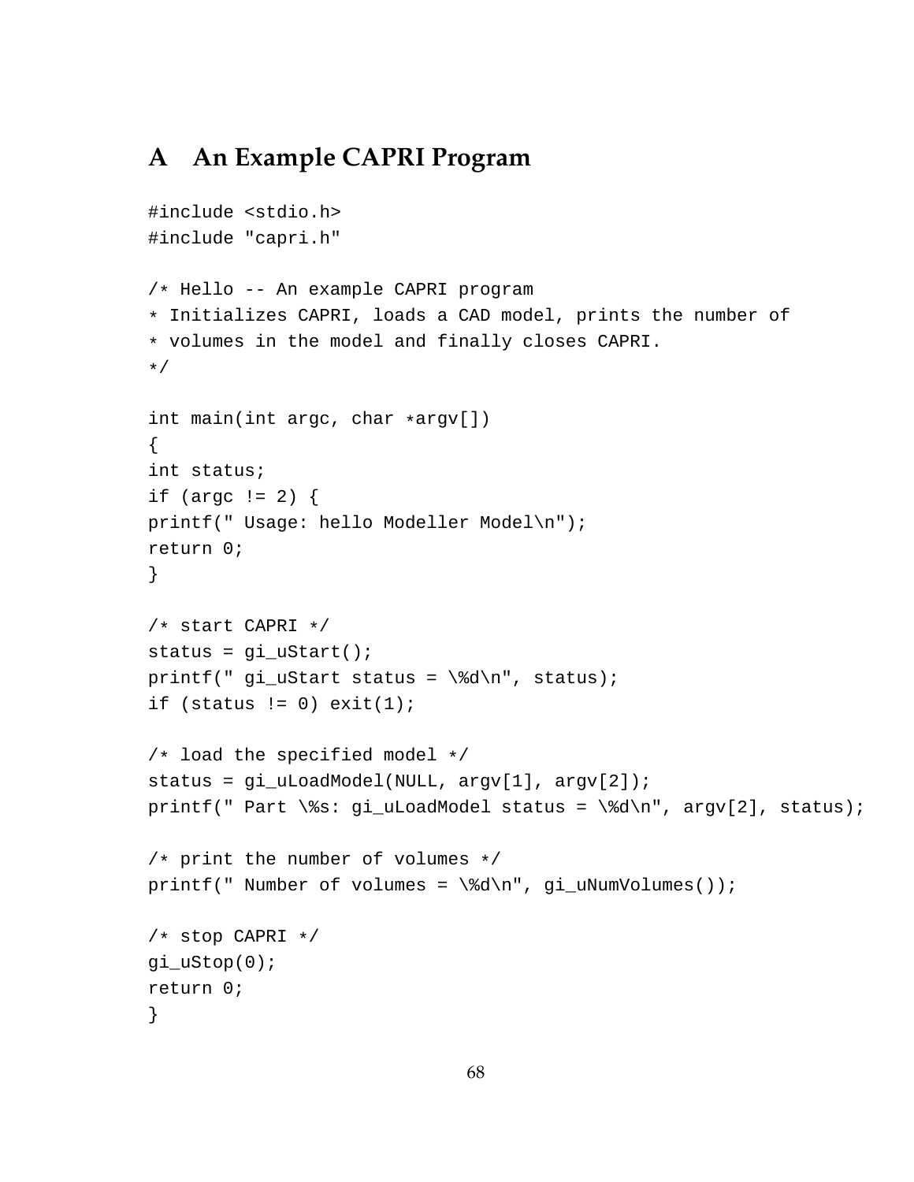# A An Example CAPRI Program

```
#include <stdio.h>
#include "capri.h"

/* Hello -- An example CAPRI program
* Initializes CAPRI, loads a CAD model, prints the number of
* volumes in the model and finally closes CAPRI.
*/

int main(int argc, char *argv[])
{
int status;
if (argc != 2) {
printf(" Usage: hello Modeller Model\n");
return 0;
}

/* start CAPRI */
status = gi_uStart();
printf(" gi_uStart status = \%d\n", status);
if (status != 0) exit(1);

/* load the specified model */
status = gi_uLoadModel(NULL, argv[1], argv[2]);
printf(" Part \%s: gi_uLoadModel status = \%d\n", argv[2], status);

/* print the number of volumes */
printf(" Number of volumes = \%d\n", gi_uNumVolumes());

/* stop CAPRI */
gi_uStop(0);
return 0;
}
```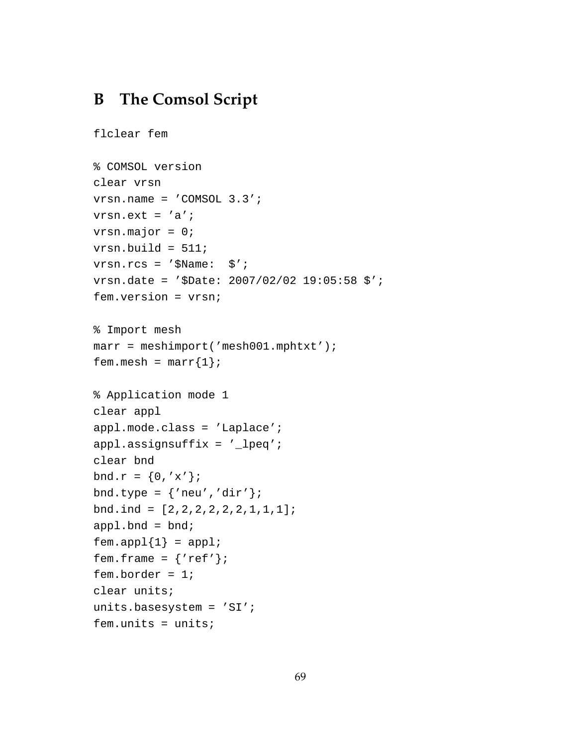# B The Comsol Script

```
flclear fem

% COMSOL version
clear vrsn
vrsn.name = ’COMSOL 3.3’;
vrsn.ext = ’a’;
vrsn.major = 0;
vrsn.build = 511;
vrsn.rcs = ’$Name:  $’;
vrsn.date = ’$Date: 2007/02/02 19:05:58 $’;
fem.version = vrsn;

% Import mesh
marr = meshimport(’mesh001.mphtxt’);
fem.mesh = marr{1};

% Application mode 1
clear appl
appl.mode.class = ’Laplace’;
appl.assignsuffix = ’_lpeq’;
clear bnd
bnd.r = {0,’x’};
bnd.type = {’neu’,’dir’};
bnd.ind = [2,2,2,2,2,2,1,1,1];
appl.bnd = bnd;
fem.appl{1} = appl;
fem.frame = {’ref’};
fem.border = 1;
clear units;
units.basesystem = ’SI’;
fem.units = units;
```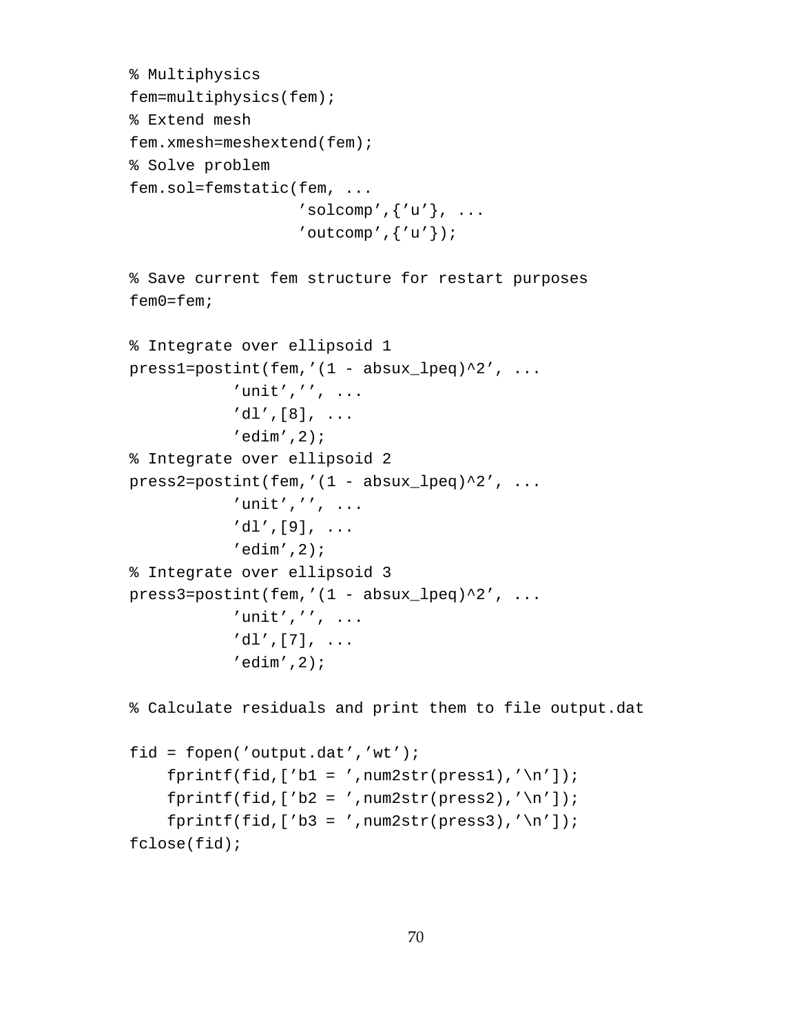```
% Multiphysics
fem=multiphysics(fem);
% Extend mesh
fem.xmesh=meshextend(fem);
% Solve problem
fem.sol=femstatic(fem, ...
                  'solcomp',{'u'}, ...
                  'outcomp',{'u'});

% Save current fem structure for restart purposes
fem0=fem;

% Integrate over ellipsoid 1
press1=postint(fem,'(1 - absux_lpeq)^2', ...
           'unit','', ...
           'dl',[8], ...
           'edim',2);
% Integrate over ellipsoid 2
press2=postint(fem,'(1 - absux_lpeq)^2', ...
           'unit','', ...
           'dl',[9], ...
           'edim',2);
% Integrate over ellipsoid 3
press3=postint(fem,'(1 - absux_lpeq)^2', ...
           'unit','', ...
           'dl',[7], ...
           'edim',2);

% Calculate residuals and print them to file output.dat

fid = fopen('output.dat','wt');
    fprintf(fid,['b1 = ',num2str(press1),'\n']);
    fprintf(fid,['b2 = ',num2str(press2),'\n']);
    fprintf(fid,['b3 = ',num2str(press3),'\n']);
fclose(fid);
```